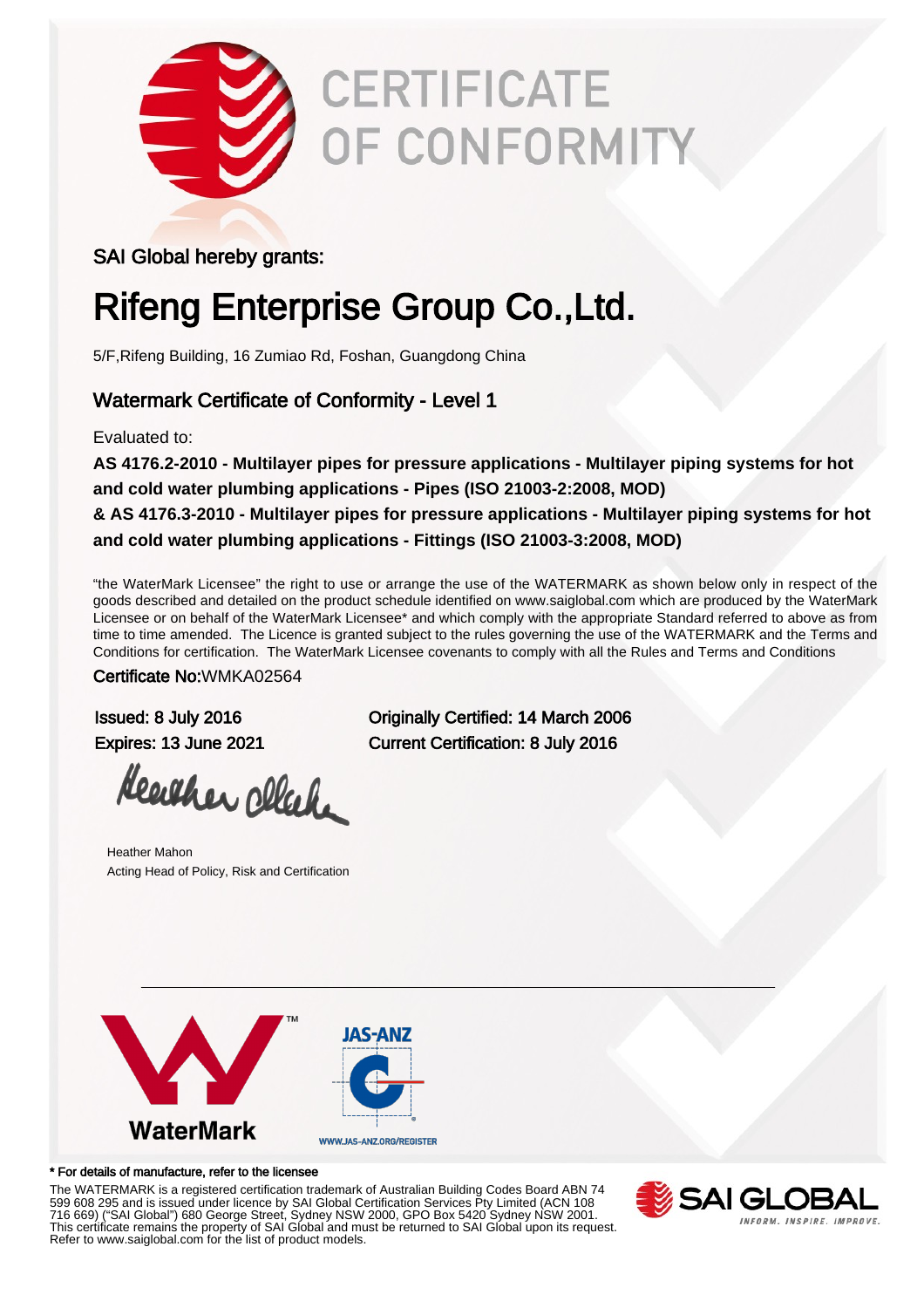# CERTIFICATE OF CONFORMITY

SAI Global hereby grants:

## Rifeng Enterprise Group Co.,Ltd.

5/F,Rifeng Building, 16 Zumiao Rd, Foshan, Guangdong China

### Watermark Certificate of Conformity - Level 1

Evaluated to:

**AS 4176.2-2010 - Multilayer pipes for pressure applications - Multilayer piping systems for hot and cold water plumbing applications - Pipes (ISO 21003-2:2008, MOD)**
**& AS 4176.3-2010 - Multilayer pipes for pressure applications - Multilayer piping systems for hot and cold water plumbing applications - Fittings (ISO 21003-3:2008, MOD)**

"the WaterMark Licensee" the right to use or arrange the use of the WATERMARK as shown below only in respect of the goods described and detailed on the product schedule identified on www.saiglobal.com which are produced by the WaterMark Licensee or on behalf of the WaterMark Licensee* and which comply with the appropriate Standard referred to above as from time to time amended. The Licence is granted subject to the rules governing the use of the WATERMARK and the Terms and Conditions for certification. The WaterMark Licensee covenants to comply with all the Rules and Terms and Conditions

Certificate No:WMKA02564

Issued: 8 July 2016
Expires: 13 June 2021

Originally Certified: 14 March 2006
Current Certification: 8 July 2016

Heather Mahon
Acting Head of Policy, Risk and Certification

WaterMark™

JAS-ANZ
WWW.JAS-ANZ.ORG/REGISTER

\* For details of manufacture, refer to the licensee

The WATERMARK is a registered certification trademark of Australian Building Codes Board ABN 74 599 608 295 and is issued under licence by SAI Global Certification Services Pty Limited (ACN 108 716 669) ("SAI Global") 680 George Street, Sydney NSW 2000, GPO Box 5420 Sydney NSW 2001. This certificate remains the property of SAI Global and must be returned to SAI Global upon its request. Refer to www.saiglobal.com for the list of product models.

SAI GLOBAL
INFORM. INSPIRE. IMPROVE.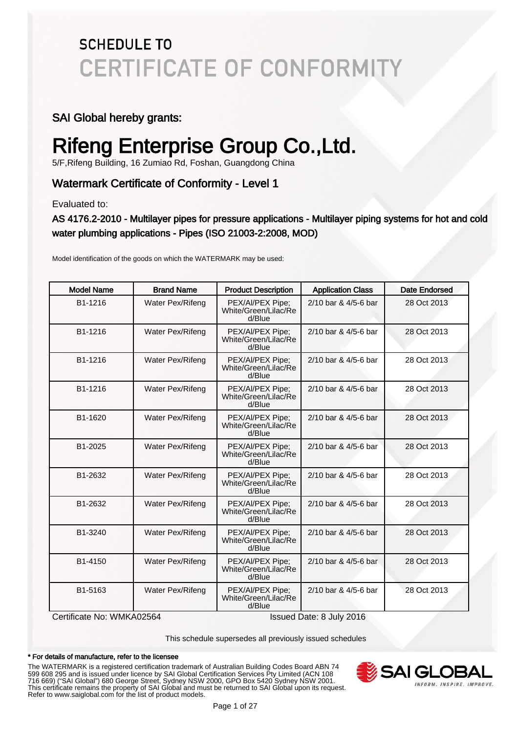# SCHEDULE TO CERTIFICATE OF CONFORMITY

## SAI Global hereby grants:

# Rifeng Enterprise Group Co.,Ltd.

5/F,Rifeng Building, 16 Zumiao Rd, Foshan, Guangdong China

## Watermark Certificate of Conformity - Level 1

Evaluated to:

**AS 4176.2-2010 - Multilayer pipes for pressure applications - Multilayer piping systems for hot and cold water plumbing applications - Pipes (ISO 21003-2:2008, MOD)**

Model identification of the goods on which the WATERMARK may be used:

| Model Name | Brand Name | Product Description | Application Class | Date Endorsed |
|---|---|---|---|---|
| B1-1216 | Water Pex/Rifeng | PEX/Al/PEX Pipe; White/Green/Lilac/Red/Blue | 2/10 bar & 4/5-6 bar | 28 Oct 2013 |
| B1-1216 | Water Pex/Rifeng | PEX/Al/PEX Pipe; White/Green/Lilac/Red/Blue | 2/10 bar & 4/5-6 bar | 28 Oct 2013 |
| B1-1216 | Water Pex/Rifeng | PEX/Al/PEX Pipe; White/Green/Lilac/Red/Blue | 2/10 bar & 4/5-6 bar | 28 Oct 2013 |
| B1-1216 | Water Pex/Rifeng | PEX/Al/PEX Pipe; White/Green/Lilac/Red/Blue | 2/10 bar & 4/5-6 bar | 28 Oct 2013 |
| B1-1620 | Water Pex/Rifeng | PEX/Al/PEX Pipe; White/Green/Lilac/Red/Blue | 2/10 bar & 4/5-6 bar | 28 Oct 2013 |
| B1-2025 | Water Pex/Rifeng | PEX/Al/PEX Pipe; White/Green/Lilac/Red/Blue | 2/10 bar & 4/5-6 bar | 28 Oct 2013 |
| B1-2632 | Water Pex/Rifeng | PEX/Al/PEX Pipe; White/Green/Lilac/Red/Blue | 2/10 bar & 4/5-6 bar | 28 Oct 2013 |
| B1-2632 | Water Pex/Rifeng | PEX/Al/PEX Pipe; White/Green/Lilac/Red/Blue | 2/10 bar & 4/5-6 bar | 28 Oct 2013 |
| B1-3240 | Water Pex/Rifeng | PEX/Al/PEX Pipe; White/Green/Lilac/Red/Blue | 2/10 bar & 4/5-6 bar | 28 Oct 2013 |
| B1-4150 | Water Pex/Rifeng | PEX/Al/PEX Pipe; White/Green/Lilac/Red/Blue | 2/10 bar & 4/5-6 bar | 28 Oct 2013 |
| B1-5163 | Water Pex/Rifeng | PEX/Al/PEX Pipe; White/Green/Lilac/Red/Blue | 2/10 bar & 4/5-6 bar | 28 Oct 2013 |

Certificate No: WMKA02564 Issued Date: 8 July 2016

This schedule supersedes all previously issued schedules

**\* For details of manufacture, refer to the licensee**

The WATERMARK is a registered certification trademark of Australian Building Codes Board ABN 74 599 608 295 and is issued under licence by SAI Global Certification Services Pty Limited (ACN 108 716 669) ("SAI Global") 680 George Street, Sydney NSW 2000, GPO Box 5420 Sydney NSW 2001. This certificate remains the property of SAI Global and must be returned to SAI Global upon its request. Refer to www.saiglobal.com for the list of product models.

SAI GLOBAL
INFORM. INSPIRE. IMPROVE.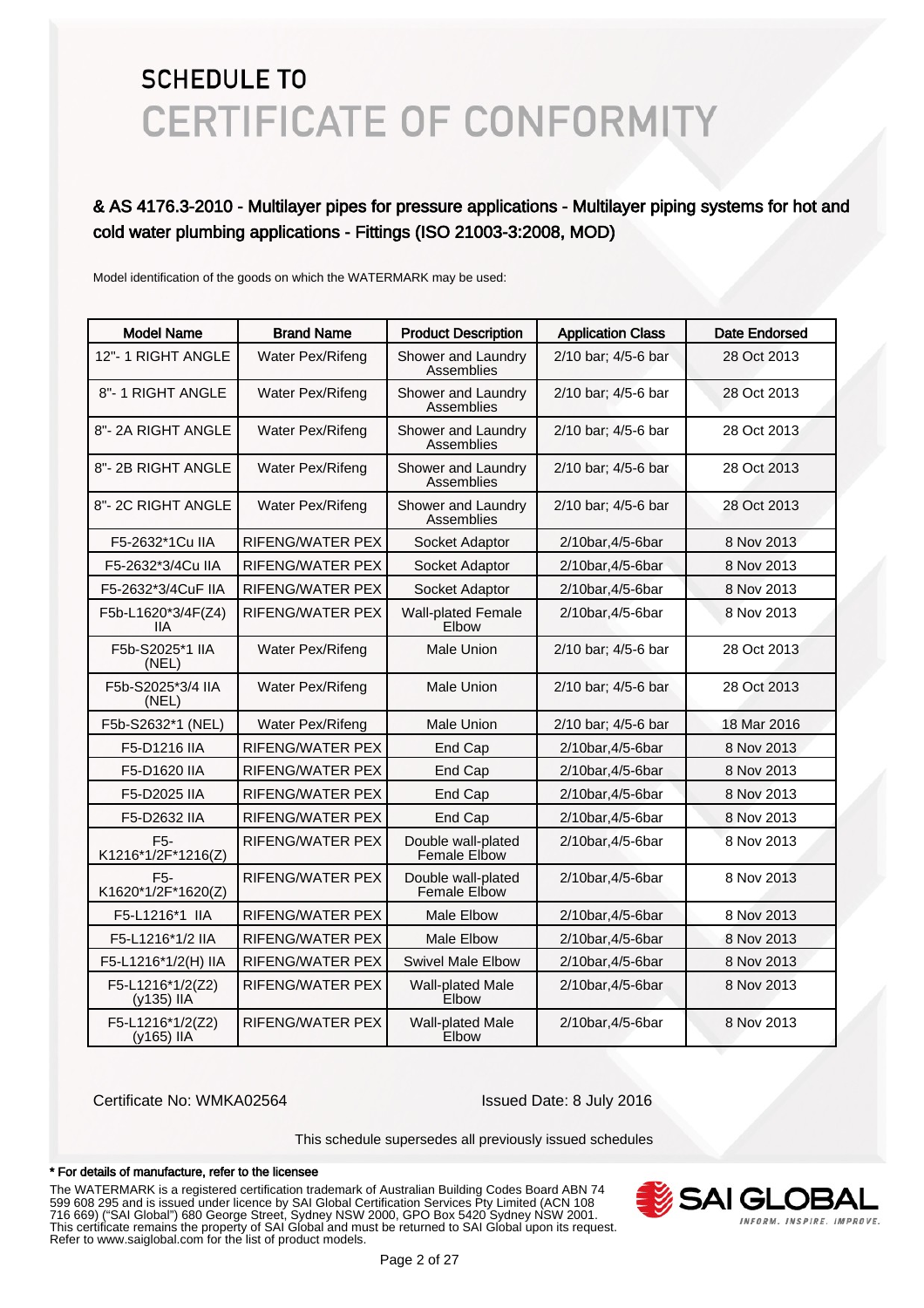# SCHEDULE TO
# CERTIFICATE OF CONFORMITY

## & AS 4176.3-2010 - Multilayer pipes for pressure applications - Multilayer piping systems for hot and cold water plumbing applications - Fittings (ISO 21003-3:2008, MOD)

Model identification of the goods on which the WATERMARK may be used:

| Model Name | Brand Name | Product Description | Application Class | Date Endorsed |
|---|---|---|---|---|
| 12"- 1 RIGHT ANGLE | Water Pex/Rifeng | Shower and Laundry Assemblies | 2/10 bar; 4/5-6 bar | 28 Oct 2013 |
| 8"- 1 RIGHT ANGLE | Water Pex/Rifeng | Shower and Laundry Assemblies | 2/10 bar; 4/5-6 bar | 28 Oct 2013 |
| 8"- 2A RIGHT ANGLE | Water Pex/Rifeng | Shower and Laundry Assemblies | 2/10 bar; 4/5-6 bar | 28 Oct 2013 |
| 8"- 2B RIGHT ANGLE | Water Pex/Rifeng | Shower and Laundry Assemblies | 2/10 bar; 4/5-6 bar | 28 Oct 2013 |
| 8"- 2C RIGHT ANGLE | Water Pex/Rifeng | Shower and Laundry Assemblies | 2/10 bar; 4/5-6 bar | 28 Oct 2013 |
| F5-2632*1Cu IIA | RIFENG/WATER PEX | Socket Adaptor | 2/10bar,4/5-6bar | 8 Nov 2013 |
| F5-2632*3/4Cu IIA | RIFENG/WATER PEX | Socket Adaptor | 2/10bar,4/5-6bar | 8 Nov 2013 |
| F5-2632*3/4CuF IIA | RIFENG/WATER PEX | Socket Adaptor | 2/10bar,4/5-6bar | 8 Nov 2013 |
| F5b-L1620*3/4F(Z4) IIA | RIFENG/WATER PEX | Wall-plated Female Elbow | 2/10bar,4/5-6bar | 8 Nov 2013 |
| F5b-S2025*1 IIA (NEL) | Water Pex/Rifeng | Male Union | 2/10 bar; 4/5-6 bar | 28 Oct 2013 |
| F5b-S2025*3/4 IIA (NEL) | Water Pex/Rifeng | Male Union | 2/10 bar; 4/5-6 bar | 28 Oct 2013 |
| F5b-S2632*1 (NEL) | Water Pex/Rifeng | Male Union | 2/10 bar; 4/5-6 bar | 18 Mar 2016 |
| F5-D1216 IIA | RIFENG/WATER PEX | End Cap | 2/10bar,4/5-6bar | 8 Nov 2013 |
| F5-D1620 IIA | RIFENG/WATER PEX | End Cap | 2/10bar,4/5-6bar | 8 Nov 2013 |
| F5-D2025 IIA | RIFENG/WATER PEX | End Cap | 2/10bar,4/5-6bar | 8 Nov 2013 |
| F5-D2632 IIA | RIFENG/WATER PEX | End Cap | 2/10bar,4/5-6bar | 8 Nov 2013 |
| F5-K1216*1/2F*1216(Z) | RIFENG/WATER PEX | Double wall-plated Female Elbow | 2/10bar,4/5-6bar | 8 Nov 2013 |
| F5-K1620*1/2F*1620(Z) | RIFENG/WATER PEX | Double wall-plated Female Elbow | 2/10bar,4/5-6bar | 8 Nov 2013 |
| F5-L1216*1 IIA | RIFENG/WATER PEX | Male Elbow | 2/10bar,4/5-6bar | 8 Nov 2013 |
| F5-L1216*1/2 IIA | RIFENG/WATER PEX | Male Elbow | 2/10bar,4/5-6bar | 8 Nov 2013 |
| F5-L1216*1/2(H) IIA | RIFENG/WATER PEX | Swivel Male Elbow | 2/10bar,4/5-6bar | 8 Nov 2013 |
| F5-L1216*1/2(Z2) (y135) IIA | RIFENG/WATER PEX | Wall-plated Male Elbow | 2/10bar,4/5-6bar | 8 Nov 2013 |
| F5-L1216*1/2(Z2) (y165) IIA | RIFENG/WATER PEX | Wall-plated Male Elbow | 2/10bar,4/5-6bar | 8 Nov 2013 |

Certificate No: WMKA02564

Issued Date: 8 July 2016

This schedule supersedes all previously issued schedules

**\* For details of manufacture, refer to the licensee**

The WATERMARK is a registered certification trademark of Australian Building Codes Board ABN 74 599 608 295 and is issued under licence by SAI Global Certification Services Pty Limited (ACN 108 716 669) ("SAI Global") 680 George Street, Sydney NSW 2000, GPO Box 5420 Sydney NSW 2001. This certificate remains the property of SAI Global and must be returned to SAI Global upon its request. Refer to www.saiglobal.com for the list of product models.

SAI GLOBAL
INFORM. INSPIRE. IMPROVE.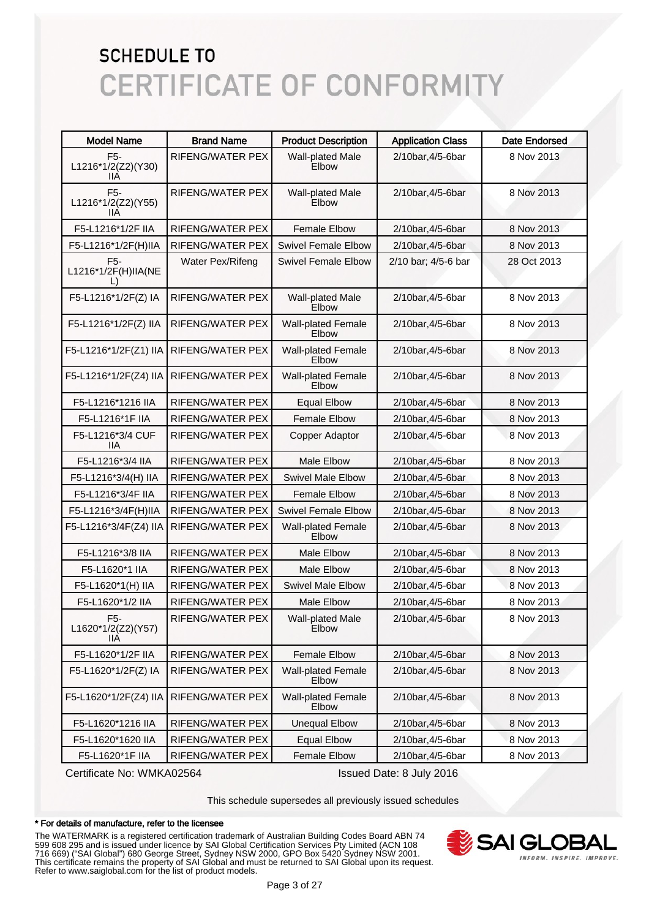# SCHEDULE TO
# CERTIFICATE OF CONFORMITY

| Model Name | Brand Name | Product Description | Application Class | Date Endorsed |
|---|---|---|---|---|
| F5-L1216*1/2(Z2)(Y30) IIA | RIFENG/WATER PEX | Wall-plated Male Elbow | 2/10bar,4/5-6bar | 8 Nov 2013 |
| F5-L1216*1/2(Z2)(Y55) IIA | RIFENG/WATER PEX | Wall-plated Male Elbow | 2/10bar,4/5-6bar | 8 Nov 2013 |
| F5-L1216*1/2F IIA | RIFENG/WATER PEX | Female Elbow | 2/10bar,4/5-6bar | 8 Nov 2013 |
| F5-L1216*1/2F(H)IIA | RIFENG/WATER PEX | Swivel Female Elbow | 2/10bar,4/5-6bar | 8 Nov 2013 |
| F5-L1216*1/2F(H)IIA(NEL) | Water Pex/Rifeng | Swivel Female Elbow | 2/10 bar; 4/5-6 bar | 28 Oct 2013 |
| F5-L1216*1/2F(Z) IA | RIFENG/WATER PEX | Wall-plated Male Elbow | 2/10bar,4/5-6bar | 8 Nov 2013 |
| F5-L1216*1/2F(Z) IIA | RIFENG/WATER PEX | Wall-plated Female Elbow | 2/10bar,4/5-6bar | 8 Nov 2013 |
| F5-L1216*1/2F(Z1) IIA | RIFENG/WATER PEX | Wall-plated Female Elbow | 2/10bar,4/5-6bar | 8 Nov 2013 |
| F5-L1216*1/2F(Z4) IIA | RIFENG/WATER PEX | Wall-plated Female Elbow | 2/10bar,4/5-6bar | 8 Nov 2013 |
| F5-L1216*1216 IIA | RIFENG/WATER PEX | Equal Elbow | 2/10bar,4/5-6bar | 8 Nov 2013 |
| F5-L1216*1F IIA | RIFENG/WATER PEX | Female Elbow | 2/10bar,4/5-6bar | 8 Nov 2013 |
| F5-L1216*3/4 CUF IIA | RIFENG/WATER PEX | Copper Adaptor | 2/10bar,4/5-6bar | 8 Nov 2013 |
| F5-L1216*3/4 IIA | RIFENG/WATER PEX | Male Elbow | 2/10bar,4/5-6bar | 8 Nov 2013 |
| F5-L1216*3/4(H) IIA | RIFENG/WATER PEX | Swivel Male Elbow | 2/10bar,4/5-6bar | 8 Nov 2013 |
| F5-L1216*3/4F IIA | RIFENG/WATER PEX | Female Elbow | 2/10bar,4/5-6bar | 8 Nov 2013 |
| F5-L1216*3/4F(H)IIA | RIFENG/WATER PEX | Swivel Female Elbow | 2/10bar,4/5-6bar | 8 Nov 2013 |
| F5-L1216*3/4F(Z4) IIA | RIFENG/WATER PEX | Wall-plated Female Elbow | 2/10bar,4/5-6bar | 8 Nov 2013 |
| F5-L1216*3/8 IIA | RIFENG/WATER PEX | Male Elbow | 2/10bar,4/5-6bar | 8 Nov 2013 |
| F5-L1620*1 IIA | RIFENG/WATER PEX | Male Elbow | 2/10bar,4/5-6bar | 8 Nov 2013 |
| F5-L1620*1(H) IIA | RIFENG/WATER PEX | Swivel Male Elbow | 2/10bar,4/5-6bar | 8 Nov 2013 |
| F5-L1620*1/2 IIA | RIFENG/WATER PEX | Male Elbow | 2/10bar,4/5-6bar | 8 Nov 2013 |
| F5-L1620*1/2(Z2)(Y57) IIA | RIFENG/WATER PEX | Wall-plated Male Elbow | 2/10bar,4/5-6bar | 8 Nov 2013 |
| F5-L1620*1/2F IIA | RIFENG/WATER PEX | Female Elbow | 2/10bar,4/5-6bar | 8 Nov 2013 |
| F5-L1620*1/2F(Z) IA | RIFENG/WATER PEX | Wall-plated Female Elbow | 2/10bar,4/5-6bar | 8 Nov 2013 |
| F5-L1620*1/2F(Z4) IIA | RIFENG/WATER PEX | Wall-plated Female Elbow | 2/10bar,4/5-6bar | 8 Nov 2013 |
| F5-L1620*1216 IIA | RIFENG/WATER PEX | Unequal Elbow | 2/10bar,4/5-6bar | 8 Nov 2013 |
| F5-L1620*1620 IIA | RIFENG/WATER PEX | Equal Elbow | 2/10bar,4/5-6bar | 8 Nov 2013 |
| F5-L1620*1F IIA | RIFENG/WATER PEX | Female Elbow | 2/10bar,4/5-6bar | 8 Nov 2013 |

Certificate No: WMKA02564 Issued Date: 8 July 2016

This schedule supersedes all previously issued schedules

**\* For details of manufacture, refer to the licensee**

The WATERMARK is a registered certification trademark of Australian Building Codes Board ABN 74 599 608 295 and is issued under licence by SAI Global Certification Services Pty Limited (ACN 108 716 669) ("SAI Global") 680 George Street, Sydney NSW 2000, GPO Box 5420 Sydney NSW 2001. This certificate remains the property of SAI Global and must be returned to SAI Global upon its request. Refer to www.saiglobal.com for the list of product models.

SAI GLOBAL
INFORM. INSPIRE. IMPROVE.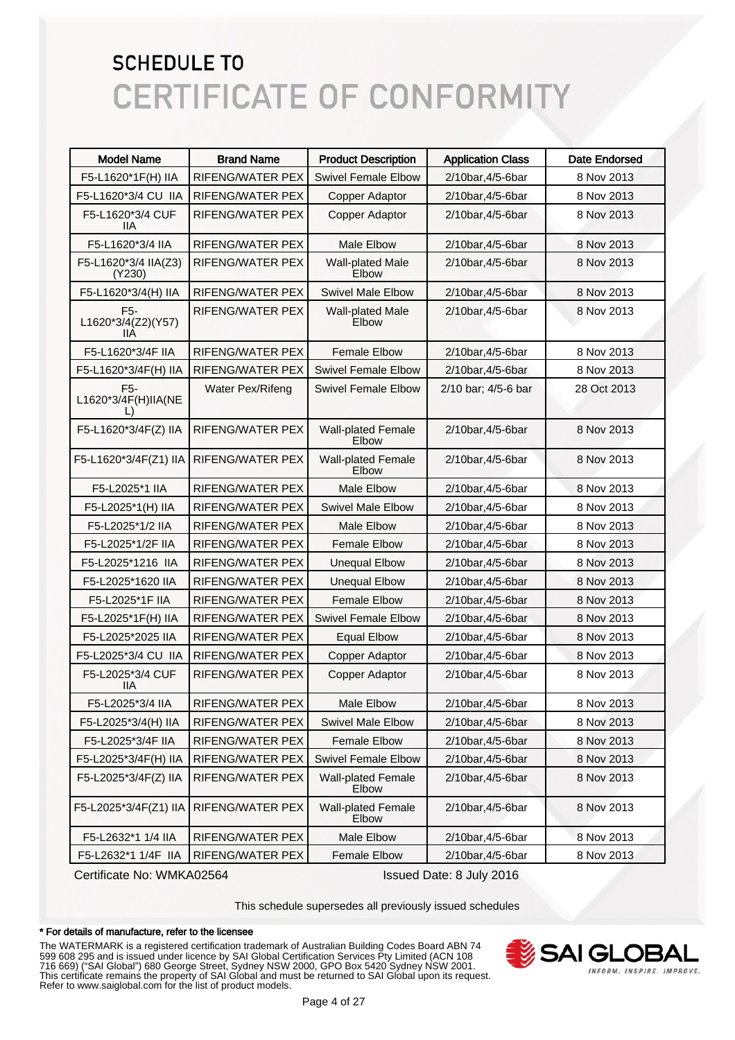# SCHEDULE TO
# CERTIFICATE OF CONFORMITY

| Model Name | Brand Name | Product Description | Application Class | Date Endorsed |
| --- | --- | --- | --- | --- |
| F5-L1620*1F(H) IIA | RIFENG/WATER PEX | Swivel Female Elbow | 2/10bar,4/5-6bar | 8 Nov 2013 |
| F5-L1620*3/4 CU IIA | RIFENG/WATER PEX | Copper Adaptor | 2/10bar,4/5-6bar | 8 Nov 2013 |
| F5-L1620*3/4 CUF IIA | RIFENG/WATER PEX | Copper Adaptor | 2/10bar,4/5-6bar | 8 Nov 2013 |
| F5-L1620*3/4 IIA | RIFENG/WATER PEX | Male Elbow | 2/10bar,4/5-6bar | 8 Nov 2013 |
| F5-L1620*3/4 IIA(Z3)(Y230) | RIFENG/WATER PEX | Wall-plated Male Elbow | 2/10bar,4/5-6bar | 8 Nov 2013 |
| F5-L1620*3/4(H) IIA | RIFENG/WATER PEX | Swivel Male Elbow | 2/10bar,4/5-6bar | 8 Nov 2013 |
| F5-L1620*3/4(Z2)(Y57) IIA | RIFENG/WATER PEX | Wall-plated Male Elbow | 2/10bar,4/5-6bar | 8 Nov 2013 |
| F5-L1620*3/4F IIA | RIFENG/WATER PEX | Female Elbow | 2/10bar,4/5-6bar | 8 Nov 2013 |
| F5-L1620*3/4F(H) IIA | RIFENG/WATER PEX | Swivel Female Elbow | 2/10bar,4/5-6bar | 8 Nov 2013 |
| F5-L1620*3/4F(H)IIA(NEL) | Water Pex/Rifeng | Swivel Female Elbow | 2/10 bar; 4/5-6 bar | 28 Oct 2013 |
| F5-L1620*3/4F(Z) IIA | RIFENG/WATER PEX | Wall-plated Female Elbow | 2/10bar,4/5-6bar | 8 Nov 2013 |
| F5-L1620*3/4F(Z1) IIA | RIFENG/WATER PEX | Wall-plated Female Elbow | 2/10bar,4/5-6bar | 8 Nov 2013 |
| F5-L2025*1 IIA | RIFENG/WATER PEX | Male Elbow | 2/10bar,4/5-6bar | 8 Nov 2013 |
| F5-L2025*1(H) IIA | RIFENG/WATER PEX | Swivel Male Elbow | 2/10bar,4/5-6bar | 8 Nov 2013 |
| F5-L2025*1/2 IIA | RIFENG/WATER PEX | Male Elbow | 2/10bar,4/5-6bar | 8 Nov 2013 |
| F5-L2025*1/2F IIA | RIFENG/WATER PEX | Female Elbow | 2/10bar,4/5-6bar | 8 Nov 2013 |
| F5-L2025*1216 IIA | RIFENG/WATER PEX | Unequal Elbow | 2/10bar,4/5-6bar | 8 Nov 2013 |
| F5-L2025*1620 IIA | RIFENG/WATER PEX | Unequal Elbow | 2/10bar,4/5-6bar | 8 Nov 2013 |
| F5-L2025*1F IIA | RIFENG/WATER PEX | Female Elbow | 2/10bar,4/5-6bar | 8 Nov 2013 |
| F5-L2025*1F(H) IIA | RIFENG/WATER PEX | Swivel Female Elbow | 2/10bar,4/5-6bar | 8 Nov 2013 |
| F5-L2025*2025 IIA | RIFENG/WATER PEX | Equal Elbow | 2/10bar,4/5-6bar | 8 Nov 2013 |
| F5-L2025*3/4 CU IIA | RIFENG/WATER PEX | Copper Adaptor | 2/10bar,4/5-6bar | 8 Nov 2013 |
| F5-L2025*3/4 CUF IIA | RIFENG/WATER PEX | Copper Adaptor | 2/10bar,4/5-6bar | 8 Nov 2013 |
| F5-L2025*3/4 IIA | RIFENG/WATER PEX | Male Elbow | 2/10bar,4/5-6bar | 8 Nov 2013 |
| F5-L2025*3/4(H) IIA | RIFENG/WATER PEX | Swivel Male Elbow | 2/10bar,4/5-6bar | 8 Nov 2013 |
| F5-L2025*3/4F IIA | RIFENG/WATER PEX | Female Elbow | 2/10bar,4/5-6bar | 8 Nov 2013 |
| F5-L2025*3/4F(H) IIA | RIFENG/WATER PEX | Swivel Female Elbow | 2/10bar,4/5-6bar | 8 Nov 2013 |
| F5-L2025*3/4F(Z) IIA | RIFENG/WATER PEX | Wall-plated Female Elbow | 2/10bar,4/5-6bar | 8 Nov 2013 |
| F5-L2025*3/4F(Z1) IIA | RIFENG/WATER PEX | Wall-plated Female Elbow | 2/10bar,4/5-6bar | 8 Nov 2013 |
| F5-L2632*1 1/4 IIA | RIFENG/WATER PEX | Male Elbow | 2/10bar,4/5-6bar | 8 Nov 2013 |
| F5-L2632*1 1/4F IIA | RIFENG/WATER PEX | Female Elbow | 2/10bar,4/5-6bar | 8 Nov 2013 |

Certificate No: WMKA02564 Issued Date: 8 July 2016

This schedule supersedes all previously issued schedules

**\* For details of manufacture, refer to the licensee**

The WATERMARK is a registered certification trademark of Australian Building Codes Board ABN 74 599 608 295 and is issued under licence by SAI Global Certification Services Pty Limited (ACN 108 716 669) ("SAI Global") 680 George Street, Sydney NSW 2000, GPO Box 5420 Sydney NSW 2001. This certificate remains the property of SAI Global and must be returned to SAI Global upon its request. Refer to www.saiglobal.com for the list of product models.

SAI GLOBAL
INFORM. INSPIRE. IMPROVE.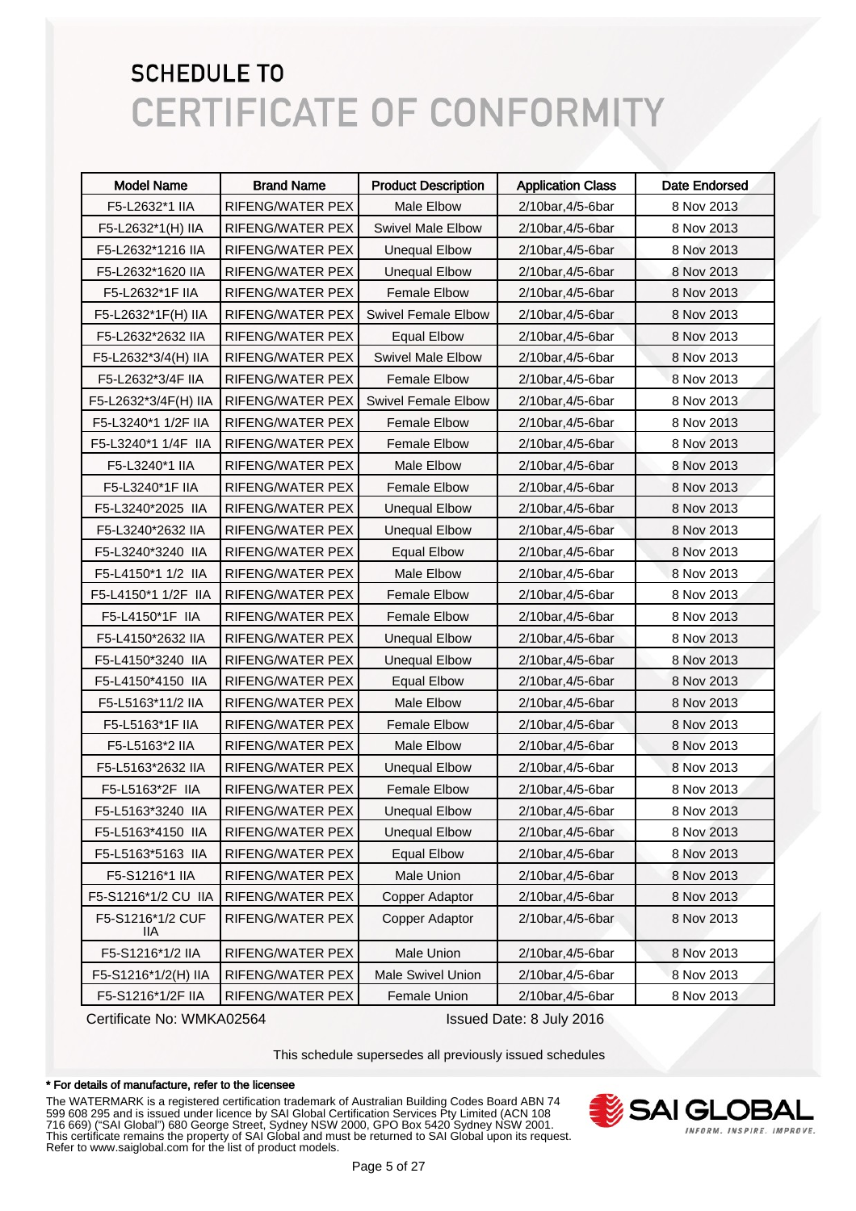# SCHEDULE TO
# CERTIFICATE OF CONFORMITY

| Model Name | Brand Name | Product Description | Application Class | Date Endorsed |
|---|---|---|---|---|
| F5-L2632*1 IIA | RIFENG/WATER PEX | Male Elbow | 2/10bar,4/5-6bar | 8 Nov 2013 |
| F5-L2632*1(H) IIA | RIFENG/WATER PEX | Swivel Male Elbow | 2/10bar,4/5-6bar | 8 Nov 2013 |
| F5-L2632*1216 IIA | RIFENG/WATER PEX | Unequal Elbow | 2/10bar,4/5-6bar | 8 Nov 2013 |
| F5-L2632*1620 IIA | RIFENG/WATER PEX | Unequal Elbow | 2/10bar,4/5-6bar | 8 Nov 2013 |
| F5-L2632*1F IIA | RIFENG/WATER PEX | Female Elbow | 2/10bar,4/5-6bar | 8 Nov 2013 |
| F5-L2632*1F(H) IIA | RIFENG/WATER PEX | Swivel Female Elbow | 2/10bar,4/5-6bar | 8 Nov 2013 |
| F5-L2632*2632 IIA | RIFENG/WATER PEX | Equal Elbow | 2/10bar,4/5-6bar | 8 Nov 2013 |
| F5-L2632*3/4(H) IIA | RIFENG/WATER PEX | Swivel Male Elbow | 2/10bar,4/5-6bar | 8 Nov 2013 |
| F5-L2632*3/4F IIA | RIFENG/WATER PEX | Female Elbow | 2/10bar,4/5-6bar | 8 Nov 2013 |
| F5-L2632*3/4F(H) IIA | RIFENG/WATER PEX | Swivel Female Elbow | 2/10bar,4/5-6bar | 8 Nov 2013 |
| F5-L3240*1 1/2F IIA | RIFENG/WATER PEX | Female Elbow | 2/10bar,4/5-6bar | 8 Nov 2013 |
| F5-L3240*1 1/4F IIA | RIFENG/WATER PEX | Female Elbow | 2/10bar,4/5-6bar | 8 Nov 2013 |
| F5-L3240*1 IIA | RIFENG/WATER PEX | Male Elbow | 2/10bar,4/5-6bar | 8 Nov 2013 |
| F5-L3240*1F IIA | RIFENG/WATER PEX | Female Elbow | 2/10bar,4/5-6bar | 8 Nov 2013 |
| F5-L3240*2025 IIA | RIFENG/WATER PEX | Unequal Elbow | 2/10bar,4/5-6bar | 8 Nov 2013 |
| F5-L3240*2632 IIA | RIFENG/WATER PEX | Unequal Elbow | 2/10bar,4/5-6bar | 8 Nov 2013 |
| F5-L3240*3240 IIA | RIFENG/WATER PEX | Equal Elbow | 2/10bar,4/5-6bar | 8 Nov 2013 |
| F5-L4150*1 1/2 IIA | RIFENG/WATER PEX | Male Elbow | 2/10bar,4/5-6bar | 8 Nov 2013 |
| F5-L4150*1 1/2F IIA | RIFENG/WATER PEX | Female Elbow | 2/10bar,4/5-6bar | 8 Nov 2013 |
| F5-L4150*1F IIA | RIFENG/WATER PEX | Female Elbow | 2/10bar,4/5-6bar | 8 Nov 2013 |
| F5-L4150*2632 IIA | RIFENG/WATER PEX | Unequal Elbow | 2/10bar,4/5-6bar | 8 Nov 2013 |
| F5-L4150*3240 IIA | RIFENG/WATER PEX | Unequal Elbow | 2/10bar,4/5-6bar | 8 Nov 2013 |
| F5-L4150*4150 IIA | RIFENG/WATER PEX | Equal Elbow | 2/10bar,4/5-6bar | 8 Nov 2013 |
| F5-L5163*11/2 IIA | RIFENG/WATER PEX | Male Elbow | 2/10bar,4/5-6bar | 8 Nov 2013 |
| F5-L5163*1F IIA | RIFENG/WATER PEX | Female Elbow | 2/10bar,4/5-6bar | 8 Nov 2013 |
| F5-L5163*2 IIA | RIFENG/WATER PEX | Male Elbow | 2/10bar,4/5-6bar | 8 Nov 2013 |
| F5-L5163*2632 IIA | RIFENG/WATER PEX | Unequal Elbow | 2/10bar,4/5-6bar | 8 Nov 2013 |
| F5-L5163*2F IIA | RIFENG/WATER PEX | Female Elbow | 2/10bar,4/5-6bar | 8 Nov 2013 |
| F5-L5163*3240 IIA | RIFENG/WATER PEX | Unequal Elbow | 2/10bar,4/5-6bar | 8 Nov 2013 |
| F5-L5163*4150 IIA | RIFENG/WATER PEX | Unequal Elbow | 2/10bar,4/5-6bar | 8 Nov 2013 |
| F5-L5163*5163 IIA | RIFENG/WATER PEX | Equal Elbow | 2/10bar,4/5-6bar | 8 Nov 2013 |
| F5-S1216*1 IIA | RIFENG/WATER PEX | Male Union | 2/10bar,4/5-6bar | 8 Nov 2013 |
| F5-S1216*1/2 CU IIA | RIFENG/WATER PEX | Copper Adaptor | 2/10bar,4/5-6bar | 8 Nov 2013 |
| F5-S1216*1/2 CUF IIA | RIFENG/WATER PEX | Copper Adaptor | 2/10bar,4/5-6bar | 8 Nov 2013 |
| F5-S1216*1/2 IIA | RIFENG/WATER PEX | Male Union | 2/10bar,4/5-6bar | 8 Nov 2013 |
| F5-S1216*1/2(H) IIA | RIFENG/WATER PEX | Male Swivel Union | 2/10bar,4/5-6bar | 8 Nov 2013 |
| F5-S1216*1/2F IIA | RIFENG/WATER PEX | Female Union | 2/10bar,4/5-6bar | 8 Nov 2013 |

Certificate No: WMKA02564 Issued Date: 8 July 2016

This schedule supersedes all previously issued schedules

**\* For details of manufacture, refer to the licensee**

The WATERMARK is a registered certification trademark of Australian Building Codes Board ABN 74 599 608 295 and is issued under licence by SAI Global Certification Services Pty Limited (ACN 108 716 669) ("SAI Global") 680 George Street, Sydney NSW 2000, GPO Box 5420 Sydney NSW 2001. This certificate remains the property of SAI Global and must be returned to SAI Global upon its request. Refer to www.saiglobal.com for the list of product models.

SAI GLOBAL INFORM. INSPIRE. IMPROVE.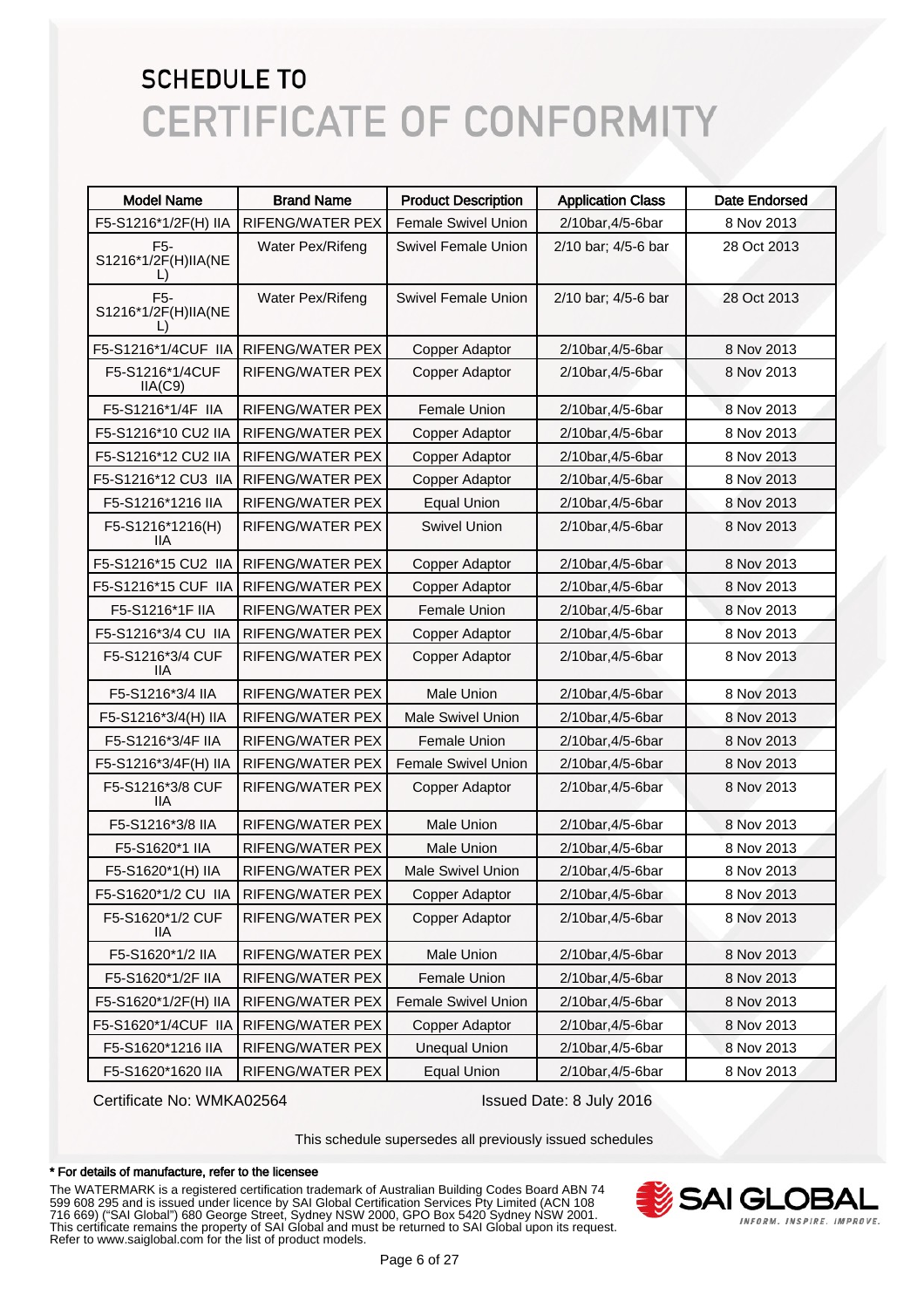# SCHEDULE TO
# CERTIFICATE OF CONFORMITY

| Model Name | Brand Name | Product Description | Application Class | Date Endorsed |
|---|---|---|---|---|
| F5-S1216*1/2F(H) IIA | RIFENG/WATER PEX | Female Swivel Union | 2/10bar,4/5-6bar | 8 Nov 2013 |
| F5-S1216*1/2F(H)IIA(NEL) | Water Pex/Rifeng | Swivel Female Union | 2/10 bar; 4/5-6 bar | 28 Oct 2013 |
| F5-S1216*1/2F(H)IIA(NEL) | Water Pex/Rifeng | Swivel Female Union | 2/10 bar; 4/5-6 bar | 28 Oct 2013 |
| F5-S1216*1/4CUF IIA | RIFENG/WATER PEX | Copper Adaptor | 2/10bar,4/5-6bar | 8 Nov 2013 |
| F5-S1216*1/4CUF IIA(C9) | RIFENG/WATER PEX | Copper Adaptor | 2/10bar,4/5-6bar | 8 Nov 2013 |
| F5-S1216*1/4F IIA | RIFENG/WATER PEX | Female Union | 2/10bar,4/5-6bar | 8 Nov 2013 |
| F5-S1216*10 CU2 IIA | RIFENG/WATER PEX | Copper Adaptor | 2/10bar,4/5-6bar | 8 Nov 2013 |
| F5-S1216*12 CU2 IIA | RIFENG/WATER PEX | Copper Adaptor | 2/10bar,4/5-6bar | 8 Nov 2013 |
| F5-S1216*12 CU3 IIA | RIFENG/WATER PEX | Copper Adaptor | 2/10bar,4/5-6bar | 8 Nov 2013 |
| F5-S1216*1216 IIA | RIFENG/WATER PEX | Equal Union | 2/10bar,4/5-6bar | 8 Nov 2013 |
| F5-S1216*1216(H) IIA | RIFENG/WATER PEX | Swivel Union | 2/10bar,4/5-6bar | 8 Nov 2013 |
| F5-S1216*15 CU2 IIA | RIFENG/WATER PEX | Copper Adaptor | 2/10bar,4/5-6bar | 8 Nov 2013 |
| F5-S1216*15 CUF IIA | RIFENG/WATER PEX | Copper Adaptor | 2/10bar,4/5-6bar | 8 Nov 2013 |
| F5-S1216*1F IIA | RIFENG/WATER PEX | Female Union | 2/10bar,4/5-6bar | 8 Nov 2013 |
| F5-S1216*3/4 CU IIA | RIFENG/WATER PEX | Copper Adaptor | 2/10bar,4/5-6bar | 8 Nov 2013 |
| F5-S1216*3/4 CUF IIA | RIFENG/WATER PEX | Copper Adaptor | 2/10bar,4/5-6bar | 8 Nov 2013 |
| F5-S1216*3/4 IIA | RIFENG/WATER PEX | Male Union | 2/10bar,4/5-6bar | 8 Nov 2013 |
| F5-S1216*3/4(H) IIA | RIFENG/WATER PEX | Male Swivel Union | 2/10bar,4/5-6bar | 8 Nov 2013 |
| F5-S1216*3/4F IIA | RIFENG/WATER PEX | Female Union | 2/10bar,4/5-6bar | 8 Nov 2013 |
| F5-S1216*3/4F(H) IIA | RIFENG/WATER PEX | Female Swivel Union | 2/10bar,4/5-6bar | 8 Nov 2013 |
| F5-S1216*3/8 CUF IIA | RIFENG/WATER PEX | Copper Adaptor | 2/10bar,4/5-6bar | 8 Nov 2013 |
| F5-S1216*3/8 IIA | RIFENG/WATER PEX | Male Union | 2/10bar,4/5-6bar | 8 Nov 2013 |
| F5-S1620*1 IIA | RIFENG/WATER PEX | Male Union | 2/10bar,4/5-6bar | 8 Nov 2013 |
| F5-S1620*1(H) IIA | RIFENG/WATER PEX | Male Swivel Union | 2/10bar,4/5-6bar | 8 Nov 2013 |
| F5-S1620*1/2 CU IIA | RIFENG/WATER PEX | Copper Adaptor | 2/10bar,4/5-6bar | 8 Nov 2013 |
| F5-S1620*1/2 CUF IIA | RIFENG/WATER PEX | Copper Adaptor | 2/10bar,4/5-6bar | 8 Nov 2013 |
| F5-S1620*1/2 IIA | RIFENG/WATER PEX | Male Union | 2/10bar,4/5-6bar | 8 Nov 2013 |
| F5-S1620*1/2F IIA | RIFENG/WATER PEX | Female Union | 2/10bar,4/5-6bar | 8 Nov 2013 |
| F5-S1620*1/2F(H) IIA | RIFENG/WATER PEX | Female Swivel Union | 2/10bar,4/5-6bar | 8 Nov 2013 |
| F5-S1620*1/4CUF IIA | RIFENG/WATER PEX | Copper Adaptor | 2/10bar,4/5-6bar | 8 Nov 2013 |
| F5-S1620*1216 IIA | RIFENG/WATER PEX | Unequal Union | 2/10bar,4/5-6bar | 8 Nov 2013 |
| F5-S1620*1620 IIA | RIFENG/WATER PEX | Equal Union | 2/10bar,4/5-6bar | 8 Nov 2013 |

Certificate No: WMKA02564 Issued Date: 8 July 2016

This schedule supersedes all previously issued schedules

**\* For details of manufacture, refer to the licensee**

The WATERMARK is a registered certification trademark of Australian Building Codes Board ABN 74 599 608 295 and is issued under licence by SAI Global Certification Services Pty Limited (ACN 108 716 669) ("SAI Global") 680 George Street, Sydney NSW 2000, GPO Box 5420 Sydney NSW 2001. This certificate remains the property of SAI Global and must be returned to SAI Global upon its request. Refer to www.saiglobal.com for the list of product models.

SAI GLOBAL
INFORM. INSPIRE. IMPROVE.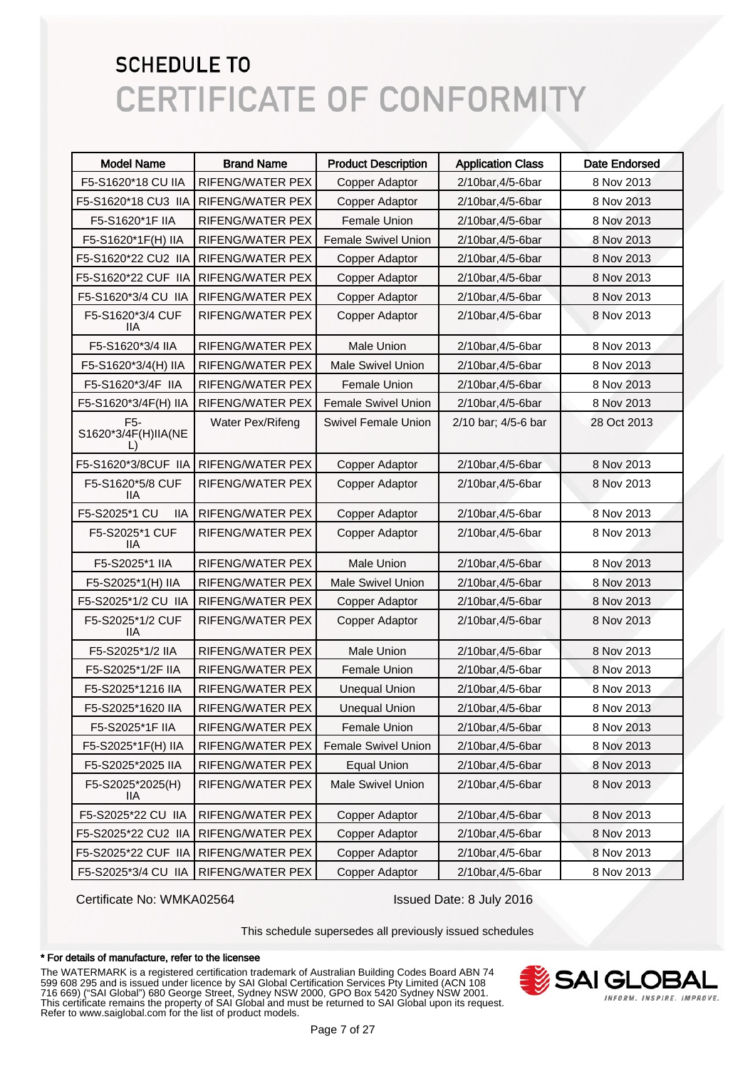# SCHEDULE TO

# CERTIFICATE OF CONFORMITY

| Model Name | Brand Name | Product Description | Application Class | Date Endorsed |
|---|---|---|---|---|
| F5-S1620*18 CU IIA | RIFENG/WATER PEX | Copper Adaptor | 2/10bar,4/5-6bar | 8 Nov 2013 |
| F5-S1620*18 CU3 IIA | RIFENG/WATER PEX | Copper Adaptor | 2/10bar,4/5-6bar | 8 Nov 2013 |
| F5-S1620*1F IIA | RIFENG/WATER PEX | Female Union | 2/10bar,4/5-6bar | 8 Nov 2013 |
| F5-S1620*1F(H) IIA | RIFENG/WATER PEX | Female Swivel Union | 2/10bar,4/5-6bar | 8 Nov 2013 |
| F5-S1620*22 CU2 IIA | RIFENG/WATER PEX | Copper Adaptor | 2/10bar,4/5-6bar | 8 Nov 2013 |
| F5-S1620*22 CUF IIA | RIFENG/WATER PEX | Copper Adaptor | 2/10bar,4/5-6bar | 8 Nov 2013 |
| F5-S1620*3/4 CU IIA | RIFENG/WATER PEX | Copper Adaptor | 2/10bar,4/5-6bar | 8 Nov 2013 |
| F5-S1620*3/4 CUF IIA | RIFENG/WATER PEX | Copper Adaptor | 2/10bar,4/5-6bar | 8 Nov 2013 |
| F5-S1620*3/4 IIA | RIFENG/WATER PEX | Male Union | 2/10bar,4/5-6bar | 8 Nov 2013 |
| F5-S1620*3/4(H) IIA | RIFENG/WATER PEX | Male Swivel Union | 2/10bar,4/5-6bar | 8 Nov 2013 |
| F5-S1620*3/4F IIA | RIFENG/WATER PEX | Female Union | 2/10bar,4/5-6bar | 8 Nov 2013 |
| F5-S1620*3/4F(H) IIA | RIFENG/WATER PEX | Female Swivel Union | 2/10bar,4/5-6bar | 8 Nov 2013 |
| F5-S1620*3/4F(H)IIA(NEL) | Water Pex/Rifeng | Swivel Female Union | 2/10 bar; 4/5-6 bar | 28 Oct 2013 |
| F5-S1620*3/8CUF IIA | RIFENG/WATER PEX | Copper Adaptor | 2/10bar,4/5-6bar | 8 Nov 2013 |
| F5-S1620*5/8 CUF IIA | RIFENG/WATER PEX | Copper Adaptor | 2/10bar,4/5-6bar | 8 Nov 2013 |
| F5-S2025*1 CU IIA | RIFENG/WATER PEX | Copper Adaptor | 2/10bar,4/5-6bar | 8 Nov 2013 |
| F5-S2025*1 CUF IIA | RIFENG/WATER PEX | Copper Adaptor | 2/10bar,4/5-6bar | 8 Nov 2013 |
| F5-S2025*1 IIA | RIFENG/WATER PEX | Male Union | 2/10bar,4/5-6bar | 8 Nov 2013 |
| F5-S2025*1(H) IIA | RIFENG/WATER PEX | Male Swivel Union | 2/10bar,4/5-6bar | 8 Nov 2013 |
| F5-S2025*1/2 CU IIA | RIFENG/WATER PEX | Copper Adaptor | 2/10bar,4/5-6bar | 8 Nov 2013 |
| F5-S2025*1/2 CUF IIA | RIFENG/WATER PEX | Copper Adaptor | 2/10bar,4/5-6bar | 8 Nov 2013 |
| F5-S2025*1/2 IIA | RIFENG/WATER PEX | Male Union | 2/10bar,4/5-6bar | 8 Nov 2013 |
| F5-S2025*1/2F IIA | RIFENG/WATER PEX | Female Union | 2/10bar,4/5-6bar | 8 Nov 2013 |
| F5-S2025*1216 IIA | RIFENG/WATER PEX | Unequal Union | 2/10bar,4/5-6bar | 8 Nov 2013 |
| F5-S2025*1620 IIA | RIFENG/WATER PEX | Unequal Union | 2/10bar,4/5-6bar | 8 Nov 2013 |
| F5-S2025*1F IIA | RIFENG/WATER PEX | Female Union | 2/10bar,4/5-6bar | 8 Nov 2013 |
| F5-S2025*1F(H) IIA | RIFENG/WATER PEX | Female Swivel Union | 2/10bar,4/5-6bar | 8 Nov 2013 |
| F5-S2025*2025 IIA | RIFENG/WATER PEX | Equal Union | 2/10bar,4/5-6bar | 8 Nov 2013 |
| F5-S2025*2025(H) IIA | RIFENG/WATER PEX | Male Swivel Union | 2/10bar,4/5-6bar | 8 Nov 2013 |
| F5-S2025*22 CU IIA | RIFENG/WATER PEX | Copper Adaptor | 2/10bar,4/5-6bar | 8 Nov 2013 |
| F5-S2025*22 CU2 IIA | RIFENG/WATER PEX | Copper Adaptor | 2/10bar,4/5-6bar | 8 Nov 2013 |
| F5-S2025*22 CUF IIA | RIFENG/WATER PEX | Copper Adaptor | 2/10bar,4/5-6bar | 8 Nov 2013 |
| F5-S2025*3/4 CU IIA | RIFENG/WATER PEX | Copper Adaptor | 2/10bar,4/5-6bar | 8 Nov 2013 |

Certificate No: WMKA02564 Issued Date: 8 July 2016

This schedule supersedes all previously issued schedules

**\* For details of manufacture, refer to the licensee**

The WATERMARK is a registered certification trademark of Australian Building Codes Board ABN 74 599 608 295 and is issued under licence by SAI Global Certification Services Pty Limited (ACN 108 716 669) ("SAI Global") 680 George Street, Sydney NSW 2000, GPO Box 5420 Sydney NSW 2001. This certificate remains the property of SAI Global and must be returned to SAI Global upon its request. Refer to www.saiglobal.com for the list of product models.

SAI GLOBAL
INFORM. INSPIRE. IMPROVE.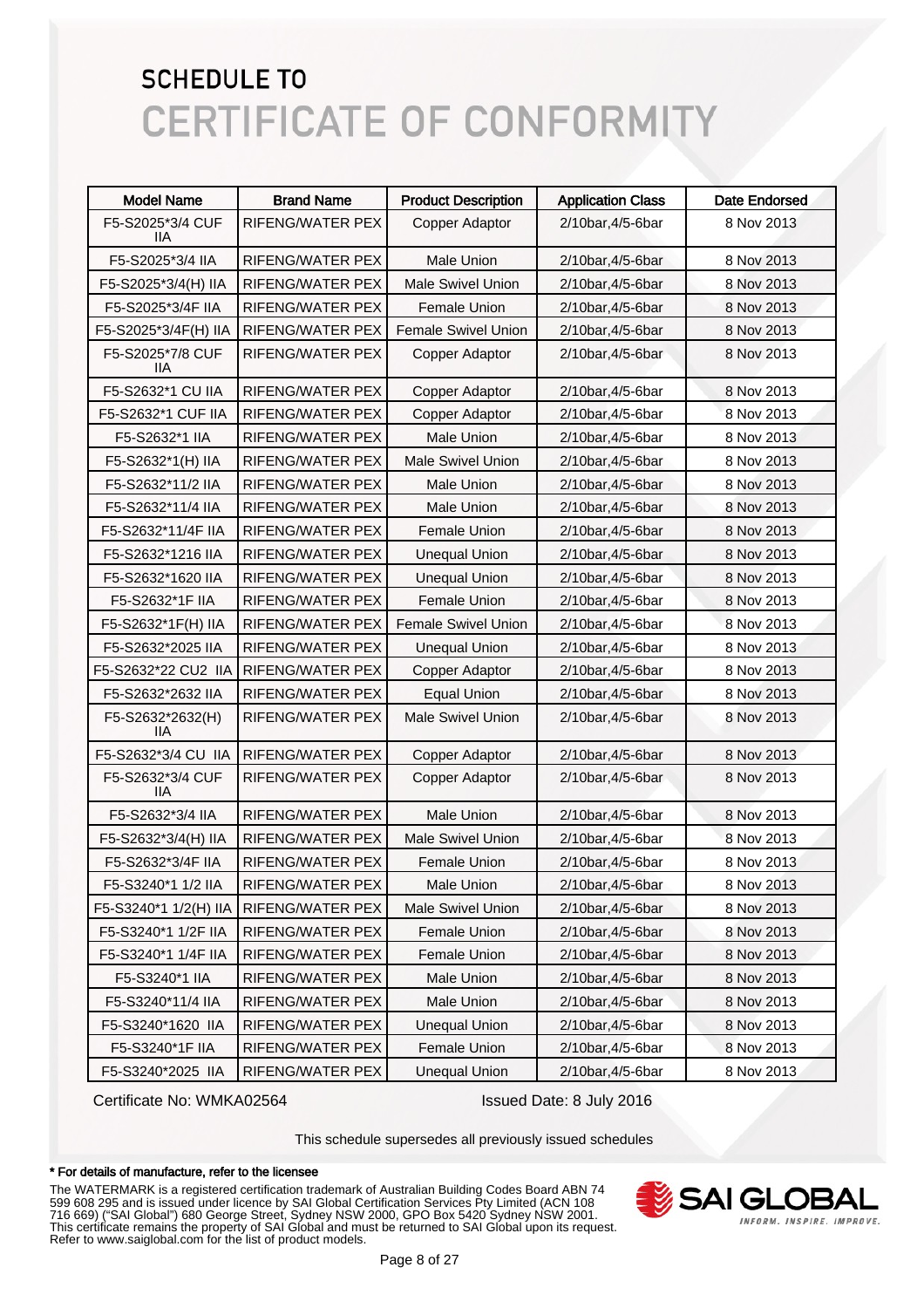# SCHEDULE TO
# CERTIFICATE OF CONFORMITY

| Model Name | Brand Name | Product Description | Application Class | Date Endorsed |
|---|---|---|---|---|
| F5-S2025*3/4 CUF IIA | RIFENG/WATER PEX | Copper Adaptor | 2/10bar,4/5-6bar | 8 Nov 2013 |
| F5-S2025*3/4 IIA | RIFENG/WATER PEX | Male Union | 2/10bar,4/5-6bar | 8 Nov 2013 |
| F5-S2025*3/4(H) IIA | RIFENG/WATER PEX | Male Swivel Union | 2/10bar,4/5-6bar | 8 Nov 2013 |
| F5-S2025*3/4F IIA | RIFENG/WATER PEX | Female Union | 2/10bar,4/5-6bar | 8 Nov 2013 |
| F5-S2025*3/4F(H) IIA | RIFENG/WATER PEX | Female Swivel Union | 2/10bar,4/5-6bar | 8 Nov 2013 |
| F5-S2025*7/8 CUF IIA | RIFENG/WATER PEX | Copper Adaptor | 2/10bar,4/5-6bar | 8 Nov 2013 |
| F5-S2632*1 CU IIA | RIFENG/WATER PEX | Copper Adaptor | 2/10bar,4/5-6bar | 8 Nov 2013 |
| F5-S2632*1 CUF IIA | RIFENG/WATER PEX | Copper Adaptor | 2/10bar,4/5-6bar | 8 Nov 2013 |
| F5-S2632*1 IIA | RIFENG/WATER PEX | Male Union | 2/10bar,4/5-6bar | 8 Nov 2013 |
| F5-S2632*1(H) IIA | RIFENG/WATER PEX | Male Swivel Union | 2/10bar,4/5-6bar | 8 Nov 2013 |
| F5-S2632*11/2 IIA | RIFENG/WATER PEX | Male Union | 2/10bar,4/5-6bar | 8 Nov 2013 |
| F5-S2632*11/4 IIA | RIFENG/WATER PEX | Male Union | 2/10bar,4/5-6bar | 8 Nov 2013 |
| F5-S2632*11/4F IIA | RIFENG/WATER PEX | Female Union | 2/10bar,4/5-6bar | 8 Nov 2013 |
| F5-S2632*1216 IIA | RIFENG/WATER PEX | Unequal Union | 2/10bar,4/5-6bar | 8 Nov 2013 |
| F5-S2632*1620 IIA | RIFENG/WATER PEX | Unequal Union | 2/10bar,4/5-6bar | 8 Nov 2013 |
| F5-S2632*1F IIA | RIFENG/WATER PEX | Female Union | 2/10bar,4/5-6bar | 8 Nov 2013 |
| F5-S2632*1F(H) IIA | RIFENG/WATER PEX | Female Swivel Union | 2/10bar,4/5-6bar | 8 Nov 2013 |
| F5-S2632*2025 IIA | RIFENG/WATER PEX | Unequal Union | 2/10bar,4/5-6bar | 8 Nov 2013 |
| F5-S2632*22 CU2 IIA | RIFENG/WATER PEX | Copper Adaptor | 2/10bar,4/5-6bar | 8 Nov 2013 |
| F5-S2632*2632 IIA | RIFENG/WATER PEX | Equal Union | 2/10bar,4/5-6bar | 8 Nov 2013 |
| F5-S2632*2632(H) IIA | RIFENG/WATER PEX | Male Swivel Union | 2/10bar,4/5-6bar | 8 Nov 2013 |
| F5-S2632*3/4 CU IIA | RIFENG/WATER PEX | Copper Adaptor | 2/10bar,4/5-6bar | 8 Nov 2013 |
| F5-S2632*3/4 CUF IIA | RIFENG/WATER PEX | Copper Adaptor | 2/10bar,4/5-6bar | 8 Nov 2013 |
| F5-S2632*3/4 IIA | RIFENG/WATER PEX | Male Union | 2/10bar,4/5-6bar | 8 Nov 2013 |
| F5-S2632*3/4(H) IIA | RIFENG/WATER PEX | Male Swivel Union | 2/10bar,4/5-6bar | 8 Nov 2013 |
| F5-S2632*3/4F IIA | RIFENG/WATER PEX | Female Union | 2/10bar,4/5-6bar | 8 Nov 2013 |
| F5-S3240*1 1/2 IIA | RIFENG/WATER PEX | Male Union | 2/10bar,4/5-6bar | 8 Nov 2013 |
| F5-S3240*1 1/2(H) IIA | RIFENG/WATER PEX | Male Swivel Union | 2/10bar,4/5-6bar | 8 Nov 2013 |
| F5-S3240*1 1/2F IIA | RIFENG/WATER PEX | Female Union | 2/10bar,4/5-6bar | 8 Nov 2013 |
| F5-S3240*1 1/4F IIA | RIFENG/WATER PEX | Female Union | 2/10bar,4/5-6bar | 8 Nov 2013 |
| F5-S3240*1 IIA | RIFENG/WATER PEX | Male Union | 2/10bar,4/5-6bar | 8 Nov 2013 |
| F5-S3240*11/4 IIA | RIFENG/WATER PEX | Male Union | 2/10bar,4/5-6bar | 8 Nov 2013 |
| F5-S3240*1620 IIA | RIFENG/WATER PEX | Unequal Union | 2/10bar,4/5-6bar | 8 Nov 2013 |
| F5-S3240*1F IIA | RIFENG/WATER PEX | Female Union | 2/10bar,4/5-6bar | 8 Nov 2013 |
| F5-S3240*2025 IIA | RIFENG/WATER PEX | Unequal Union | 2/10bar,4/5-6bar | 8 Nov 2013 |

Certificate No: WMKA02564 Issued Date: 8 July 2016

This schedule supersedes all previously issued schedules

**\* For details of manufacture, refer to the licensee**

The WATERMARK is a registered certification trademark of Australian Building Codes Board ABN 74 599 608 295 and is issued under licence by SAI Global Certification Services Pty Limited (ACN 108 716 669) ("SAI Global") 680 George Street, Sydney NSW 2000, GPO Box 5420 Sydney NSW 2001. This certificate remains the property of SAI Global and must be returned to SAI Global upon its request. Refer to www.saiglobal.com for the list of product models.

SAI GLOBAL
INFORM. INSPIRE. IMPROVE.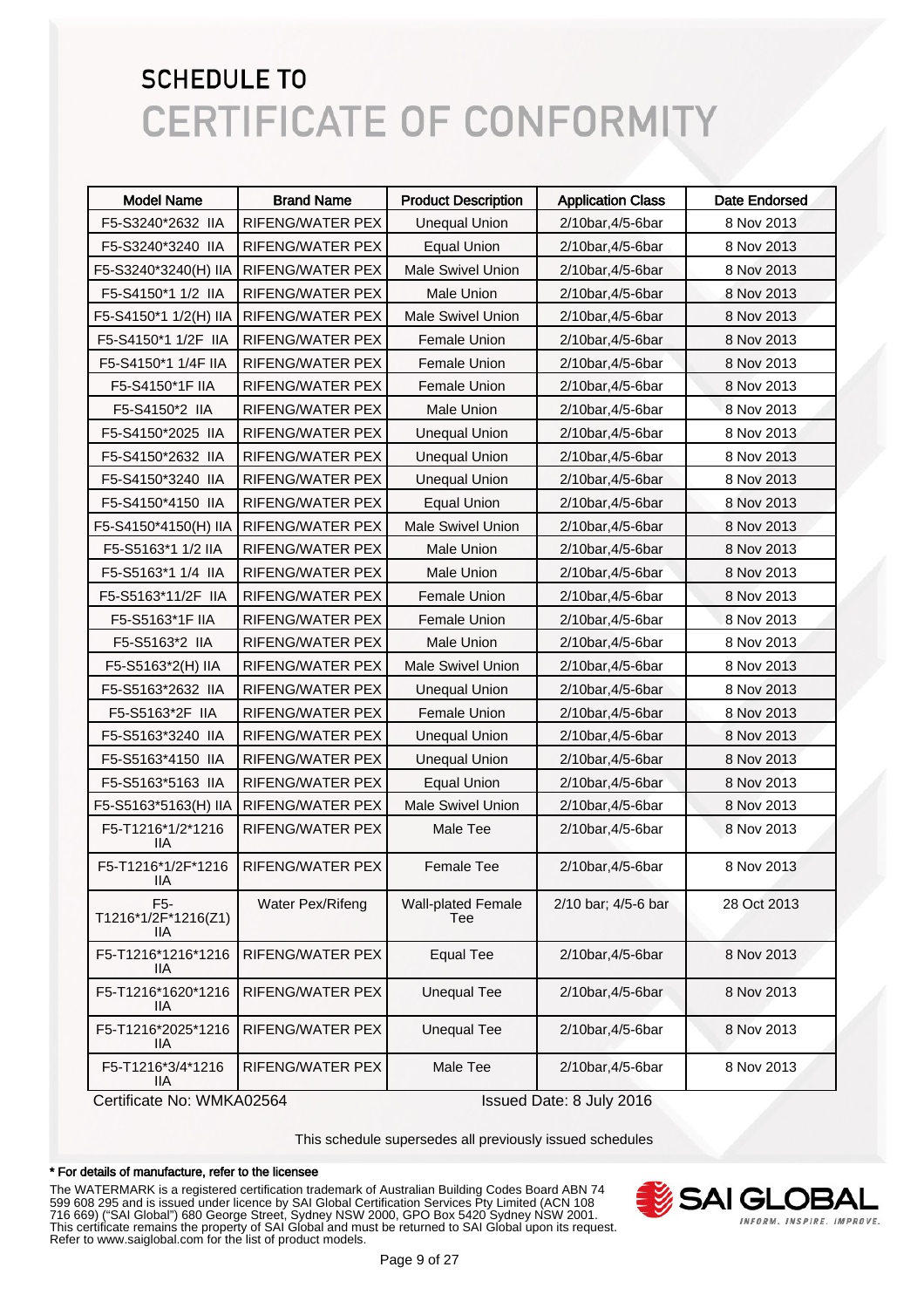# SCHEDULE TO
# CERTIFICATE OF CONFORMITY

| Model Name | Brand Name | Product Description | Application Class | Date Endorsed |
|---|---|---|---|---|
| F5-S3240*2632 IIA | RIFENG/WATER PEX | Unequal Union | 2/10bar,4/5-6bar | 8 Nov 2013 |
| F5-S3240*3240 IIA | RIFENG/WATER PEX | Equal Union | 2/10bar,4/5-6bar | 8 Nov 2013 |
| F5-S3240*3240(H) IIA | RIFENG/WATER PEX | Male Swivel Union | 2/10bar,4/5-6bar | 8 Nov 2013 |
| F5-S4150*1 1/2 IIA | RIFENG/WATER PEX | Male Union | 2/10bar,4/5-6bar | 8 Nov 2013 |
| F5-S4150*1 1/2(H) IIA | RIFENG/WATER PEX | Male Swivel Union | 2/10bar,4/5-6bar | 8 Nov 2013 |
| F5-S4150*1 1/2F IIA | RIFENG/WATER PEX | Female Union | 2/10bar,4/5-6bar | 8 Nov 2013 |
| F5-S4150*1 1/4F IIA | RIFENG/WATER PEX | Female Union | 2/10bar,4/5-6bar | 8 Nov 2013 |
| F5-S4150*1F IIA | RIFENG/WATER PEX | Female Union | 2/10bar,4/5-6bar | 8 Nov 2013 |
| F5-S4150*2 IIA | RIFENG/WATER PEX | Male Union | 2/10bar,4/5-6bar | 8 Nov 2013 |
| F5-S4150*2025 IIA | RIFENG/WATER PEX | Unequal Union | 2/10bar,4/5-6bar | 8 Nov 2013 |
| F5-S4150*2632 IIA | RIFENG/WATER PEX | Unequal Union | 2/10bar,4/5-6bar | 8 Nov 2013 |
| F5-S4150*3240 IIA | RIFENG/WATER PEX | Unequal Union | 2/10bar,4/5-6bar | 8 Nov 2013 |
| F5-S4150*4150 IIA | RIFENG/WATER PEX | Equal Union | 2/10bar,4/5-6bar | 8 Nov 2013 |
| F5-S4150*4150(H) IIA | RIFENG/WATER PEX | Male Swivel Union | 2/10bar,4/5-6bar | 8 Nov 2013 |
| F5-S5163*1 1/2 IIA | RIFENG/WATER PEX | Male Union | 2/10bar,4/5-6bar | 8 Nov 2013 |
| F5-S5163*1 1/4 IIA | RIFENG/WATER PEX | Male Union | 2/10bar,4/5-6bar | 8 Nov 2013 |
| F5-S5163*11/2F IIA | RIFENG/WATER PEX | Female Union | 2/10bar,4/5-6bar | 8 Nov 2013 |
| F5-S5163*1F IIA | RIFENG/WATER PEX | Female Union | 2/10bar,4/5-6bar | 8 Nov 2013 |
| F5-S5163*2 IIA | RIFENG/WATER PEX | Male Union | 2/10bar,4/5-6bar | 8 Nov 2013 |
| F5-S5163*2(H) IIA | RIFENG/WATER PEX | Male Swivel Union | 2/10bar,4/5-6bar | 8 Nov 2013 |
| F5-S5163*2632 IIA | RIFENG/WATER PEX | Unequal Union | 2/10bar,4/5-6bar | 8 Nov 2013 |
| F5-S5163*2F IIA | RIFENG/WATER PEX | Female Union | 2/10bar,4/5-6bar | 8 Nov 2013 |
| F5-S5163*3240 IIA | RIFENG/WATER PEX | Unequal Union | 2/10bar,4/5-6bar | 8 Nov 2013 |
| F5-S5163*4150 IIA | RIFENG/WATER PEX | Unequal Union | 2/10bar,4/5-6bar | 8 Nov 2013 |
| F5-S5163*5163 IIA | RIFENG/WATER PEX | Equal Union | 2/10bar,4/5-6bar | 8 Nov 2013 |
| F5-S5163*5163(H) IIA | RIFENG/WATER PEX | Male Swivel Union | 2/10bar,4/5-6bar | 8 Nov 2013 |
| F5-T1216*1/2*1216 IIA | RIFENG/WATER PEX | Male Tee | 2/10bar,4/5-6bar | 8 Nov 2013 |
| F5-T1216*1/2F*1216 IIA | RIFENG/WATER PEX | Female Tee | 2/10bar,4/5-6bar | 8 Nov 2013 |
| F5-T1216*1/2F*1216(Z1) IIA | Water Pex/Rifeng | Wall-plated Female Tee | 2/10 bar; 4/5-6 bar | 28 Oct 2013 |
| F5-T1216*1216*1216 IIA | RIFENG/WATER PEX | Equal Tee | 2/10bar,4/5-6bar | 8 Nov 2013 |
| F5-T1216*1620*1216 IIA | RIFENG/WATER PEX | Unequal Tee | 2/10bar,4/5-6bar | 8 Nov 2013 |
| F5-T1216*2025*1216 IIA | RIFENG/WATER PEX | Unequal Tee | 2/10bar,4/5-6bar | 8 Nov 2013 |
| F5-T1216*3/4*1216 IIA | RIFENG/WATER PEX | Male Tee | 2/10bar,4/5-6bar | 8 Nov 2013 |

Certificate No: WMKA02564

Issued Date: 8 July 2016

This schedule supersedes all previously issued schedules

**\* For details of manufacture, refer to the licensee**

The WATERMARK is a registered certification trademark of Australian Building Codes Board ABN 74 599 608 295 and is issued under licence by SAI Global Certification Services Pty Limited (ACN 108 716 669) ("SAI Global") 680 George Street, Sydney NSW 2000, GPO Box 5420 Sydney NSW 2001. This certificate remains the property of SAI Global and must be returned to SAI Global upon its request. Refer to www.saiglobal.com for the list of product models.

SAI GLOBAL
INFORM. INSPIRE. IMPROVE.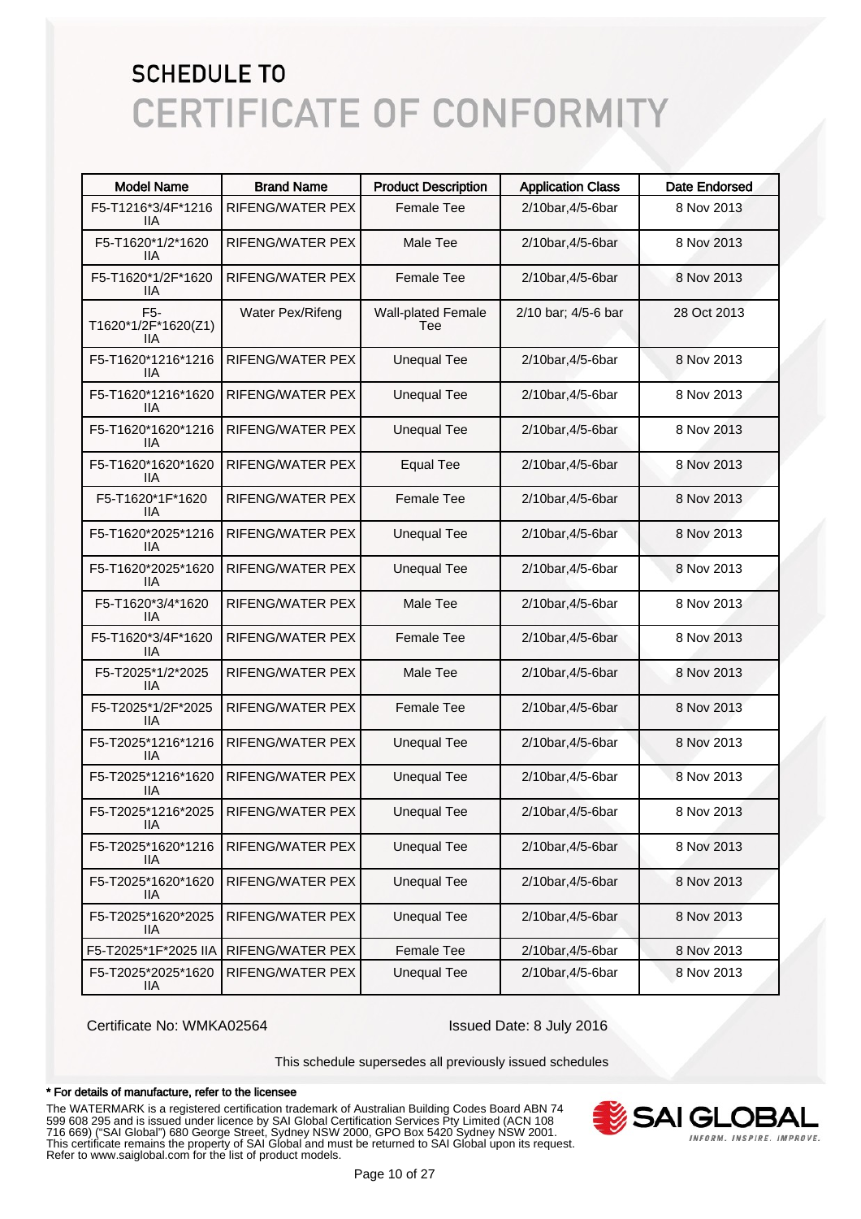# SCHEDULE TO

# CERTIFICATE OF CONFORMITY

| Model Name | Brand Name | Product Description | Application Class | Date Endorsed |
|---|---|---|---|---|
| F5-T1216*3/4F*1216 IIA | RIFENG/WATER PEX | Female Tee | 2/10bar,4/5-6bar | 8 Nov 2013 |
| F5-T1620*1/2*1620 IIA | RIFENG/WATER PEX | Male Tee | 2/10bar,4/5-6bar | 8 Nov 2013 |
| F5-T1620*1/2F*1620 IIA | RIFENG/WATER PEX | Female Tee | 2/10bar,4/5-6bar | 8 Nov 2013 |
| F5-T1620*1/2F*1620(Z1) IIA | Water Pex/Rifeng | Wall-plated Female Tee | 2/10 bar; 4/5-6 bar | 28 Oct 2013 |
| F5-T1620*1216*1216 IIA | RIFENG/WATER PEX | Unequal Tee | 2/10bar,4/5-6bar | 8 Nov 2013 |
| F5-T1620*1216*1620 IIA | RIFENG/WATER PEX | Unequal Tee | 2/10bar,4/5-6bar | 8 Nov 2013 |
| F5-T1620*1620*1216 IIA | RIFENG/WATER PEX | Unequal Tee | 2/10bar,4/5-6bar | 8 Nov 2013 |
| F5-T1620*1620*1620 IIA | RIFENG/WATER PEX | Equal Tee | 2/10bar,4/5-6bar | 8 Nov 2013 |
| F5-T1620*1F*1620 IIA | RIFENG/WATER PEX | Female Tee | 2/10bar,4/5-6bar | 8 Nov 2013 |
| F5-T1620*2025*1216 IIA | RIFENG/WATER PEX | Unequal Tee | 2/10bar,4/5-6bar | 8 Nov 2013 |
| F5-T1620*2025*1620 IIA | RIFENG/WATER PEX | Unequal Tee | 2/10bar,4/5-6bar | 8 Nov 2013 |
| F5-T1620*3/4*1620 IIA | RIFENG/WATER PEX | Male Tee | 2/10bar,4/5-6bar | 8 Nov 2013 |
| F5-T1620*3/4F*1620 IIA | RIFENG/WATER PEX | Female Tee | 2/10bar,4/5-6bar | 8 Nov 2013 |
| F5-T2025*1/2*2025 IIA | RIFENG/WATER PEX | Male Tee | 2/10bar,4/5-6bar | 8 Nov 2013 |
| F5-T2025*1/2F*2025 IIA | RIFENG/WATER PEX | Female Tee | 2/10bar,4/5-6bar | 8 Nov 2013 |
| F5-T2025*1216*1216 IIA | RIFENG/WATER PEX | Unequal Tee | 2/10bar,4/5-6bar | 8 Nov 2013 |
| F5-T2025*1216*1620 IIA | RIFENG/WATER PEX | Unequal Tee | 2/10bar,4/5-6bar | 8 Nov 2013 |
| F5-T2025*1216*2025 IIA | RIFENG/WATER PEX | Unequal Tee | 2/10bar,4/5-6bar | 8 Nov 2013 |
| F5-T2025*1620*1216 IIA | RIFENG/WATER PEX | Unequal Tee | 2/10bar,4/5-6bar | 8 Nov 2013 |
| F5-T2025*1620*1620 IIA | RIFENG/WATER PEX | Unequal Tee | 2/10bar,4/5-6bar | 8 Nov 2013 |
| F5-T2025*1620*2025 IIA | RIFENG/WATER PEX | Unequal Tee | 2/10bar,4/5-6bar | 8 Nov 2013 |
| F5-T2025*1F*2025 IIA | RIFENG/WATER PEX | Female Tee | 2/10bar,4/5-6bar | 8 Nov 2013 |
| F5-T2025*2025*1620 IIA | RIFENG/WATER PEX | Unequal Tee | 2/10bar,4/5-6bar | 8 Nov 2013 |

Certificate No: WMKA02564

Issued Date: 8 July 2016

This schedule supersedes all previously issued schedules

**\* For details of manufacture, refer to the licensee**

The WATERMARK is a registered certification trademark of Australian Building Codes Board ABN 74 599 608 295 and is issued under licence by SAI Global Certification Services Pty Limited (ACN 108 716 669) ("SAI Global") 680 George Street, Sydney NSW 2000, GPO Box 5420 Sydney NSW 2001. This certificate remains the property of SAI Global and must be returned to SAI Global upon its request. Refer to www.saiglobal.com for the list of product models.

SAI GLOBAL
INFORM. INSPIRE. IMPROVE.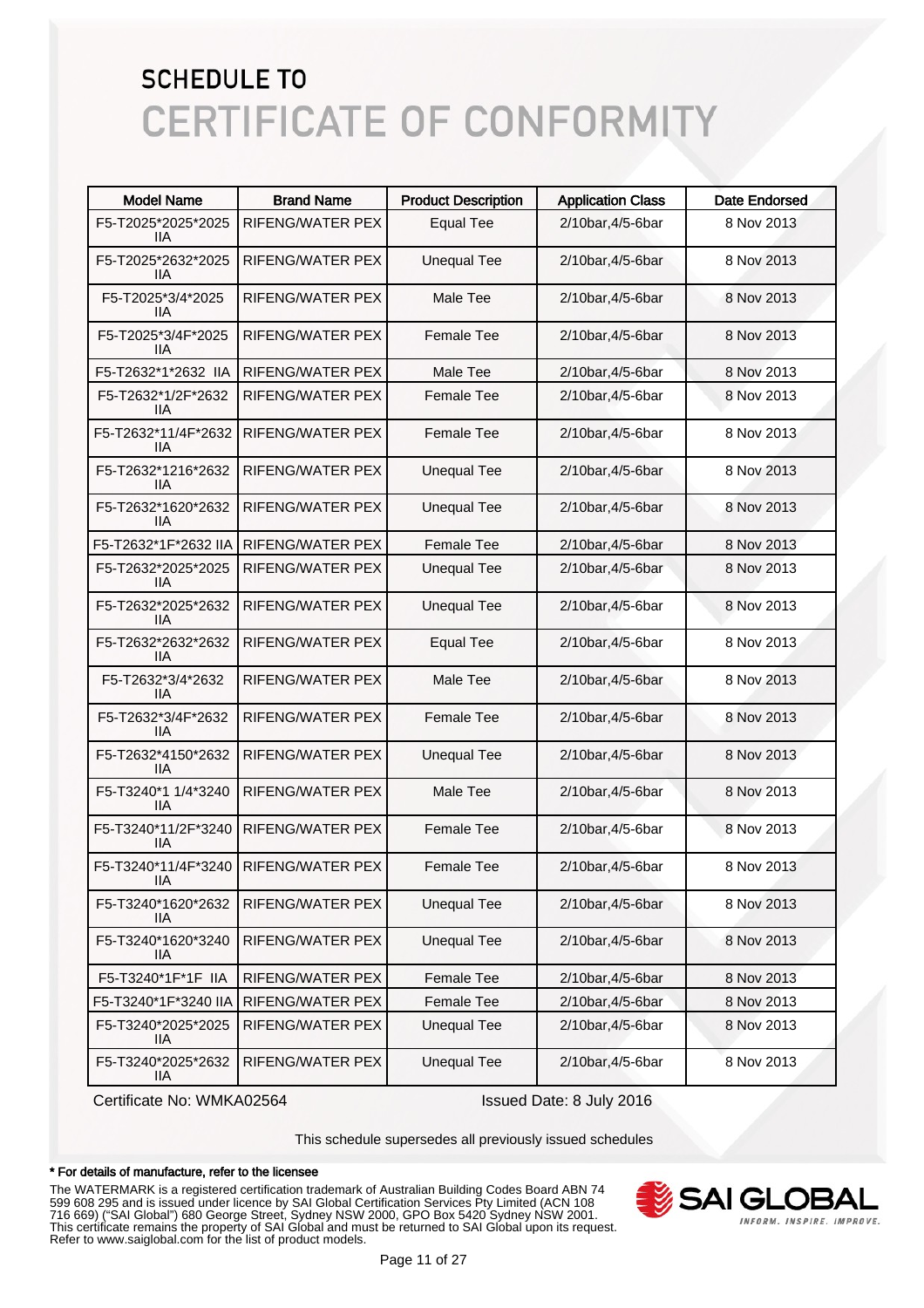# SCHEDULE TO
# CERTIFICATE OF CONFORMITY

| Model Name | Brand Name | Product Description | Application Class | Date Endorsed |
|---|---|---|---|---|
| F5-T2025*2025*2025 IIA | RIFENG/WATER PEX | Equal Tee | 2/10bar,4/5-6bar | 8 Nov 2013 |
| F5-T2025*2632*2025 IIA | RIFENG/WATER PEX | Unequal Tee | 2/10bar,4/5-6bar | 8 Nov 2013 |
| F5-T2025*3/4*2025 IIA | RIFENG/WATER PEX | Male Tee | 2/10bar,4/5-6bar | 8 Nov 2013 |
| F5-T2025*3/4F*2025 IIA | RIFENG/WATER PEX | Female Tee | 2/10bar,4/5-6bar | 8 Nov 2013 |
| F5-T2632*1*2632 IIA | RIFENG/WATER PEX | Male Tee | 2/10bar,4/5-6bar | 8 Nov 2013 |
| F5-T2632*1/2F*2632 IIA | RIFENG/WATER PEX | Female Tee | 2/10bar,4/5-6bar | 8 Nov 2013 |
| F5-T2632*11/4F*2632 IIA | RIFENG/WATER PEX | Female Tee | 2/10bar,4/5-6bar | 8 Nov 2013 |
| F5-T2632*1216*2632 IIA | RIFENG/WATER PEX | Unequal Tee | 2/10bar,4/5-6bar | 8 Nov 2013 |
| F5-T2632*1620*2632 IIA | RIFENG/WATER PEX | Unequal Tee | 2/10bar,4/5-6bar | 8 Nov 2013 |
| F5-T2632*1F*2632 IIA | RIFENG/WATER PEX | Female Tee | 2/10bar,4/5-6bar | 8 Nov 2013 |
| F5-T2632*2025*2025 IIA | RIFENG/WATER PEX | Unequal Tee | 2/10bar,4/5-6bar | 8 Nov 2013 |
| F5-T2632*2025*2632 IIA | RIFENG/WATER PEX | Unequal Tee | 2/10bar,4/5-6bar | 8 Nov 2013 |
| F5-T2632*2632*2632 IIA | RIFENG/WATER PEX | Equal Tee | 2/10bar,4/5-6bar | 8 Nov 2013 |
| F5-T2632*3/4*2632 IIA | RIFENG/WATER PEX | Male Tee | 2/10bar,4/5-6bar | 8 Nov 2013 |
| F5-T2632*3/4F*2632 IIA | RIFENG/WATER PEX | Female Tee | 2/10bar,4/5-6bar | 8 Nov 2013 |
| F5-T2632*4150*2632 IIA | RIFENG/WATER PEX | Unequal Tee | 2/10bar,4/5-6bar | 8 Nov 2013 |
| F5-T3240*1 1/4*3240 IIA | RIFENG/WATER PEX | Male Tee | 2/10bar,4/5-6bar | 8 Nov 2013 |
| F5-T3240*11/2F*3240 IIA | RIFENG/WATER PEX | Female Tee | 2/10bar,4/5-6bar | 8 Nov 2013 |
| F5-T3240*11/4F*3240 IIA | RIFENG/WATER PEX | Female Tee | 2/10bar,4/5-6bar | 8 Nov 2013 |
| F5-T3240*1620*2632 IIA | RIFENG/WATER PEX | Unequal Tee | 2/10bar,4/5-6bar | 8 Nov 2013 |
| F5-T3240*1620*3240 IIA | RIFENG/WATER PEX | Unequal Tee | 2/10bar,4/5-6bar | 8 Nov 2013 |
| F5-T3240*1F*1F IIA | RIFENG/WATER PEX | Female Tee | 2/10bar,4/5-6bar | 8 Nov 2013 |
| F5-T3240*1F*3240 IIA | RIFENG/WATER PEX | Female Tee | 2/10bar,4/5-6bar | 8 Nov 2013 |
| F5-T3240*2025*2025 IIA | RIFENG/WATER PEX | Unequal Tee | 2/10bar,4/5-6bar | 8 Nov 2013 |
| F5-T3240*2025*2632 IIA | RIFENG/WATER PEX | Unequal Tee | 2/10bar,4/5-6bar | 8 Nov 2013 |

Certificate No: WMKA02564

Issued Date: 8 July 2016

This schedule supersedes all previously issued schedules

**\* For details of manufacture, refer to the licensee**

The WATERMARK is a registered certification trademark of Australian Building Codes Board ABN 74 599 608 295 and is issued under licence by SAI Global Certification Services Pty Limited (ACN 108 716 669) ("SAI Global") 680 George Street, Sydney NSW 2000, GPO Box 5420 Sydney NSW 2001. This certificate remains the property of SAI Global and must be returned to SAI Global upon its request. Refer to www.saiglobal.com for the list of product models.

SAI GLOBAL
INFORM. INSPIRE. IMPROVE.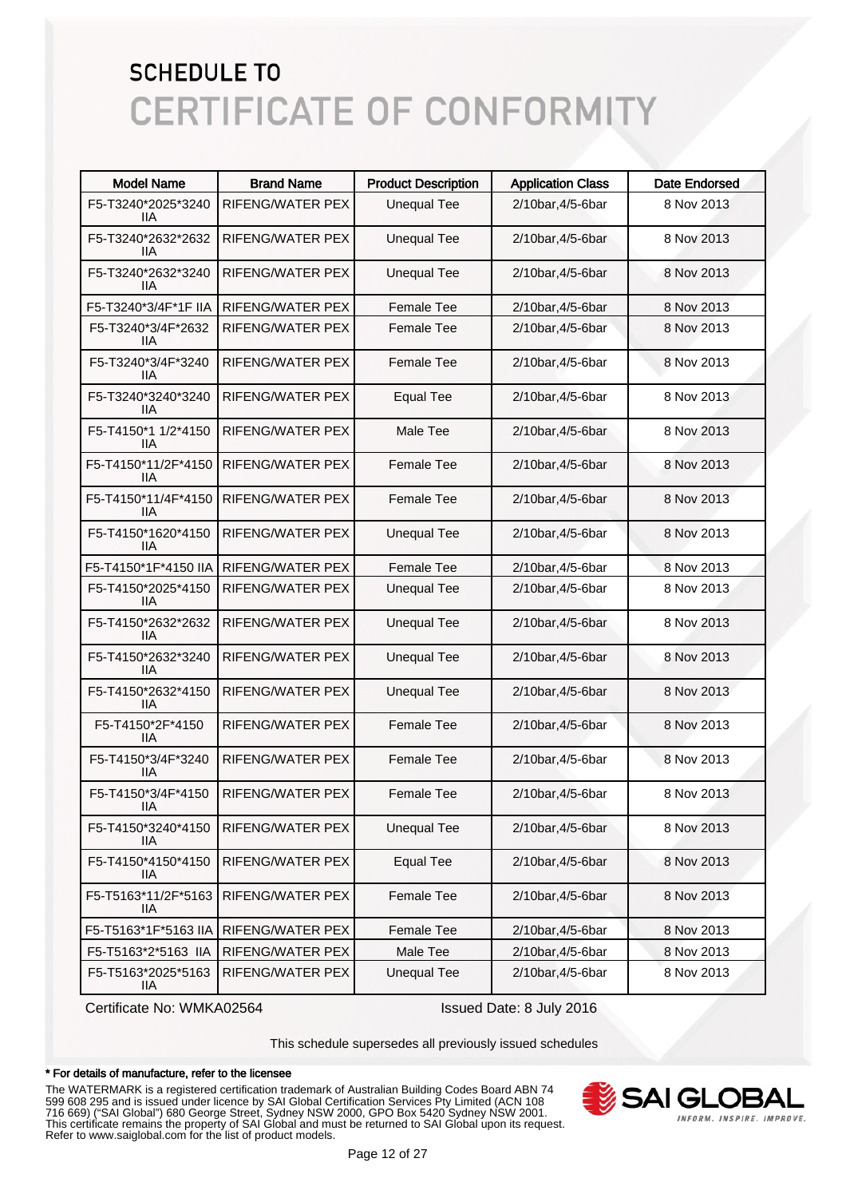# SCHEDULE TO
# CERTIFICATE OF CONFORMITY

| Model Name | Brand Name | Product Description | Application Class | Date Endorsed |
|---|---|---|---|---|
| F5-T3240*2025*3240 IIA | RIFENG/WATER PEX | Unequal Tee | 2/10bar,4/5-6bar | 8 Nov 2013 |
| F5-T3240*2632*2632 IIA | RIFENG/WATER PEX | Unequal Tee | 2/10bar,4/5-6bar | 8 Nov 2013 |
| F5-T3240*2632*3240 IIA | RIFENG/WATER PEX | Unequal Tee | 2/10bar,4/5-6bar | 8 Nov 2013 |
| F5-T3240*3/4F*1F IIA | RIFENG/WATER PEX | Female Tee | 2/10bar,4/5-6bar | 8 Nov 2013 |
| F5-T3240*3/4F*2632 IIA | RIFENG/WATER PEX | Female Tee | 2/10bar,4/5-6bar | 8 Nov 2013 |
| F5-T3240*3/4F*3240 IIA | RIFENG/WATER PEX | Female Tee | 2/10bar,4/5-6bar | 8 Nov 2013 |
| F5-T3240*3240*3240 IIA | RIFENG/WATER PEX | Equal Tee | 2/10bar,4/5-6bar | 8 Nov 2013 |
| F5-T4150*1 1/2*4150 IIA | RIFENG/WATER PEX | Male Tee | 2/10bar,4/5-6bar | 8 Nov 2013 |
| F5-T4150*11/2F*4150 IIA | RIFENG/WATER PEX | Female Tee | 2/10bar,4/5-6bar | 8 Nov 2013 |
| F5-T4150*11/4F*4150 IIA | RIFENG/WATER PEX | Female Tee | 2/10bar,4/5-6bar | 8 Nov 2013 |
| F5-T4150*1620*4150 IIA | RIFENG/WATER PEX | Unequal Tee | 2/10bar,4/5-6bar | 8 Nov 2013 |
| F5-T4150*1F*4150 IIA | RIFENG/WATER PEX | Female Tee | 2/10bar,4/5-6bar | 8 Nov 2013 |
| F5-T4150*2025*4150 IIA | RIFENG/WATER PEX | Unequal Tee | 2/10bar,4/5-6bar | 8 Nov 2013 |
| F5-T4150*2632*2632 IIA | RIFENG/WATER PEX | Unequal Tee | 2/10bar,4/5-6bar | 8 Nov 2013 |
| F5-T4150*2632*3240 IIA | RIFENG/WATER PEX | Unequal Tee | 2/10bar,4/5-6bar | 8 Nov 2013 |
| F5-T4150*2632*4150 IIA | RIFENG/WATER PEX | Unequal Tee | 2/10bar,4/5-6bar | 8 Nov 2013 |
| F5-T4150*2F*4150 IIA | RIFENG/WATER PEX | Female Tee | 2/10bar,4/5-6bar | 8 Nov 2013 |
| F5-T4150*3/4F*3240 IIA | RIFENG/WATER PEX | Female Tee | 2/10bar,4/5-6bar | 8 Nov 2013 |
| F5-T4150*3/4F*4150 IIA | RIFENG/WATER PEX | Female Tee | 2/10bar,4/5-6bar | 8 Nov 2013 |
| F5-T4150*3240*4150 IIA | RIFENG/WATER PEX | Unequal Tee | 2/10bar,4/5-6bar | 8 Nov 2013 |
| F5-T4150*4150*4150 IIA | RIFENG/WATER PEX | Equal Tee | 2/10bar,4/5-6bar | 8 Nov 2013 |
| F5-T5163*11/2F*5163 IIA | RIFENG/WATER PEX | Female Tee | 2/10bar,4/5-6bar | 8 Nov 2013 |
| F5-T5163*1F*5163 IIA | RIFENG/WATER PEX | Female Tee | 2/10bar,4/5-6bar | 8 Nov 2013 |
| F5-T5163*2*5163 IIA | RIFENG/WATER PEX | Male Tee | 2/10bar,4/5-6bar | 8 Nov 2013 |
| F5-T5163*2025*5163 IIA | RIFENG/WATER PEX | Unequal Tee | 2/10bar,4/5-6bar | 8 Nov 2013 |

Certificate No: WMKA02564 Issued Date: 8 July 2016

This schedule supersedes all previously issued schedules

**\* For details of manufacture, refer to the licensee**

The WATERMARK is a registered certification trademark of Australian Building Codes Board ABN 74 599 608 295 and is issued under licence by SAI Global Certification Services Pty Limited (ACN 108 716 669) ("SAI Global") 680 George Street, Sydney NSW 2000, GPO Box 5420 Sydney NSW 2001. This certificate remains the property of SAI Global and must be returned to SAI Global upon its request. Refer to www.saiglobal.com for the list of product models.

SAI GLOBAL
INFORM. INSPIRE. IMPROVE.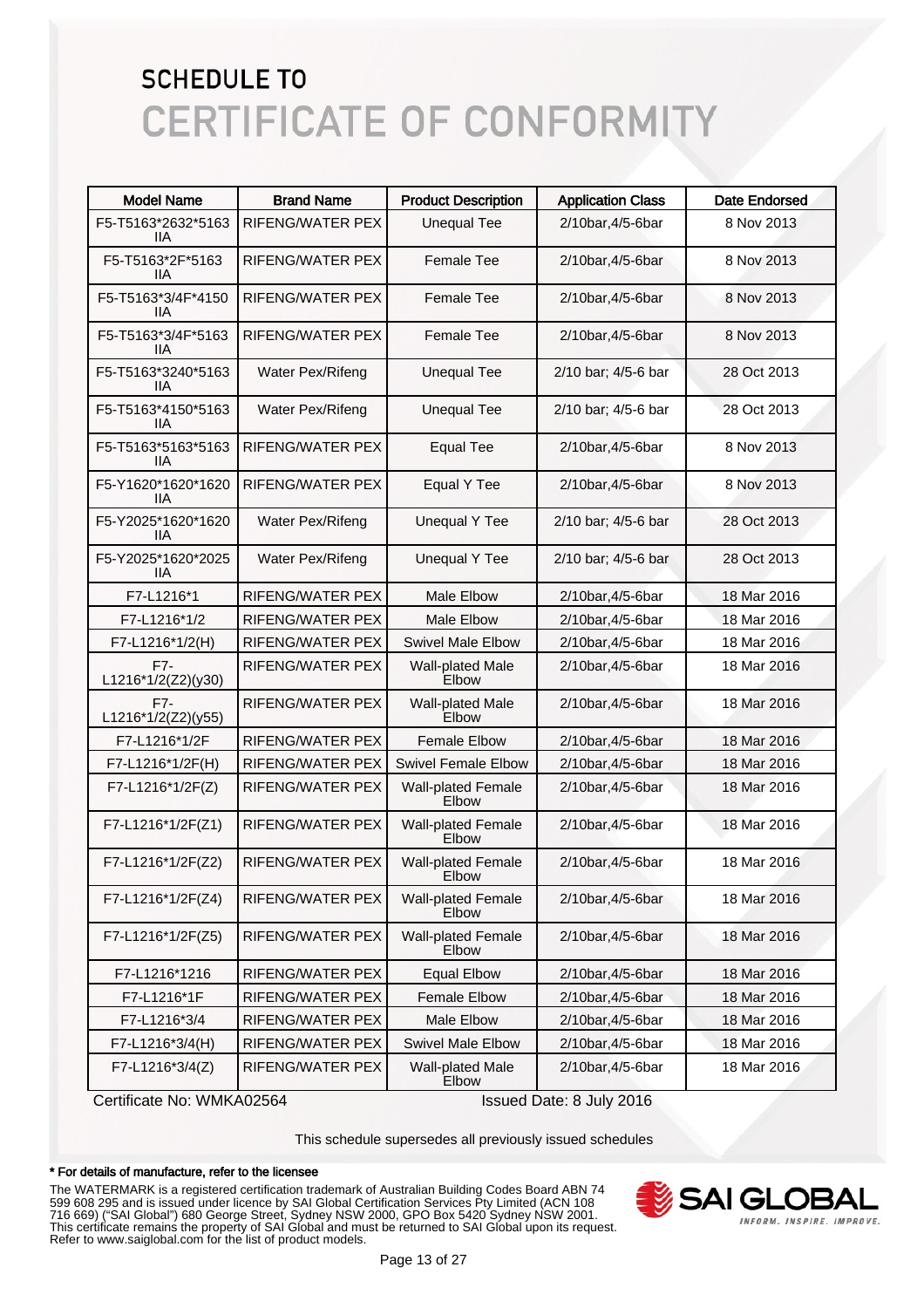# SCHEDULE TO

# CERTIFICATE OF CONFORMITY

| Model Name | Brand Name | Product Description | Application Class | Date Endorsed |
|---|---|---|---|---|
| F5-T5163*2632*5163 IIA | RIFENG/WATER PEX | Unequal Tee | 2/10bar,4/5-6bar | 8 Nov 2013 |
| F5-T5163*2F*5163 IIA | RIFENG/WATER PEX | Female Tee | 2/10bar,4/5-6bar | 8 Nov 2013 |
| F5-T5163*3/4F*4150 IIA | RIFENG/WATER PEX | Female Tee | 2/10bar,4/5-6bar | 8 Nov 2013 |
| F5-T5163*3/4F*5163 IIA | RIFENG/WATER PEX | Female Tee | 2/10bar,4/5-6bar | 8 Nov 2013 |
| F5-T5163*3240*5163 IIA | Water Pex/Rifeng | Unequal Tee | 2/10 bar; 4/5-6 bar | 28 Oct 2013 |
| F5-T5163*4150*5163 IIA | Water Pex/Rifeng | Unequal Tee | 2/10 bar; 4/5-6 bar | 28 Oct 2013 |
| F5-T5163*5163*5163 IIA | RIFENG/WATER PEX | Equal Tee | 2/10bar,4/5-6bar | 8 Nov 2013 |
| F5-Y1620*1620*1620 IIA | RIFENG/WATER PEX | Equal Y Tee | 2/10bar,4/5-6bar | 8 Nov 2013 |
| F5-Y2025*1620*1620 IIA | Water Pex/Rifeng | Unequal Y Tee | 2/10 bar; 4/5-6 bar | 28 Oct 2013 |
| F5-Y2025*1620*2025 IIA | Water Pex/Rifeng | Unequal Y Tee | 2/10 bar; 4/5-6 bar | 28 Oct 2013 |
| F7-L1216*1 | RIFENG/WATER PEX | Male Elbow | 2/10bar,4/5-6bar | 18 Mar 2016 |
| F7-L1216*1/2 | RIFENG/WATER PEX | Male Elbow | 2/10bar,4/5-6bar | 18 Mar 2016 |
| F7-L1216*1/2(H) | RIFENG/WATER PEX | Swivel Male Elbow | 2/10bar,4/5-6bar | 18 Mar 2016 |
| F7-L1216*1/2(Z2)(y30) | RIFENG/WATER PEX | Wall-plated Male Elbow | 2/10bar,4/5-6bar | 18 Mar 2016 |
| F7-L1216*1/2(Z2)(y55) | RIFENG/WATER PEX | Wall-plated Male Elbow | 2/10bar,4/5-6bar | 18 Mar 2016 |
| F7-L1216*1/2F | RIFENG/WATER PEX | Female Elbow | 2/10bar,4/5-6bar | 18 Mar 2016 |
| F7-L1216*1/2F(H) | RIFENG/WATER PEX | Swivel Female Elbow | 2/10bar,4/5-6bar | 18 Mar 2016 |
| F7-L1216*1/2F(Z) | RIFENG/WATER PEX | Wall-plated Female Elbow | 2/10bar,4/5-6bar | 18 Mar 2016 |
| F7-L1216*1/2F(Z1) | RIFENG/WATER PEX | Wall-plated Female Elbow | 2/10bar,4/5-6bar | 18 Mar 2016 |
| F7-L1216*1/2F(Z2) | RIFENG/WATER PEX | Wall-plated Female Elbow | 2/10bar,4/5-6bar | 18 Mar 2016 |
| F7-L1216*1/2F(Z4) | RIFENG/WATER PEX | Wall-plated Female Elbow | 2/10bar,4/5-6bar | 18 Mar 2016 |
| F7-L1216*1/2F(Z5) | RIFENG/WATER PEX | Wall-plated Female Elbow | 2/10bar,4/5-6bar | 18 Mar 2016 |
| F7-L1216*1216 | RIFENG/WATER PEX | Equal Elbow | 2/10bar,4/5-6bar | 18 Mar 2016 |
| F7-L1216*1F | RIFENG/WATER PEX | Female Elbow | 2/10bar,4/5-6bar | 18 Mar 2016 |
| F7-L1216*3/4 | RIFENG/WATER PEX | Male Elbow | 2/10bar,4/5-6bar | 18 Mar 2016 |
| F7-L1216*3/4(H) | RIFENG/WATER PEX | Swivel Male Elbow | 2/10bar,4/5-6bar | 18 Mar 2016 |
| F7-L1216*3/4(Z) | RIFENG/WATER PEX | Wall-plated Male Elbow | 2/10bar,4/5-6bar | 18 Mar 2016 |

Certificate No: WMKA02564 Issued Date: 8 July 2016

This schedule supersedes all previously issued schedules

**\* For details of manufacture, refer to the licensee**

The WATERMARK is a registered certification trademark of Australian Building Codes Board ABN 74 599 608 295 and is issued under licence by SAI Global Certification Services Pty Limited (ACN 108 716 669) ("SAI Global") 680 George Street, Sydney NSW 2000, GPO Box 5420 Sydney NSW 2001. This certificate remains the property of SAI Global and must be returned to SAI Global upon its request. Refer to www.saiglobal.com for the list of product models.

SAI GLOBAL
INFORM. INSPIRE. IMPROVE.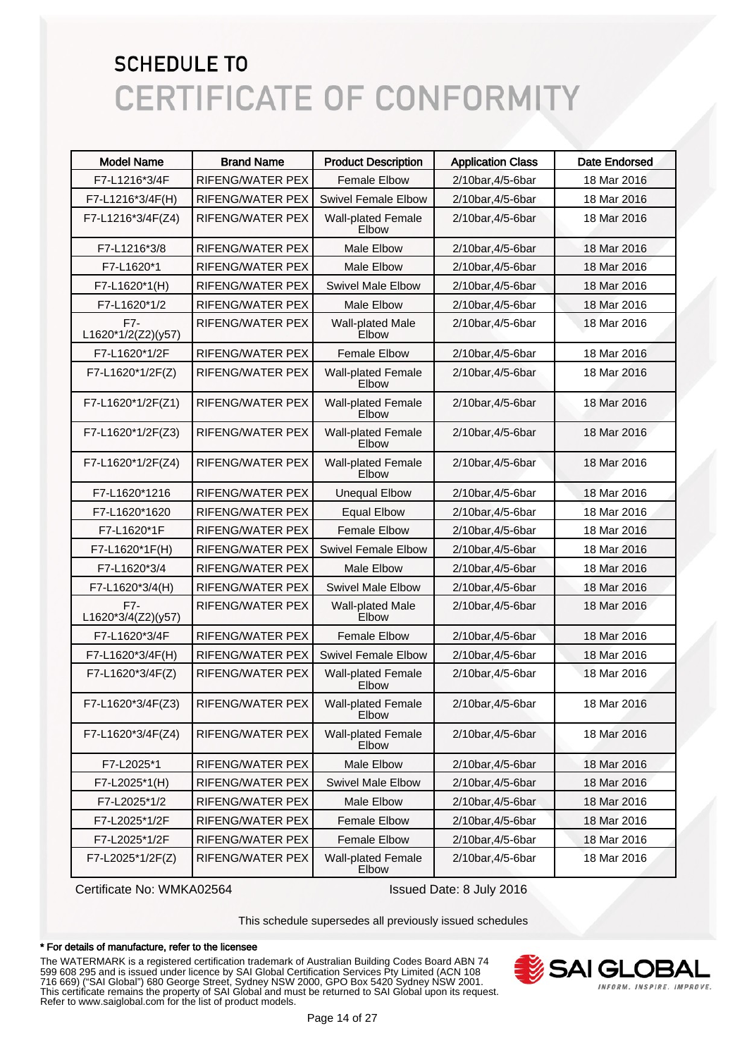# SCHEDULE TO
# CERTIFICATE OF CONFORMITY

| Model Name | Brand Name | Product Description | Application Class | Date Endorsed |
|---|---|---|---|---|
| F7-L1216*3/4F | RIFENG/WATER PEX | Female Elbow | 2/10bar,4/5-6bar | 18 Mar 2016 |
| F7-L1216*3/4F(H) | RIFENG/WATER PEX | Swivel Female Elbow | 2/10bar,4/5-6bar | 18 Mar 2016 |
| F7-L1216*3/4F(Z4) | RIFENG/WATER PEX | Wall-plated Female Elbow | 2/10bar,4/5-6bar | 18 Mar 2016 |
| F7-L1216*3/8 | RIFENG/WATER PEX | Male Elbow | 2/10bar,4/5-6bar | 18 Mar 2016 |
| F7-L1620*1 | RIFENG/WATER PEX | Male Elbow | 2/10bar,4/5-6bar | 18 Mar 2016 |
| F7-L1620*1(H) | RIFENG/WATER PEX | Swivel Male Elbow | 2/10bar,4/5-6bar | 18 Mar 2016 |
| F7-L1620*1/2 | RIFENG/WATER PEX | Male Elbow | 2/10bar,4/5-6bar | 18 Mar 2016 |
| F7-L1620*1/2(Z2)(y57) | RIFENG/WATER PEX | Wall-plated Male Elbow | 2/10bar,4/5-6bar | 18 Mar 2016 |
| F7-L1620*1/2F | RIFENG/WATER PEX | Female Elbow | 2/10bar,4/5-6bar | 18 Mar 2016 |
| F7-L1620*1/2F(Z) | RIFENG/WATER PEX | Wall-plated Female Elbow | 2/10bar,4/5-6bar | 18 Mar 2016 |
| F7-L1620*1/2F(Z1) | RIFENG/WATER PEX | Wall-plated Female Elbow | 2/10bar,4/5-6bar | 18 Mar 2016 |
| F7-L1620*1/2F(Z3) | RIFENG/WATER PEX | Wall-plated Female Elbow | 2/10bar,4/5-6bar | 18 Mar 2016 |
| F7-L1620*1/2F(Z4) | RIFENG/WATER PEX | Wall-plated Female Elbow | 2/10bar,4/5-6bar | 18 Mar 2016 |
| F7-L1620*1216 | RIFENG/WATER PEX | Unequal Elbow | 2/10bar,4/5-6bar | 18 Mar 2016 |
| F7-L1620*1620 | RIFENG/WATER PEX | Equal Elbow | 2/10bar,4/5-6bar | 18 Mar 2016 |
| F7-L1620*1F | RIFENG/WATER PEX | Female Elbow | 2/10bar,4/5-6bar | 18 Mar 2016 |
| F7-L1620*1F(H) | RIFENG/WATER PEX | Swivel Female Elbow | 2/10bar,4/5-6bar | 18 Mar 2016 |
| F7-L1620*3/4 | RIFENG/WATER PEX | Male Elbow | 2/10bar,4/5-6bar | 18 Mar 2016 |
| F7-L1620*3/4(H) | RIFENG/WATER PEX | Swivel Male Elbow | 2/10bar,4/5-6bar | 18 Mar 2016 |
| F7-L1620*3/4(Z2)(y57) | RIFENG/WATER PEX | Wall-plated Male Elbow | 2/10bar,4/5-6bar | 18 Mar 2016 |
| F7-L1620*3/4F | RIFENG/WATER PEX | Female Elbow | 2/10bar,4/5-6bar | 18 Mar 2016 |
| F7-L1620*3/4F(H) | RIFENG/WATER PEX | Swivel Female Elbow | 2/10bar,4/5-6bar | 18 Mar 2016 |
| F7-L1620*3/4F(Z) | RIFENG/WATER PEX | Wall-plated Female Elbow | 2/10bar,4/5-6bar | 18 Mar 2016 |
| F7-L1620*3/4F(Z3) | RIFENG/WATER PEX | Wall-plated Female Elbow | 2/10bar,4/5-6bar | 18 Mar 2016 |
| F7-L1620*3/4F(Z4) | RIFENG/WATER PEX | Wall-plated Female Elbow | 2/10bar,4/5-6bar | 18 Mar 2016 |
| F7-L2025*1 | RIFENG/WATER PEX | Male Elbow | 2/10bar,4/5-6bar | 18 Mar 2016 |
| F7-L2025*1(H) | RIFENG/WATER PEX | Swivel Male Elbow | 2/10bar,4/5-6bar | 18 Mar 2016 |
| F7-L2025*1/2 | RIFENG/WATER PEX | Male Elbow | 2/10bar,4/5-6bar | 18 Mar 2016 |
| F7-L2025*1/2F | RIFENG/WATER PEX | Female Elbow | 2/10bar,4/5-6bar | 18 Mar 2016 |
| F7-L2025*1/2F | RIFENG/WATER PEX | Female Elbow | 2/10bar,4/5-6bar | 18 Mar 2016 |
| F7-L2025*1/2F(Z) | RIFENG/WATER PEX | Wall-plated Female Elbow | 2/10bar,4/5-6bar | 18 Mar 2016 |

Certificate No: WMKA02564

Issued Date: 8 July 2016

This schedule supersedes all previously issued schedules

**\* For details of manufacture, refer to the licensee**

The WATERMARK is a registered certification trademark of Australian Building Codes Board ABN 74 599 608 295 and is issued under licence by SAI Global Certification Services Pty Limited (ACN 108 716 669) ("SAI Global") 680 George Street, Sydney NSW 2000, GPO Box 5420 Sydney NSW 2001. This certificate remains the property of SAI Global and must be returned to SAI Global upon its request. Refer to www.saiglobal.com for the list of product models.

SAI GLOBAL
INFORM. INSPIRE. IMPROVE.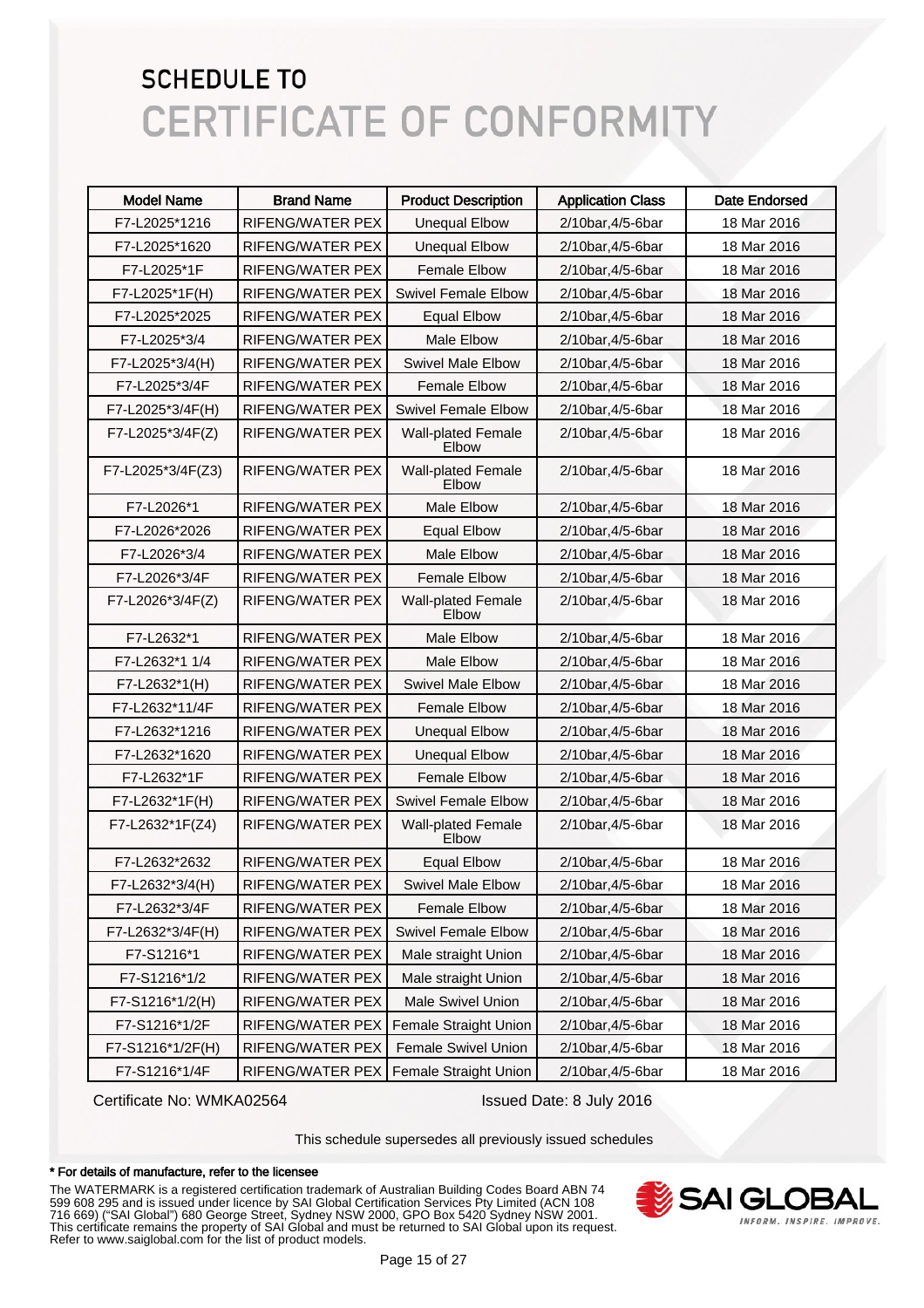# SCHEDULE TO
# CERTIFICATE OF CONFORMITY

| Model Name | Brand Name | Product Description | Application Class | Date Endorsed |
|---|---|---|---|---|
| F7-L2025*1216 | RIFENG/WATER PEX | Unequal Elbow | 2/10bar,4/5-6bar | 18 Mar 2016 |
| F7-L2025*1620 | RIFENG/WATER PEX | Unequal Elbow | 2/10bar,4/5-6bar | 18 Mar 2016 |
| F7-L2025*1F | RIFENG/WATER PEX | Female Elbow | 2/10bar,4/5-6bar | 18 Mar 2016 |
| F7-L2025*1F(H) | RIFENG/WATER PEX | Swivel Female Elbow | 2/10bar,4/5-6bar | 18 Mar 2016 |
| F7-L2025*2025 | RIFENG/WATER PEX | Equal Elbow | 2/10bar,4/5-6bar | 18 Mar 2016 |
| F7-L2025*3/4 | RIFENG/WATER PEX | Male Elbow | 2/10bar,4/5-6bar | 18 Mar 2016 |
| F7-L2025*3/4(H) | RIFENG/WATER PEX | Swivel Male Elbow | 2/10bar,4/5-6bar | 18 Mar 2016 |
| F7-L2025*3/4F | RIFENG/WATER PEX | Female Elbow | 2/10bar,4/5-6bar | 18 Mar 2016 |
| F7-L2025*3/4F(H) | RIFENG/WATER PEX | Swivel Female Elbow | 2/10bar,4/5-6bar | 18 Mar 2016 |
| F7-L2025*3/4F(Z) | RIFENG/WATER PEX | Wall-plated Female Elbow | 2/10bar,4/5-6bar | 18 Mar 2016 |
| F7-L2025*3/4F(Z3) | RIFENG/WATER PEX | Wall-plated Female Elbow | 2/10bar,4/5-6bar | 18 Mar 2016 |
| F7-L2026*1 | RIFENG/WATER PEX | Male Elbow | 2/10bar,4/5-6bar | 18 Mar 2016 |
| F7-L2026*2026 | RIFENG/WATER PEX | Equal Elbow | 2/10bar,4/5-6bar | 18 Mar 2016 |
| F7-L2026*3/4 | RIFENG/WATER PEX | Male Elbow | 2/10bar,4/5-6bar | 18 Mar 2016 |
| F7-L2026*3/4F | RIFENG/WATER PEX | Female Elbow | 2/10bar,4/5-6bar | 18 Mar 2016 |
| F7-L2026*3/4F(Z) | RIFENG/WATER PEX | Wall-plated Female Elbow | 2/10bar,4/5-6bar | 18 Mar 2016 |
| F7-L2632*1 | RIFENG/WATER PEX | Male Elbow | 2/10bar,4/5-6bar | 18 Mar 2016 |
| F7-L2632*1 1/4 | RIFENG/WATER PEX | Male Elbow | 2/10bar,4/5-6bar | 18 Mar 2016 |
| F7-L2632*1(H) | RIFENG/WATER PEX | Swivel Male Elbow | 2/10bar,4/5-6bar | 18 Mar 2016 |
| F7-L2632*11/4F | RIFENG/WATER PEX | Female Elbow | 2/10bar,4/5-6bar | 18 Mar 2016 |
| F7-L2632*1216 | RIFENG/WATER PEX | Unequal Elbow | 2/10bar,4/5-6bar | 18 Mar 2016 |
| F7-L2632*1620 | RIFENG/WATER PEX | Unequal Elbow | 2/10bar,4/5-6bar | 18 Mar 2016 |
| F7-L2632*1F | RIFENG/WATER PEX | Female Elbow | 2/10bar,4/5-6bar | 18 Mar 2016 |
| F7-L2632*1F(H) | RIFENG/WATER PEX | Swivel Female Elbow | 2/10bar,4/5-6bar | 18 Mar 2016 |
| F7-L2632*1F(Z4) | RIFENG/WATER PEX | Wall-plated Female Elbow | 2/10bar,4/5-6bar | 18 Mar 2016 |
| F7-L2632*2632 | RIFENG/WATER PEX | Equal Elbow | 2/10bar,4/5-6bar | 18 Mar 2016 |
| F7-L2632*3/4(H) | RIFENG/WATER PEX | Swivel Male Elbow | 2/10bar,4/5-6bar | 18 Mar 2016 |
| F7-L2632*3/4F | RIFENG/WATER PEX | Female Elbow | 2/10bar,4/5-6bar | 18 Mar 2016 |
| F7-L2632*3/4F(H) | RIFENG/WATER PEX | Swivel Female Elbow | 2/10bar,4/5-6bar | 18 Mar 2016 |
| F7-S1216*1 | RIFENG/WATER PEX | Male straight Union | 2/10bar,4/5-6bar | 18 Mar 2016 |
| F7-S1216*1/2 | RIFENG/WATER PEX | Male straight Union | 2/10bar,4/5-6bar | 18 Mar 2016 |
| F7-S1216*1/2(H) | RIFENG/WATER PEX | Male Swivel Union | 2/10bar,4/5-6bar | 18 Mar 2016 |
| F7-S1216*1/2F | RIFENG/WATER PEX | Female Straight Union | 2/10bar,4/5-6bar | 18 Mar 2016 |
| F7-S1216*1/2F(H) | RIFENG/WATER PEX | Female Swivel Union | 2/10bar,4/5-6bar | 18 Mar 2016 |
| F7-S1216*1/4F | RIFENG/WATER PEX | Female Straight Union | 2/10bar,4/5-6bar | 18 Mar 2016 |

Certificate No: WMKA02564

Issued Date: 8 July 2016

This schedule supersedes all previously issued schedules

**\* For details of manufacture, refer to the licensee**

The WATERMARK is a registered certification trademark of Australian Building Codes Board ABN 74 599 608 295 and is issued under licence by SAI Global Certification Services Pty Limited (ACN 108 716 669) ("SAI Global") 680 George Street, Sydney NSW 2000, GPO Box 5420 Sydney NSW 2001. This certificate remains the property of SAI Global and must be returned to SAI Global upon its request. Refer to www.saiglobal.com for the list of product models.

SAI GLOBAL
INFORM. INSPIRE. IMPROVE.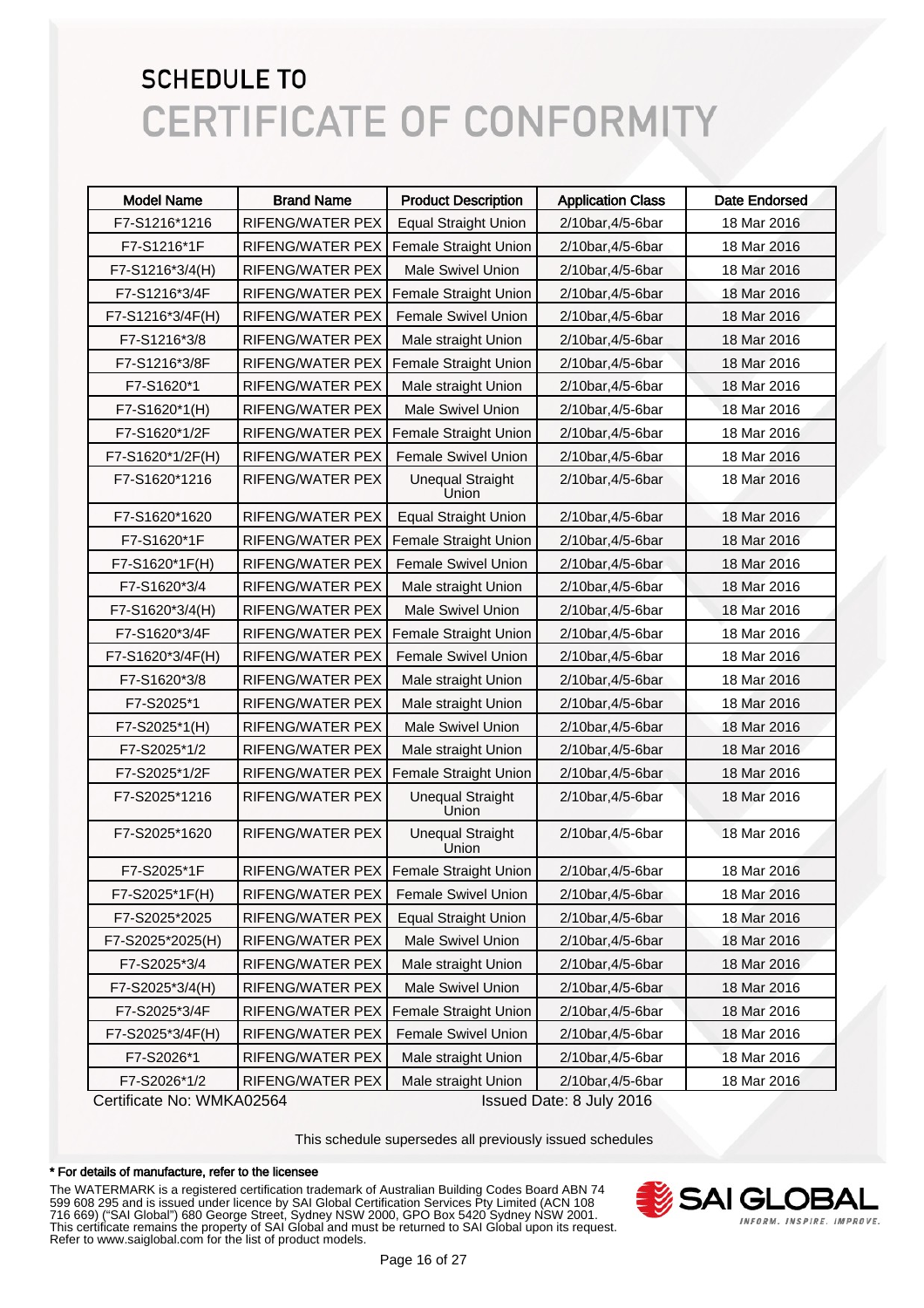# SCHEDULE TO
# CERTIFICATE OF CONFORMITY

| Model Name | Brand Name | Product Description | Application Class | Date Endorsed |
|---|---|---|---|---|
| F7-S1216*1216 | RIFENG/WATER PEX | Equal Straight Union | 2/10bar,4/5-6bar | 18 Mar 2016 |
| F7-S1216*1F | RIFENG/WATER PEX | Female Straight Union | 2/10bar,4/5-6bar | 18 Mar 2016 |
| F7-S1216*3/4(H) | RIFENG/WATER PEX | Male Swivel Union | 2/10bar,4/5-6bar | 18 Mar 2016 |
| F7-S1216*3/4F | RIFENG/WATER PEX | Female Straight Union | 2/10bar,4/5-6bar | 18 Mar 2016 |
| F7-S1216*3/4F(H) | RIFENG/WATER PEX | Female Swivel Union | 2/10bar,4/5-6bar | 18 Mar 2016 |
| F7-S1216*3/8 | RIFENG/WATER PEX | Male straight Union | 2/10bar,4/5-6bar | 18 Mar 2016 |
| F7-S1216*3/8F | RIFENG/WATER PEX | Female Straight Union | 2/10bar,4/5-6bar | 18 Mar 2016 |
| F7-S1620*1 | RIFENG/WATER PEX | Male straight Union | 2/10bar,4/5-6bar | 18 Mar 2016 |
| F7-S1620*1(H) | RIFENG/WATER PEX | Male Swivel Union | 2/10bar,4/5-6bar | 18 Mar 2016 |
| F7-S1620*1/2F | RIFENG/WATER PEX | Female Straight Union | 2/10bar,4/5-6bar | 18 Mar 2016 |
| F7-S1620*1/2F(H) | RIFENG/WATER PEX | Female Swivel Union | 2/10bar,4/5-6bar | 18 Mar 2016 |
| F7-S1620*1216 | RIFENG/WATER PEX | Unequal Straight Union | 2/10bar,4/5-6bar | 18 Mar 2016 |
| F7-S1620*1620 | RIFENG/WATER PEX | Equal Straight Union | 2/10bar,4/5-6bar | 18 Mar 2016 |
| F7-S1620*1F | RIFENG/WATER PEX | Female Straight Union | 2/10bar,4/5-6bar | 18 Mar 2016 |
| F7-S1620*1F(H) | RIFENG/WATER PEX | Female Swivel Union | 2/10bar,4/5-6bar | 18 Mar 2016 |
| F7-S1620*3/4 | RIFENG/WATER PEX | Male straight Union | 2/10bar,4/5-6bar | 18 Mar 2016 |
| F7-S1620*3/4(H) | RIFENG/WATER PEX | Male Swivel Union | 2/10bar,4/5-6bar | 18 Mar 2016 |
| F7-S1620*3/4F | RIFENG/WATER PEX | Female Straight Union | 2/10bar,4/5-6bar | 18 Mar 2016 |
| F7-S1620*3/4F(H) | RIFENG/WATER PEX | Female Swivel Union | 2/10bar,4/5-6bar | 18 Mar 2016 |
| F7-S1620*3/8 | RIFENG/WATER PEX | Male straight Union | 2/10bar,4/5-6bar | 18 Mar 2016 |
| F7-S2025*1 | RIFENG/WATER PEX | Male straight Union | 2/10bar,4/5-6bar | 18 Mar 2016 |
| F7-S2025*1(H) | RIFENG/WATER PEX | Male Swivel Union | 2/10bar,4/5-6bar | 18 Mar 2016 |
| F7-S2025*1/2 | RIFENG/WATER PEX | Male straight Union | 2/10bar,4/5-6bar | 18 Mar 2016 |
| F7-S2025*1/2F | RIFENG/WATER PEX | Female Straight Union | 2/10bar,4/5-6bar | 18 Mar 2016 |
| F7-S2025*1216 | RIFENG/WATER PEX | Unequal Straight Union | 2/10bar,4/5-6bar | 18 Mar 2016 |
| F7-S2025*1620 | RIFENG/WATER PEX | Unequal Straight Union | 2/10bar,4/5-6bar | 18 Mar 2016 |
| F7-S2025*1F | RIFENG/WATER PEX | Female Straight Union | 2/10bar,4/5-6bar | 18 Mar 2016 |
| F7-S2025*1F(H) | RIFENG/WATER PEX | Female Swivel Union | 2/10bar,4/5-6bar | 18 Mar 2016 |
| F7-S2025*2025 | RIFENG/WATER PEX | Equal Straight Union | 2/10bar,4/5-6bar | 18 Mar 2016 |
| F7-S2025*2025(H) | RIFENG/WATER PEX | Male Swivel Union | 2/10bar,4/5-6bar | 18 Mar 2016 |
| F7-S2025*3/4 | RIFENG/WATER PEX | Male straight Union | 2/10bar,4/5-6bar | 18 Mar 2016 |
| F7-S2025*3/4(H) | RIFENG/WATER PEX | Male Swivel Union | 2/10bar,4/5-6bar | 18 Mar 2016 |
| F7-S2025*3/4F | RIFENG/WATER PEX | Female Straight Union | 2/10bar,4/5-6bar | 18 Mar 2016 |
| F7-S2025*3/4F(H) | RIFENG/WATER PEX | Female Swivel Union | 2/10bar,4/5-6bar | 18 Mar 2016 |
| F7-S2026*1 | RIFENG/WATER PEX | Male straight Union | 2/10bar,4/5-6bar | 18 Mar 2016 |
| F7-S2026*1/2 | RIFENG/WATER PEX | Male straight Union | 2/10bar,4/5-6bar | 18 Mar 2016 |

Certificate No: WMKA02564 Issued Date: 8 July 2016

This schedule supersedes all previously issued schedules

**\* For details of manufacture, refer to the licensee**

The WATERMARK is a registered certification trademark of Australian Building Codes Board ABN 74 599 608 295 and is issued under licence by SAI Global Certification Services Pty Limited (ACN 108 716 669) ("SAI Global") 680 George Street, Sydney NSW 2000, GPO Box 5420 Sydney NSW 2001. This certificate remains the property of SAI Global and must be returned to SAI Global upon its request. Refer to www.saiglobal.com for the list of product models.

SAI GLOBAL — INFORM. INSPIRE. IMPROVE.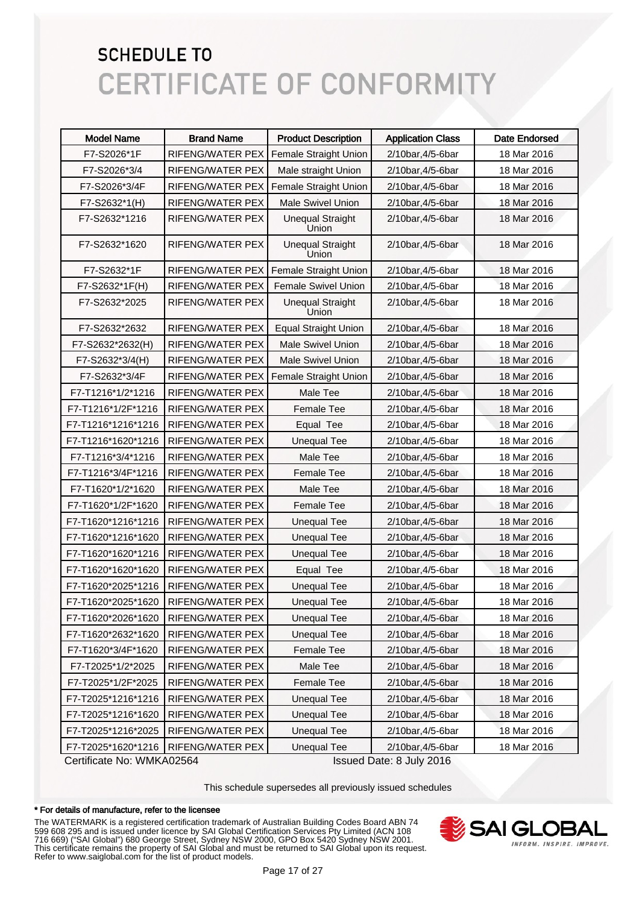# SCHEDULE TO

# CERTIFICATE OF CONFORMITY

| Model Name | Brand Name | Product Description | Application Class | Date Endorsed |
|---|---|---|---|---|
| F7-S2026*1F | RIFENG/WATER PEX | Female Straight Union | 2/10bar,4/5-6bar | 18 Mar 2016 |
| F7-S2026*3/4 | RIFENG/WATER PEX | Male straight Union | 2/10bar,4/5-6bar | 18 Mar 2016 |
| F7-S2026*3/4F | RIFENG/WATER PEX | Female Straight Union | 2/10bar,4/5-6bar | 18 Mar 2016 |
| F7-S2632*1(H) | RIFENG/WATER PEX | Male Swivel Union | 2/10bar,4/5-6bar | 18 Mar 2016 |
| F7-S2632*1216 | RIFENG/WATER PEX | Unequal Straight Union | 2/10bar,4/5-6bar | 18 Mar 2016 |
| F7-S2632*1620 | RIFENG/WATER PEX | Unequal Straight Union | 2/10bar,4/5-6bar | 18 Mar 2016 |
| F7-S2632*1F | RIFENG/WATER PEX | Female Straight Union | 2/10bar,4/5-6bar | 18 Mar 2016 |
| F7-S2632*1F(H) | RIFENG/WATER PEX | Female Swivel Union | 2/10bar,4/5-6bar | 18 Mar 2016 |
| F7-S2632*2025 | RIFENG/WATER PEX | Unequal Straight Union | 2/10bar,4/5-6bar | 18 Mar 2016 |
| F7-S2632*2632 | RIFENG/WATER PEX | Equal Straight Union | 2/10bar,4/5-6bar | 18 Mar 2016 |
| F7-S2632*2632(H) | RIFENG/WATER PEX | Male Swivel Union | 2/10bar,4/5-6bar | 18 Mar 2016 |
| F7-S2632*3/4(H) | RIFENG/WATER PEX | Male Swivel Union | 2/10bar,4/5-6bar | 18 Mar 2016 |
| F7-S2632*3/4F | RIFENG/WATER PEX | Female Straight Union | 2/10bar,4/5-6bar | 18 Mar 2016 |
| F7-T1216*1/2*1216 | RIFENG/WATER PEX | Male Tee | 2/10bar,4/5-6bar | 18 Mar 2016 |
| F7-T1216*1/2F*1216 | RIFENG/WATER PEX | Female Tee | 2/10bar,4/5-6bar | 18 Mar 2016 |
| F7-T1216*1216*1216 | RIFENG/WATER PEX | Equal Tee | 2/10bar,4/5-6bar | 18 Mar 2016 |
| F7-T1216*1620*1216 | RIFENG/WATER PEX | Unequal Tee | 2/10bar,4/5-6bar | 18 Mar 2016 |
| F7-T1216*3/4*1216 | RIFENG/WATER PEX | Male Tee | 2/10bar,4/5-6bar | 18 Mar 2016 |
| F7-T1216*3/4F*1216 | RIFENG/WATER PEX | Female Tee | 2/10bar,4/5-6bar | 18 Mar 2016 |
| F7-T1620*1/2*1620 | RIFENG/WATER PEX | Male Tee | 2/10bar,4/5-6bar | 18 Mar 2016 |
| F7-T1620*1/2F*1620 | RIFENG/WATER PEX | Female Tee | 2/10bar,4/5-6bar | 18 Mar 2016 |
| F7-T1620*1216*1216 | RIFENG/WATER PEX | Unequal Tee | 2/10bar,4/5-6bar | 18 Mar 2016 |
| F7-T1620*1216*1620 | RIFENG/WATER PEX | Unequal Tee | 2/10bar,4/5-6bar | 18 Mar 2016 |
| F7-T1620*1620*1216 | RIFENG/WATER PEX | Unequal Tee | 2/10bar,4/5-6bar | 18 Mar 2016 |
| F7-T1620*1620*1620 | RIFENG/WATER PEX | Equal Tee | 2/10bar,4/5-6bar | 18 Mar 2016 |
| F7-T1620*2025*1216 | RIFENG/WATER PEX | Unequal Tee | 2/10bar,4/5-6bar | 18 Mar 2016 |
| F7-T1620*2025*1620 | RIFENG/WATER PEX | Unequal Tee | 2/10bar,4/5-6bar | 18 Mar 2016 |
| F7-T1620*2026*1620 | RIFENG/WATER PEX | Unequal Tee | 2/10bar,4/5-6bar | 18 Mar 2016 |
| F7-T1620*2632*1620 | RIFENG/WATER PEX | Unequal Tee | 2/10bar,4/5-6bar | 18 Mar 2016 |
| F7-T1620*3/4F*1620 | RIFENG/WATER PEX | Female Tee | 2/10bar,4/5-6bar | 18 Mar 2016 |
| F7-T2025*1/2*2025 | RIFENG/WATER PEX | Male Tee | 2/10bar,4/5-6bar | 18 Mar 2016 |
| F7-T2025*1/2F*2025 | RIFENG/WATER PEX | Female Tee | 2/10bar,4/5-6bar | 18 Mar 2016 |
| F7-T2025*1216*1216 | RIFENG/WATER PEX | Unequal Tee | 2/10bar,4/5-6bar | 18 Mar 2016 |
| F7-T2025*1216*1620 | RIFENG/WATER PEX | Unequal Tee | 2/10bar,4/5-6bar | 18 Mar 2016 |
| F7-T2025*1216*2025 | RIFENG/WATER PEX | Unequal Tee | 2/10bar,4/5-6bar | 18 Mar 2016 |
| F7-T2025*1620*1216 | RIFENG/WATER PEX | Unequal Tee | 2/10bar,4/5-6bar | 18 Mar 2016 |

Certificate No: WMKA02564

Issued Date: 8 July 2016

This schedule supersedes all previously issued schedules

**\* For details of manufacture, refer to the licensee**

The WATERMARK is a registered certification trademark of Australian Building Codes Board ABN 74 599 608 295 and is issued under licence by SAI Global Certification Services Pty Limited (ACN 108 716 669) ("SAI Global") 680 George Street, Sydney NSW 2000, GPO Box 5420 Sydney NSW 2001. This certificate remains the property of SAI Global and must be returned to SAI Global upon its request. Refer to www.saiglobal.com for the list of product models.

SAI GLOBAL
INFORM. INSPIRE. IMPROVE.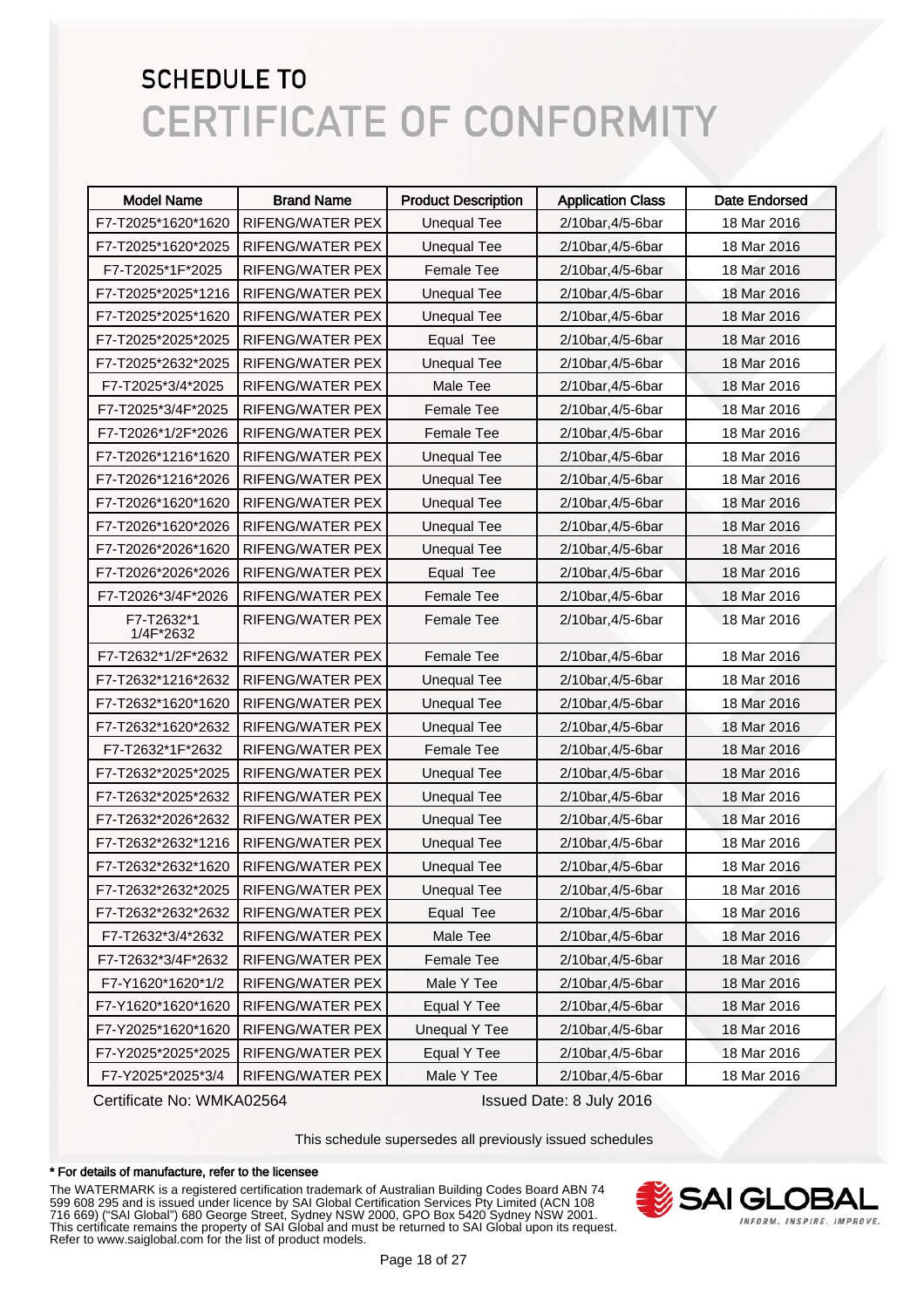# SCHEDULE TO
# CERTIFICATE OF CONFORMITY

| Model Name | Brand Name | Product Description | Application Class | Date Endorsed |
|---|---|---|---|---|
| F7-T2025*1620*1620 | RIFENG/WATER PEX | Unequal Tee | 2/10bar,4/5-6bar | 18 Mar 2016 |
| F7-T2025*1620*2025 | RIFENG/WATER PEX | Unequal Tee | 2/10bar,4/5-6bar | 18 Mar 2016 |
| F7-T2025*1F*2025 | RIFENG/WATER PEX | Female Tee | 2/10bar,4/5-6bar | 18 Mar 2016 |
| F7-T2025*2025*1216 | RIFENG/WATER PEX | Unequal Tee | 2/10bar,4/5-6bar | 18 Mar 2016 |
| F7-T2025*2025*1620 | RIFENG/WATER PEX | Unequal Tee | 2/10bar,4/5-6bar | 18 Mar 2016 |
| F7-T2025*2025*2025 | RIFENG/WATER PEX | Equal Tee | 2/10bar,4/5-6bar | 18 Mar 2016 |
| F7-T2025*2632*2025 | RIFENG/WATER PEX | Unequal Tee | 2/10bar,4/5-6bar | 18 Mar 2016 |
| F7-T2025*3/4*2025 | RIFENG/WATER PEX | Male Tee | 2/10bar,4/5-6bar | 18 Mar 2016 |
| F7-T2025*3/4F*2025 | RIFENG/WATER PEX | Female Tee | 2/10bar,4/5-6bar | 18 Mar 2016 |
| F7-T2026*1/2F*2026 | RIFENG/WATER PEX | Female Tee | 2/10bar,4/5-6bar | 18 Mar 2016 |
| F7-T2026*1216*1620 | RIFENG/WATER PEX | Unequal Tee | 2/10bar,4/5-6bar | 18 Mar 2016 |
| F7-T2026*1216*2026 | RIFENG/WATER PEX | Unequal Tee | 2/10bar,4/5-6bar | 18 Mar 2016 |
| F7-T2026*1620*1620 | RIFENG/WATER PEX | Unequal Tee | 2/10bar,4/5-6bar | 18 Mar 2016 |
| F7-T2026*1620*2026 | RIFENG/WATER PEX | Unequal Tee | 2/10bar,4/5-6bar | 18 Mar 2016 |
| F7-T2026*2026*1620 | RIFENG/WATER PEX | Unequal Tee | 2/10bar,4/5-6bar | 18 Mar 2016 |
| F7-T2026*2026*2026 | RIFENG/WATER PEX | Equal Tee | 2/10bar,4/5-6bar | 18 Mar 2016 |
| F7-T2026*3/4F*2026 | RIFENG/WATER PEX | Female Tee | 2/10bar,4/5-6bar | 18 Mar 2016 |
| F7-T2632*1 1/4F*2632 | RIFENG/WATER PEX | Female Tee | 2/10bar,4/5-6bar | 18 Mar 2016 |
| F7-T2632*1/2F*2632 | RIFENG/WATER PEX | Female Tee | 2/10bar,4/5-6bar | 18 Mar 2016 |
| F7-T2632*1216*2632 | RIFENG/WATER PEX | Unequal Tee | 2/10bar,4/5-6bar | 18 Mar 2016 |
| F7-T2632*1620*1620 | RIFENG/WATER PEX | Unequal Tee | 2/10bar,4/5-6bar | 18 Mar 2016 |
| F7-T2632*1620*2632 | RIFENG/WATER PEX | Unequal Tee | 2/10bar,4/5-6bar | 18 Mar 2016 |
| F7-T2632*1F*2632 | RIFENG/WATER PEX | Female Tee | 2/10bar,4/5-6bar | 18 Mar 2016 |
| F7-T2632*2025*2025 | RIFENG/WATER PEX | Unequal Tee | 2/10bar,4/5-6bar | 18 Mar 2016 |
| F7-T2632*2025*2632 | RIFENG/WATER PEX | Unequal Tee | 2/10bar,4/5-6bar | 18 Mar 2016 |
| F7-T2632*2026*2632 | RIFENG/WATER PEX | Unequal Tee | 2/10bar,4/5-6bar | 18 Mar 2016 |
| F7-T2632*2632*1216 | RIFENG/WATER PEX | Unequal Tee | 2/10bar,4/5-6bar | 18 Mar 2016 |
| F7-T2632*2632*1620 | RIFENG/WATER PEX | Unequal Tee | 2/10bar,4/5-6bar | 18 Mar 2016 |
| F7-T2632*2632*2025 | RIFENG/WATER PEX | Unequal Tee | 2/10bar,4/5-6bar | 18 Mar 2016 |
| F7-T2632*2632*2632 | RIFENG/WATER PEX | Equal Tee | 2/10bar,4/5-6bar | 18 Mar 2016 |
| F7-T2632*3/4*2632 | RIFENG/WATER PEX | Male Tee | 2/10bar,4/5-6bar | 18 Mar 2016 |
| F7-T2632*3/4F*2632 | RIFENG/WATER PEX | Female Tee | 2/10bar,4/5-6bar | 18 Mar 2016 |
| F7-Y1620*1620*1/2 | RIFENG/WATER PEX | Male Y Tee | 2/10bar,4/5-6bar | 18 Mar 2016 |
| F7-Y1620*1620*1620 | RIFENG/WATER PEX | Equal Y Tee | 2/10bar,4/5-6bar | 18 Mar 2016 |
| F7-Y2025*1620*1620 | RIFENG/WATER PEX | Unequal Y Tee | 2/10bar,4/5-6bar | 18 Mar 2016 |
| F7-Y2025*2025*2025 | RIFENG/WATER PEX | Equal Y Tee | 2/10bar,4/5-6bar | 18 Mar 2016 |
| F7-Y2025*2025*3/4 | RIFENG/WATER PEX | Male Y Tee | 2/10bar,4/5-6bar | 18 Mar 2016 |

Certificate No: WMKA02564 Issued Date: 8 July 2016

This schedule supersedes all previously issued schedules

**\* For details of manufacture, refer to the licensee**

The WATERMARK is a registered certification trademark of Australian Building Codes Board ABN 74 599 608 295 and is issued under licence by SAI Global Certification Services Pty Limited (ACN 108 716 669) ("SAI Global") 680 George Street, Sydney NSW 2000, GPO Box 5420 Sydney NSW 2001. This certificate remains the property of SAI Global and must be returned to SAI Global upon its request. Refer to www.saiglobal.com for the list of product models.

SAI GLOBAL
INFORM. INSPIRE. IMPROVE.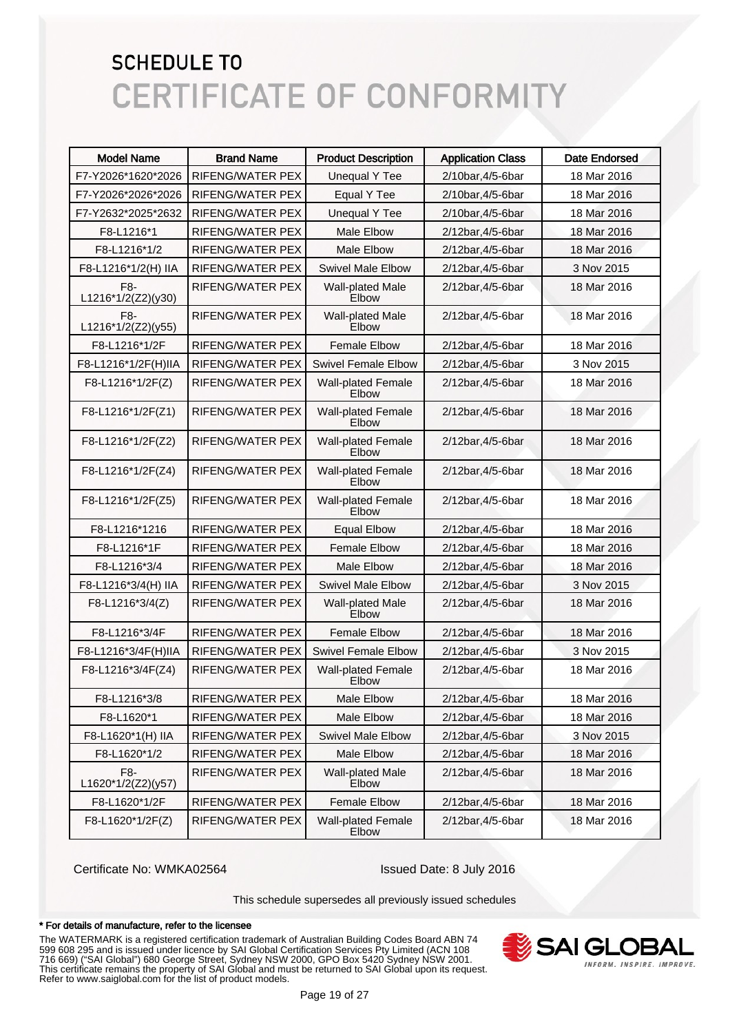# SCHEDULE TO
# CERTIFICATE OF CONFORMITY

| Model Name | Brand Name | Product Description | Application Class | Date Endorsed |
|---|---|---|---|---|
| F7-Y2026*1620*2026 | RIFENG/WATER PEX | Unequal Y Tee | 2/10bar,4/5-6bar | 18 Mar 2016 |
| F7-Y2026*2026*2026 | RIFENG/WATER PEX | Equal Y Tee | 2/10bar,4/5-6bar | 18 Mar 2016 |
| F7-Y2632*2025*2632 | RIFENG/WATER PEX | Unequal Y Tee | 2/10bar,4/5-6bar | 18 Mar 2016 |
| F8-L1216*1 | RIFENG/WATER PEX | Male Elbow | 2/12bar,4/5-6bar | 18 Mar 2016 |
| F8-L1216*1/2 | RIFENG/WATER PEX | Male Elbow | 2/12bar,4/5-6bar | 18 Mar 2016 |
| F8-L1216*1/2(H) IIA | RIFENG/WATER PEX | Swivel Male Elbow | 2/12bar,4/5-6bar | 3 Nov 2015 |
| F8-L1216*1/2(Z2)(y30) | RIFENG/WATER PEX | Wall-plated Male Elbow | 2/12bar,4/5-6bar | 18 Mar 2016 |
| F8-L1216*1/2(Z2)(y55) | RIFENG/WATER PEX | Wall-plated Male Elbow | 2/12bar,4/5-6bar | 18 Mar 2016 |
| F8-L1216*1/2F | RIFENG/WATER PEX | Female Elbow | 2/12bar,4/5-6bar | 18 Mar 2016 |
| F8-L1216*1/2F(H)IIA | RIFENG/WATER PEX | Swivel Female Elbow | 2/12bar,4/5-6bar | 3 Nov 2015 |
| F8-L1216*1/2F(Z) | RIFENG/WATER PEX | Wall-plated Female Elbow | 2/12bar,4/5-6bar | 18 Mar 2016 |
| F8-L1216*1/2F(Z1) | RIFENG/WATER PEX | Wall-plated Female Elbow | 2/12bar,4/5-6bar | 18 Mar 2016 |
| F8-L1216*1/2F(Z2) | RIFENG/WATER PEX | Wall-plated Female Elbow | 2/12bar,4/5-6bar | 18 Mar 2016 |
| F8-L1216*1/2F(Z4) | RIFENG/WATER PEX | Wall-plated Female Elbow | 2/12bar,4/5-6bar | 18 Mar 2016 |
| F8-L1216*1/2F(Z5) | RIFENG/WATER PEX | Wall-plated Female Elbow | 2/12bar,4/5-6bar | 18 Mar 2016 |
| F8-L1216*1216 | RIFENG/WATER PEX | Equal Elbow | 2/12bar,4/5-6bar | 18 Mar 2016 |
| F8-L1216*1F | RIFENG/WATER PEX | Female Elbow | 2/12bar,4/5-6bar | 18 Mar 2016 |
| F8-L1216*3/4 | RIFENG/WATER PEX | Male Elbow | 2/12bar,4/5-6bar | 18 Mar 2016 |
| F8-L1216*3/4(H) IIA | RIFENG/WATER PEX | Swivel Male Elbow | 2/12bar,4/5-6bar | 3 Nov 2015 |
| F8-L1216*3/4(Z) | RIFENG/WATER PEX | Wall-plated Male Elbow | 2/12bar,4/5-6bar | 18 Mar 2016 |
| F8-L1216*3/4F | RIFENG/WATER PEX | Female Elbow | 2/12bar,4/5-6bar | 18 Mar 2016 |
| F8-L1216*3/4F(H)IIA | RIFENG/WATER PEX | Swivel Female Elbow | 2/12bar,4/5-6bar | 3 Nov 2015 |
| F8-L1216*3/4F(Z4) | RIFENG/WATER PEX | Wall-plated Female Elbow | 2/12bar,4/5-6bar | 18 Mar 2016 |
| F8-L1216*3/8 | RIFENG/WATER PEX | Male Elbow | 2/12bar,4/5-6bar | 18 Mar 2016 |
| F8-L1620*1 | RIFENG/WATER PEX | Male Elbow | 2/12bar,4/5-6bar | 18 Mar 2016 |
| F8-L1620*1(H) IIA | RIFENG/WATER PEX | Swivel Male Elbow | 2/12bar,4/5-6bar | 3 Nov 2015 |
| F8-L1620*1/2 | RIFENG/WATER PEX | Male Elbow | 2/12bar,4/5-6bar | 18 Mar 2016 |
| F8-L1620*1/2(Z2)(y57) | RIFENG/WATER PEX | Wall-plated Male Elbow | 2/12bar,4/5-6bar | 18 Mar 2016 |
| F8-L1620*1/2F | RIFENG/WATER PEX | Female Elbow | 2/12bar,4/5-6bar | 18 Mar 2016 |
| F8-L1620*1/2F(Z) | RIFENG/WATER PEX | Wall-plated Female Elbow | 2/12bar,4/5-6bar | 18 Mar 2016 |

Certificate No: WMKA02564

Issued Date: 8 July 2016

This schedule supersedes all previously issued schedules

**\* For details of manufacture, refer to the licensee**

The WATERMARK is a registered certification trademark of Australian Building Codes Board ABN 74 599 608 295 and is issued under licence by SAI Global Certification Services Pty Limited (ACN 108 716 669) ("SAI Global") 680 George Street, Sydney NSW 2000, GPO Box 5420 Sydney NSW 2001. This certificate remains the property of SAI Global and must be returned to SAI Global upon its request. Refer to www.saiglobal.com for the list of product models.

SAI GLOBAL
INFORM. INSPIRE. IMPROVE.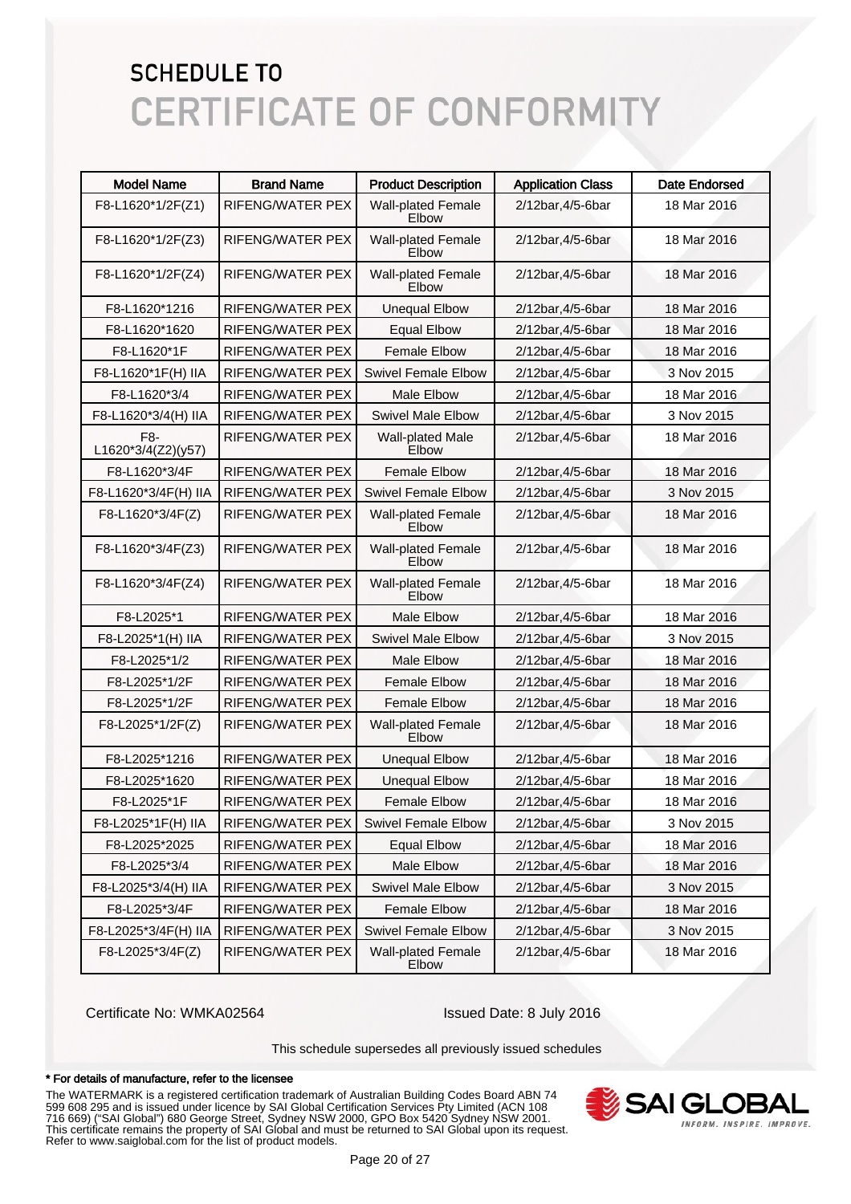# SCHEDULE TO
# CERTIFICATE OF CONFORMITY

| Model Name | Brand Name | Product Description | Application Class | Date Endorsed |
|---|---|---|---|---|
| F8-L1620*1/2F(Z1) | RIFENG/WATER PEX | Wall-plated Female Elbow | 2/12bar,4/5-6bar | 18 Mar 2016 |
| F8-L1620*1/2F(Z3) | RIFENG/WATER PEX | Wall-plated Female Elbow | 2/12bar,4/5-6bar | 18 Mar 2016 |
| F8-L1620*1/2F(Z4) | RIFENG/WATER PEX | Wall-plated Female Elbow | 2/12bar,4/5-6bar | 18 Mar 2016 |
| F8-L1620*1216 | RIFENG/WATER PEX | Unequal Elbow | 2/12bar,4/5-6bar | 18 Mar 2016 |
| F8-L1620*1620 | RIFENG/WATER PEX | Equal Elbow | 2/12bar,4/5-6bar | 18 Mar 2016 |
| F8-L1620*1F | RIFENG/WATER PEX | Female Elbow | 2/12bar,4/5-6bar | 18 Mar 2016 |
| F8-L1620*1F(H) IIA | RIFENG/WATER PEX | Swivel Female Elbow | 2/12bar,4/5-6bar | 3 Nov 2015 |
| F8-L1620*3/4 | RIFENG/WATER PEX | Male Elbow | 2/12bar,4/5-6bar | 18 Mar 2016 |
| F8-L1620*3/4(H) IIA | RIFENG/WATER PEX | Swivel Male Elbow | 2/12bar,4/5-6bar | 3 Nov 2015 |
| F8-L1620*3/4(Z2)(y57) | RIFENG/WATER PEX | Wall-plated Male Elbow | 2/12bar,4/5-6bar | 18 Mar 2016 |
| F8-L1620*3/4F | RIFENG/WATER PEX | Female Elbow | 2/12bar,4/5-6bar | 18 Mar 2016 |
| F8-L1620*3/4F(H) IIA | RIFENG/WATER PEX | Swivel Female Elbow | 2/12bar,4/5-6bar | 3 Nov 2015 |
| F8-L1620*3/4F(Z) | RIFENG/WATER PEX | Wall-plated Female Elbow | 2/12bar,4/5-6bar | 18 Mar 2016 |
| F8-L1620*3/4F(Z3) | RIFENG/WATER PEX | Wall-plated Female Elbow | 2/12bar,4/5-6bar | 18 Mar 2016 |
| F8-L1620*3/4F(Z4) | RIFENG/WATER PEX | Wall-plated Female Elbow | 2/12bar,4/5-6bar | 18 Mar 2016 |
| F8-L2025*1 | RIFENG/WATER PEX | Male Elbow | 2/12bar,4/5-6bar | 18 Mar 2016 |
| F8-L2025*1(H) IIA | RIFENG/WATER PEX | Swivel Male Elbow | 2/12bar,4/5-6bar | 3 Nov 2015 |
| F8-L2025*1/2 | RIFENG/WATER PEX | Male Elbow | 2/12bar,4/5-6bar | 18 Mar 2016 |
| F8-L2025*1/2F | RIFENG/WATER PEX | Female Elbow | 2/12bar,4/5-6bar | 18 Mar 2016 |
| F8-L2025*1/2F | RIFENG/WATER PEX | Female Elbow | 2/12bar,4/5-6bar | 18 Mar 2016 |
| F8-L2025*1/2F(Z) | RIFENG/WATER PEX | Wall-plated Female Elbow | 2/12bar,4/5-6bar | 18 Mar 2016 |
| F8-L2025*1216 | RIFENG/WATER PEX | Unequal Elbow | 2/12bar,4/5-6bar | 18 Mar 2016 |
| F8-L2025*1620 | RIFENG/WATER PEX | Unequal Elbow | 2/12bar,4/5-6bar | 18 Mar 2016 |
| F8-L2025*1F | RIFENG/WATER PEX | Female Elbow | 2/12bar,4/5-6bar | 18 Mar 2016 |
| F8-L2025*1F(H) IIA | RIFENG/WATER PEX | Swivel Female Elbow | 2/12bar,4/5-6bar | 3 Nov 2015 |
| F8-L2025*2025 | RIFENG/WATER PEX | Equal Elbow | 2/12bar,4/5-6bar | 18 Mar 2016 |
| F8-L2025*3/4 | RIFENG/WATER PEX | Male Elbow | 2/12bar,4/5-6bar | 18 Mar 2016 |
| F8-L2025*3/4(H) IIA | RIFENG/WATER PEX | Swivel Male Elbow | 2/12bar,4/5-6bar | 3 Nov 2015 |
| F8-L2025*3/4F | RIFENG/WATER PEX | Female Elbow | 2/12bar,4/5-6bar | 18 Mar 2016 |
| F8-L2025*3/4F(H) IIA | RIFENG/WATER PEX | Swivel Female Elbow | 2/12bar,4/5-6bar | 3 Nov 2015 |
| F8-L2025*3/4F(Z) | RIFENG/WATER PEX | Wall-plated Female Elbow | 2/12bar,4/5-6bar | 18 Mar 2016 |

Certificate No: WMKA02564

Issued Date: 8 July 2016

This schedule supersedes all previously issued schedules

**\* For details of manufacture, refer to the licensee**

The WATERMARK is a registered certification trademark of Australian Building Codes Board ABN 74 599 608 295 and is issued under licence by SAI Global Certification Services Pty Limited (ACN 108 716 669) ("SAI Global") 680 George Street, Sydney NSW 2000, GPO Box 5420 Sydney NSW 2001. This certificate remains the property of SAI Global and must be returned to SAI Global upon its request. Refer to www.saiglobal.com for the list of product models.

SAI GLOBAL
INFORM. INSPIRE. IMPROVE.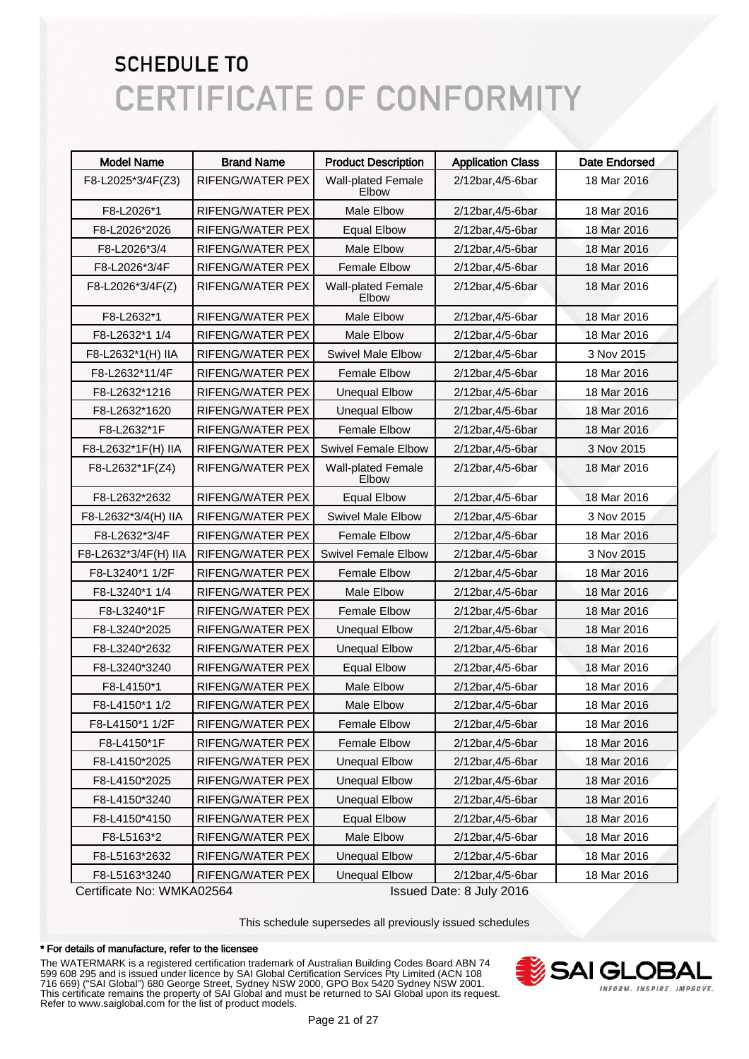# SCHEDULE TO
# CERTIFICATE OF CONFORMITY

| Model Name | Brand Name | Product Description | Application Class | Date Endorsed |
|---|---|---|---|---|
| F8-L2025*3/4F(Z3) | RIFENG/WATER PEX | Wall-plated Female Elbow | 2/12bar,4/5-6bar | 18 Mar 2016 |
| F8-L2026*1 | RIFENG/WATER PEX | Male Elbow | 2/12bar,4/5-6bar | 18 Mar 2016 |
| F8-L2026*2026 | RIFENG/WATER PEX | Equal Elbow | 2/12bar,4/5-6bar | 18 Mar 2016 |
| F8-L2026*3/4 | RIFENG/WATER PEX | Male Elbow | 2/12bar,4/5-6bar | 18 Mar 2016 |
| F8-L2026*3/4F | RIFENG/WATER PEX | Female Elbow | 2/12bar,4/5-6bar | 18 Mar 2016 |
| F8-L2026*3/4F(Z) | RIFENG/WATER PEX | Wall-plated Female Elbow | 2/12bar,4/5-6bar | 18 Mar 2016 |
| F8-L2632*1 | RIFENG/WATER PEX | Male Elbow | 2/12bar,4/5-6bar | 18 Mar 2016 |
| F8-L2632*1 1/4 | RIFENG/WATER PEX | Male Elbow | 2/12bar,4/5-6bar | 18 Mar 2016 |
| F8-L2632*1(H) IIA | RIFENG/WATER PEX | Swivel Male Elbow | 2/12bar,4/5-6bar | 3 Nov 2015 |
| F8-L2632*11/4F | RIFENG/WATER PEX | Female Elbow | 2/12bar,4/5-6bar | 18 Mar 2016 |
| F8-L2632*1216 | RIFENG/WATER PEX | Unequal Elbow | 2/12bar,4/5-6bar | 18 Mar 2016 |
| F8-L2632*1620 | RIFENG/WATER PEX | Unequal Elbow | 2/12bar,4/5-6bar | 18 Mar 2016 |
| F8-L2632*1F | RIFENG/WATER PEX | Female Elbow | 2/12bar,4/5-6bar | 18 Mar 2016 |
| F8-L2632*1F(H) IIA | RIFENG/WATER PEX | Swivel Female Elbow | 2/12bar,4/5-6bar | 3 Nov 2015 |
| F8-L2632*1F(Z4) | RIFENG/WATER PEX | Wall-plated Female Elbow | 2/12bar,4/5-6bar | 18 Mar 2016 |
| F8-L2632*2632 | RIFENG/WATER PEX | Equal Elbow | 2/12bar,4/5-6bar | 18 Mar 2016 |
| F8-L2632*3/4(H) IIA | RIFENG/WATER PEX | Swivel Male Elbow | 2/12bar,4/5-6bar | 3 Nov 2015 |
| F8-L2632*3/4F | RIFENG/WATER PEX | Female Elbow | 2/12bar,4/5-6bar | 18 Mar 2016 |
| F8-L2632*3/4F(H) IIA | RIFENG/WATER PEX | Swivel Female Elbow | 2/12bar,4/5-6bar | 3 Nov 2015 |
| F8-L3240*1 1/2F | RIFENG/WATER PEX | Female Elbow | 2/12bar,4/5-6bar | 18 Mar 2016 |
| F8-L3240*1 1/4 | RIFENG/WATER PEX | Male Elbow | 2/12bar,4/5-6bar | 18 Mar 2016 |
| F8-L3240*1F | RIFENG/WATER PEX | Female Elbow | 2/12bar,4/5-6bar | 18 Mar 2016 |
| F8-L3240*2025 | RIFENG/WATER PEX | Unequal Elbow | 2/12bar,4/5-6bar | 18 Mar 2016 |
| F8-L3240*2632 | RIFENG/WATER PEX | Unequal Elbow | 2/12bar,4/5-6bar | 18 Mar 2016 |
| F8-L3240*3240 | RIFENG/WATER PEX | Equal Elbow | 2/12bar,4/5-6bar | 18 Mar 2016 |
| F8-L4150*1 | RIFENG/WATER PEX | Male Elbow | 2/12bar,4/5-6bar | 18 Mar 2016 |
| F8-L4150*1 1/2 | RIFENG/WATER PEX | Male Elbow | 2/12bar,4/5-6bar | 18 Mar 2016 |
| F8-L4150*1 1/2F | RIFENG/WATER PEX | Female Elbow | 2/12bar,4/5-6bar | 18 Mar 2016 |
| F8-L4150*1F | RIFENG/WATER PEX | Female Elbow | 2/12bar,4/5-6bar | 18 Mar 2016 |
| F8-L4150*2025 | RIFENG/WATER PEX | Unequal Elbow | 2/12bar,4/5-6bar | 18 Mar 2016 |
| F8-L4150*2025 | RIFENG/WATER PEX | Unequal Elbow | 2/12bar,4/5-6bar | 18 Mar 2016 |
| F8-L4150*3240 | RIFENG/WATER PEX | Unequal Elbow | 2/12bar,4/5-6bar | 18 Mar 2016 |
| F8-L4150*4150 | RIFENG/WATER PEX | Equal Elbow | 2/12bar,4/5-6bar | 18 Mar 2016 |
| F8-L5163*2 | RIFENG/WATER PEX | Male Elbow | 2/12bar,4/5-6bar | 18 Mar 2016 |
| F8-L5163*2632 | RIFENG/WATER PEX | Unequal Elbow | 2/12bar,4/5-6bar | 18 Mar 2016 |
| F8-L5163*3240 | RIFENG/WATER PEX | Unequal Elbow | 2/12bar,4/5-6bar | 18 Mar 2016 |

Certificate No: WMKA02564

Issued Date: 8 July 2016

This schedule supersedes all previously issued schedules

**\* For details of manufacture, refer to the licensee**

The WATERMARK is a registered certification trademark of Australian Building Codes Board ABN 74 599 608 295 and is issued under licence by SAI Global Certification Services Pty Limited (ACN 108 716 669) ("SAI Global") 680 George Street, Sydney NSW 2000, GPO Box 5420 Sydney NSW 2001. This certificate remains the property of SAI Global and must be returned to SAI Global upon its request. Refer to www.saiglobal.com for the list of product models.

SAI GLOBAL
INFORM. INSPIRE. IMPROVE.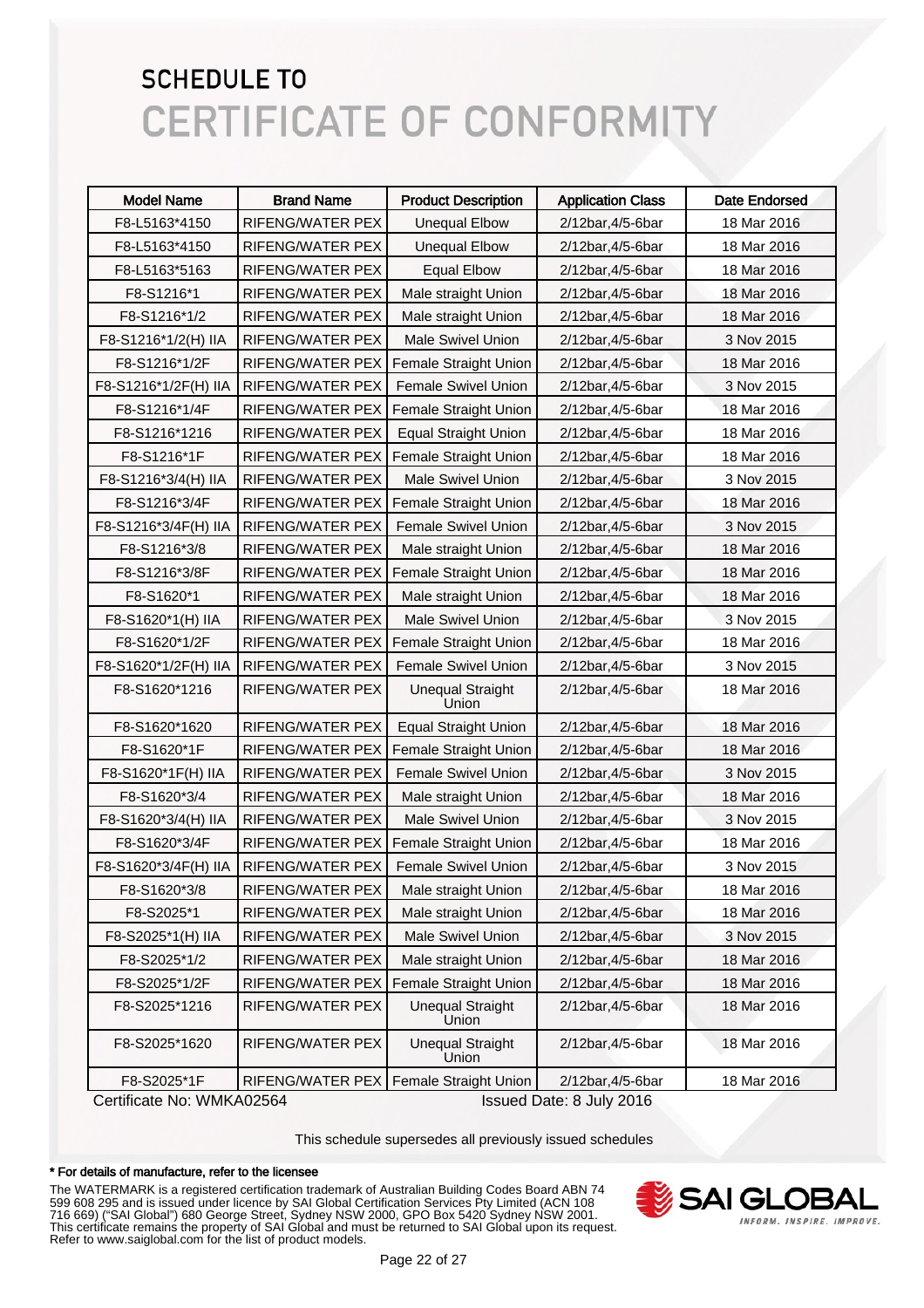# SCHEDULE TO
# CERTIFICATE OF CONFORMITY

| Model Name | Brand Name | Product Description | Application Class | Date Endorsed |
|---|---|---|---|---|
| F8-L5163*4150 | RIFENG/WATER PEX | Unequal Elbow | 2/12bar,4/5-6bar | 18 Mar 2016 |
| F8-L5163*4150 | RIFENG/WATER PEX | Unequal Elbow | 2/12bar,4/5-6bar | 18 Mar 2016 |
| F8-L5163*5163 | RIFENG/WATER PEX | Equal Elbow | 2/12bar,4/5-6bar | 18 Mar 2016 |
| F8-S1216*1 | RIFENG/WATER PEX | Male straight Union | 2/12bar,4/5-6bar | 18 Mar 2016 |
| F8-S1216*1/2 | RIFENG/WATER PEX | Male straight Union | 2/12bar,4/5-6bar | 18 Mar 2016 |
| F8-S1216*1/2(H) IIA | RIFENG/WATER PEX | Male Swivel Union | 2/12bar,4/5-6bar | 3 Nov 2015 |
| F8-S1216*1/2F | RIFENG/WATER PEX | Female Straight Union | 2/12bar,4/5-6bar | 18 Mar 2016 |
| F8-S1216*1/2F(H) IIA | RIFENG/WATER PEX | Female Swivel Union | 2/12bar,4/5-6bar | 3 Nov 2015 |
| F8-S1216*1/4F | RIFENG/WATER PEX | Female Straight Union | 2/12bar,4/5-6bar | 18 Mar 2016 |
| F8-S1216*1216 | RIFENG/WATER PEX | Equal Straight Union | 2/12bar,4/5-6bar | 18 Mar 2016 |
| F8-S1216*1F | RIFENG/WATER PEX | Female Straight Union | 2/12bar,4/5-6bar | 18 Mar 2016 |
| F8-S1216*3/4(H) IIA | RIFENG/WATER PEX | Male Swivel Union | 2/12bar,4/5-6bar | 3 Nov 2015 |
| F8-S1216*3/4F | RIFENG/WATER PEX | Female Straight Union | 2/12bar,4/5-6bar | 18 Mar 2016 |
| F8-S1216*3/4F(H) IIA | RIFENG/WATER PEX | Female Swivel Union | 2/12bar,4/5-6bar | 3 Nov 2015 |
| F8-S1216*3/8 | RIFENG/WATER PEX | Male straight Union | 2/12bar,4/5-6bar | 18 Mar 2016 |
| F8-S1216*3/8F | RIFENG/WATER PEX | Female Straight Union | 2/12bar,4/5-6bar | 18 Mar 2016 |
| F8-S1620*1 | RIFENG/WATER PEX | Male straight Union | 2/12bar,4/5-6bar | 18 Mar 2016 |
| F8-S1620*1(H) IIA | RIFENG/WATER PEX | Male Swivel Union | 2/12bar,4/5-6bar | 3 Nov 2015 |
| F8-S1620*1/2F | RIFENG/WATER PEX | Female Straight Union | 2/12bar,4/5-6bar | 18 Mar 2016 |
| F8-S1620*1/2F(H) IIA | RIFENG/WATER PEX | Female Swivel Union | 2/12bar,4/5-6bar | 3 Nov 2015 |
| F8-S1620*1216 | RIFENG/WATER PEX | Unequal Straight Union | 2/12bar,4/5-6bar | 18 Mar 2016 |
| F8-S1620*1620 | RIFENG/WATER PEX | Equal Straight Union | 2/12bar,4/5-6bar | 18 Mar 2016 |
| F8-S1620*1F | RIFENG/WATER PEX | Female Straight Union | 2/12bar,4/5-6bar | 18 Mar 2016 |
| F8-S1620*1F(H) IIA | RIFENG/WATER PEX | Female Swivel Union | 2/12bar,4/5-6bar | 3 Nov 2015 |
| F8-S1620*3/4 | RIFENG/WATER PEX | Male straight Union | 2/12bar,4/5-6bar | 18 Mar 2016 |
| F8-S1620*3/4(H) IIA | RIFENG/WATER PEX | Male Swivel Union | 2/12bar,4/5-6bar | 3 Nov 2015 |
| F8-S1620*3/4F | RIFENG/WATER PEX | Female Straight Union | 2/12bar,4/5-6bar | 18 Mar 2016 |
| F8-S1620*3/4F(H) IIA | RIFENG/WATER PEX | Female Swivel Union | 2/12bar,4/5-6bar | 3 Nov 2015 |
| F8-S1620*3/8 | RIFENG/WATER PEX | Male straight Union | 2/12bar,4/5-6bar | 18 Mar 2016 |
| F8-S2025*1 | RIFENG/WATER PEX | Male straight Union | 2/12bar,4/5-6bar | 18 Mar 2016 |
| F8-S2025*1(H) IIA | RIFENG/WATER PEX | Male Swivel Union | 2/12bar,4/5-6bar | 3 Nov 2015 |
| F8-S2025*1/2 | RIFENG/WATER PEX | Male straight Union | 2/12bar,4/5-6bar | 18 Mar 2016 |
| F8-S2025*1/2F | RIFENG/WATER PEX | Female Straight Union | 2/12bar,4/5-6bar | 18 Mar 2016 |
| F8-S2025*1216 | RIFENG/WATER PEX | Unequal Straight Union | 2/12bar,4/5-6bar | 18 Mar 2016 |
| F8-S2025*1620 | RIFENG/WATER PEX | Unequal Straight Union | 2/12bar,4/5-6bar | 18 Mar 2016 |
| F8-S2025*1F | RIFENG/WATER PEX | Female Straight Union | 2/12bar,4/5-6bar | 18 Mar 2016 |

Certificate No: WMKA02564 Issued Date: 8 July 2016

This schedule supersedes all previously issued schedules

**\* For details of manufacture, refer to the licensee**

The WATERMARK is a registered certification trademark of Australian Building Codes Board ABN 74 599 608 295 and is issued under licence by SAI Global Certification Services Pty Limited (ACN 108 716 669) ("SAI Global") 680 George Street, Sydney NSW 2000, GPO Box 5420 Sydney NSW 2001. This certificate remains the property of SAI Global and must be returned to SAI Global upon its request. Refer to www.saiglobal.com for the list of product models.

SAI GLOBAL
INFORM. INSPIRE. IMPROVE.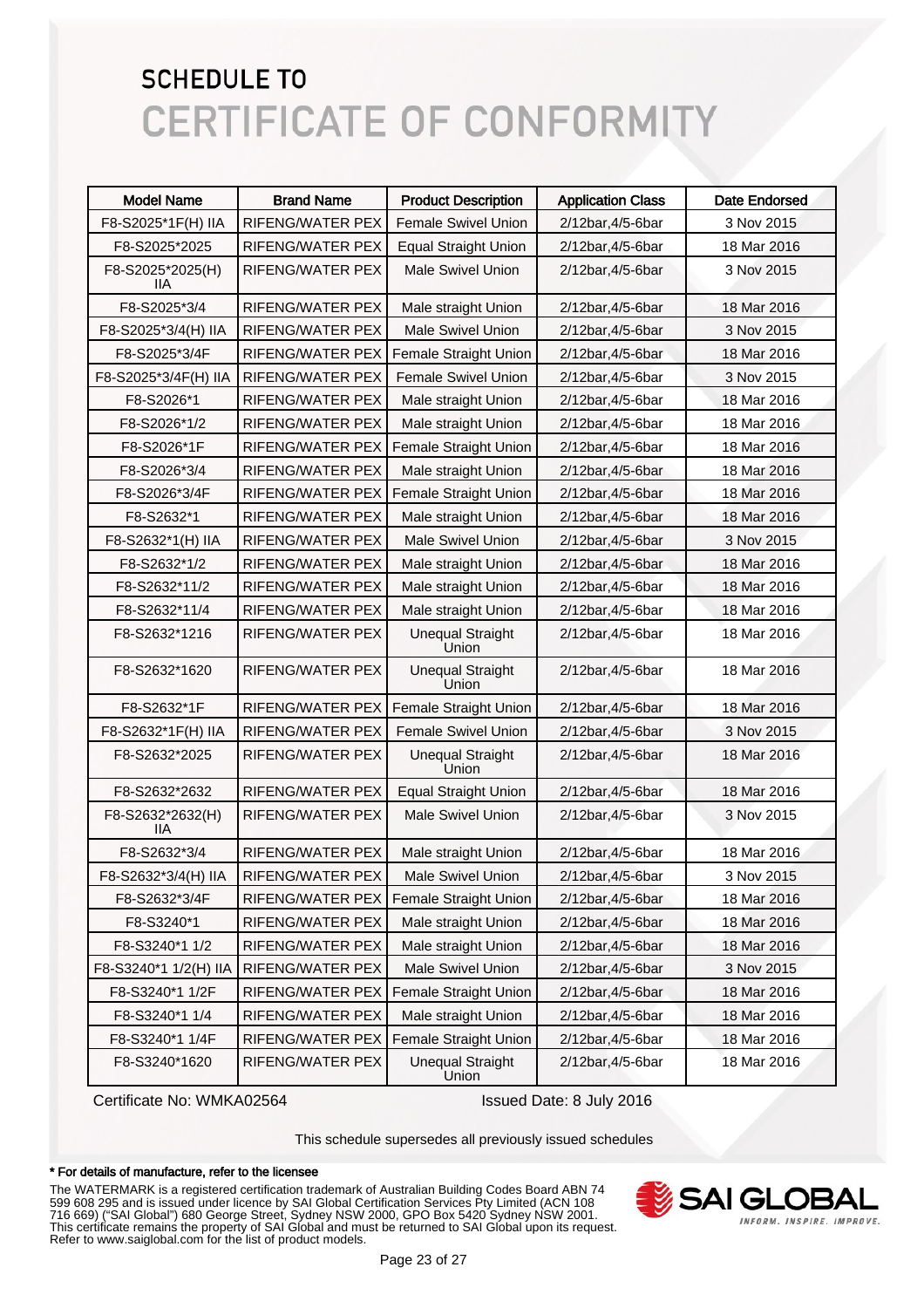# SCHEDULE TO
# CERTIFICATE OF CONFORMITY

| Model Name | Brand Name | Product Description | Application Class | Date Endorsed |
|---|---|---|---|---|
| F8-S2025*1F(H) IIA | RIFENG/WATER PEX | Female Swivel Union | 2/12bar,4/5-6bar | 3 Nov 2015 |
| F8-S2025*2025 | RIFENG/WATER PEX | Equal Straight Union | 2/12bar,4/5-6bar | 18 Mar 2016 |
| F8-S2025*2025(H) IIA | RIFENG/WATER PEX | Male Swivel Union | 2/12bar,4/5-6bar | 3 Nov 2015 |
| F8-S2025*3/4 | RIFENG/WATER PEX | Male straight Union | 2/12bar,4/5-6bar | 18 Mar 2016 |
| F8-S2025*3/4(H) IIA | RIFENG/WATER PEX | Male Swivel Union | 2/12bar,4/5-6bar | 3 Nov 2015 |
| F8-S2025*3/4F | RIFENG/WATER PEX | Female Straight Union | 2/12bar,4/5-6bar | 18 Mar 2016 |
| F8-S2025*3/4F(H) IIA | RIFENG/WATER PEX | Female Swivel Union | 2/12bar,4/5-6bar | 3 Nov 2015 |
| F8-S2026*1 | RIFENG/WATER PEX | Male straight Union | 2/12bar,4/5-6bar | 18 Mar 2016 |
| F8-S2026*1/2 | RIFENG/WATER PEX | Male straight Union | 2/12bar,4/5-6bar | 18 Mar 2016 |
| F8-S2026*1F | RIFENG/WATER PEX | Female Straight Union | 2/12bar,4/5-6bar | 18 Mar 2016 |
| F8-S2026*3/4 | RIFENG/WATER PEX | Male straight Union | 2/12bar,4/5-6bar | 18 Mar 2016 |
| F8-S2026*3/4F | RIFENG/WATER PEX | Female Straight Union | 2/12bar,4/5-6bar | 18 Mar 2016 |
| F8-S2632*1 | RIFENG/WATER PEX | Male straight Union | 2/12bar,4/5-6bar | 18 Mar 2016 |
| F8-S2632*1(H) IIA | RIFENG/WATER PEX | Male Swivel Union | 2/12bar,4/5-6bar | 3 Nov 2015 |
| F8-S2632*1/2 | RIFENG/WATER PEX | Male straight Union | 2/12bar,4/5-6bar | 18 Mar 2016 |
| F8-S2632*11/2 | RIFENG/WATER PEX | Male straight Union | 2/12bar,4/5-6bar | 18 Mar 2016 |
| F8-S2632*11/4 | RIFENG/WATER PEX | Male straight Union | 2/12bar,4/5-6bar | 18 Mar 2016 |
| F8-S2632*1216 | RIFENG/WATER PEX | Unequal Straight Union | 2/12bar,4/5-6bar | 18 Mar 2016 |
| F8-S2632*1620 | RIFENG/WATER PEX | Unequal Straight Union | 2/12bar,4/5-6bar | 18 Mar 2016 |
| F8-S2632*1F | RIFENG/WATER PEX | Female Straight Union | 2/12bar,4/5-6bar | 18 Mar 2016 |
| F8-S2632*1F(H) IIA | RIFENG/WATER PEX | Female Swivel Union | 2/12bar,4/5-6bar | 3 Nov 2015 |
| F8-S2632*2025 | RIFENG/WATER PEX | Unequal Straight Union | 2/12bar,4/5-6bar | 18 Mar 2016 |
| F8-S2632*2632 | RIFENG/WATER PEX | Equal Straight Union | 2/12bar,4/5-6bar | 18 Mar 2016 |
| F8-S2632*2632(H) IIA | RIFENG/WATER PEX | Male Swivel Union | 2/12bar,4/5-6bar | 3 Nov 2015 |
| F8-S2632*3/4 | RIFENG/WATER PEX | Male straight Union | 2/12bar,4/5-6bar | 18 Mar 2016 |
| F8-S2632*3/4(H) IIA | RIFENG/WATER PEX | Male Swivel Union | 2/12bar,4/5-6bar | 3 Nov 2015 |
| F8-S2632*3/4F | RIFENG/WATER PEX | Female Straight Union | 2/12bar,4/5-6bar | 18 Mar 2016 |
| F8-S3240*1 | RIFENG/WATER PEX | Male straight Union | 2/12bar,4/5-6bar | 18 Mar 2016 |
| F8-S3240*1 1/2 | RIFENG/WATER PEX | Male straight Union | 2/12bar,4/5-6bar | 18 Mar 2016 |
| F8-S3240*1 1/2(H) IIA | RIFENG/WATER PEX | Male Swivel Union | 2/12bar,4/5-6bar | 3 Nov 2015 |
| F8-S3240*1 1/2F | RIFENG/WATER PEX | Female Straight Union | 2/12bar,4/5-6bar | 18 Mar 2016 |
| F8-S3240*1 1/4 | RIFENG/WATER PEX | Male straight Union | 2/12bar,4/5-6bar | 18 Mar 2016 |
| F8-S3240*1 1/4F | RIFENG/WATER PEX | Female Straight Union | 2/12bar,4/5-6bar | 18 Mar 2016 |
| F8-S3240*1620 | RIFENG/WATER PEX | Unequal Straight Union | 2/12bar,4/5-6bar | 18 Mar 2016 |

Certificate No: WMKA02564

Issued Date: 8 July 2016

This schedule supersedes all previously issued schedules

**\* For details of manufacture, refer to the licensee**

The WATERMARK is a registered certification trademark of Australian Building Codes Board ABN 74 599 608 295 and is issued under licence by SAI Global Certification Services Pty Limited (ACN 108 716 669) ("SAI Global") 680 George Street, Sydney NSW 2000, GPO Box 5420 Sydney NSW 2001. This certificate remains the property of SAI Global and must be returned to SAI Global upon its request. Refer to www.saiglobal.com for the list of product models.

SAI GLOBAL
INFORM. INSPIRE. IMPROVE.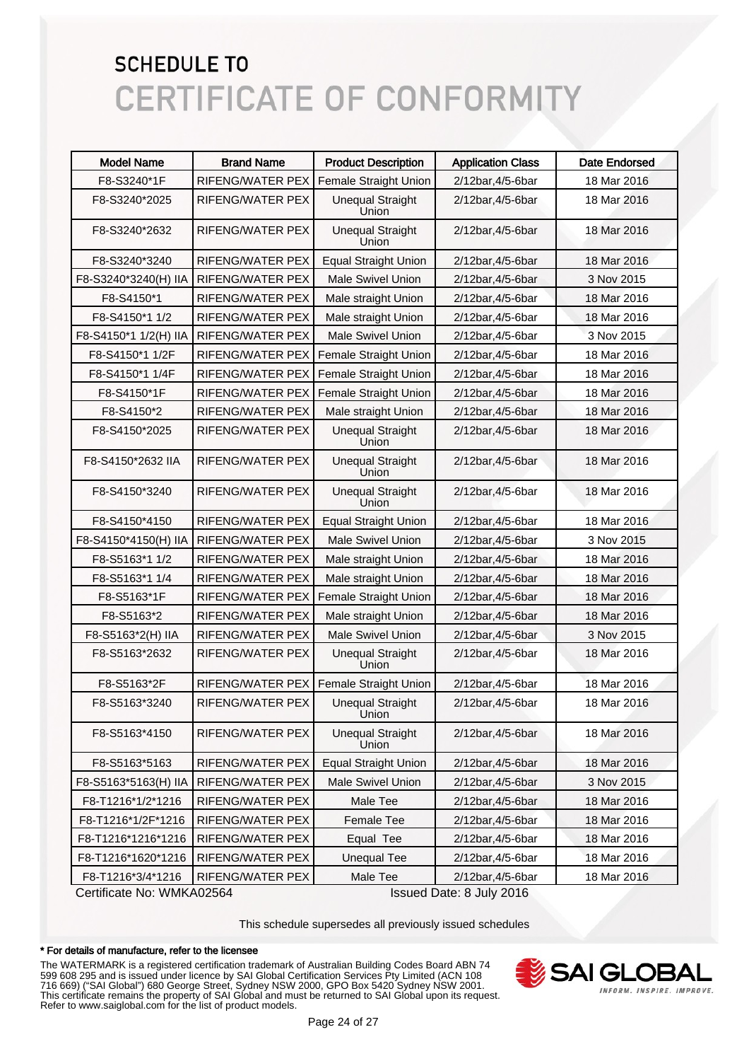# SCHEDULE TO
# CERTIFICATE OF CONFORMITY

| Model Name | Brand Name | Product Description | Application Class | Date Endorsed |
|---|---|---|---|---|
| F8-S3240*1F | RIFENG/WATER PEX | Female Straight Union | 2/12bar,4/5-6bar | 18 Mar 2016 |
| F8-S3240*2025 | RIFENG/WATER PEX | Unequal Straight Union | 2/12bar,4/5-6bar | 18 Mar 2016 |
| F8-S3240*2632 | RIFENG/WATER PEX | Unequal Straight Union | 2/12bar,4/5-6bar | 18 Mar 2016 |
| F8-S3240*3240 | RIFENG/WATER PEX | Equal Straight Union | 2/12bar,4/5-6bar | 18 Mar 2016 |
| F8-S3240*3240(H) IIA | RIFENG/WATER PEX | Male Swivel Union | 2/12bar,4/5-6bar | 3 Nov 2015 |
| F8-S4150*1 | RIFENG/WATER PEX | Male straight Union | 2/12bar,4/5-6bar | 18 Mar 2016 |
| F8-S4150*1 1/2 | RIFENG/WATER PEX | Male straight Union | 2/12bar,4/5-6bar | 18 Mar 2016 |
| F8-S4150*1 1/2(H) IIA | RIFENG/WATER PEX | Male Swivel Union | 2/12bar,4/5-6bar | 3 Nov 2015 |
| F8-S4150*1 1/2F | RIFENG/WATER PEX | Female Straight Union | 2/12bar,4/5-6bar | 18 Mar 2016 |
| F8-S4150*1 1/4F | RIFENG/WATER PEX | Female Straight Union | 2/12bar,4/5-6bar | 18 Mar 2016 |
| F8-S4150*1F | RIFENG/WATER PEX | Female Straight Union | 2/12bar,4/5-6bar | 18 Mar 2016 |
| F8-S4150*2 | RIFENG/WATER PEX | Male straight Union | 2/12bar,4/5-6bar | 18 Mar 2016 |
| F8-S4150*2025 | RIFENG/WATER PEX | Unequal Straight Union | 2/12bar,4/5-6bar | 18 Mar 2016 |
| F8-S4150*2632 IIA | RIFENG/WATER PEX | Unequal Straight Union | 2/12bar,4/5-6bar | 18 Mar 2016 |
| F8-S4150*3240 | RIFENG/WATER PEX | Unequal Straight Union | 2/12bar,4/5-6bar | 18 Mar 2016 |
| F8-S4150*4150 | RIFENG/WATER PEX | Equal Straight Union | 2/12bar,4/5-6bar | 18 Mar 2016 |
| F8-S4150*4150(H) IIA | RIFENG/WATER PEX | Male Swivel Union | 2/12bar,4/5-6bar | 3 Nov 2015 |
| F8-S5163*1 1/2 | RIFENG/WATER PEX | Male straight Union | 2/12bar,4/5-6bar | 18 Mar 2016 |
| F8-S5163*1 1/4 | RIFENG/WATER PEX | Male straight Union | 2/12bar,4/5-6bar | 18 Mar 2016 |
| F8-S5163*1F | RIFENG/WATER PEX | Female Straight Union | 2/12bar,4/5-6bar | 18 Mar 2016 |
| F8-S5163*2 | RIFENG/WATER PEX | Male straight Union | 2/12bar,4/5-6bar | 18 Mar 2016 |
| F8-S5163*2(H) IIA | RIFENG/WATER PEX | Male Swivel Union | 2/12bar,4/5-6bar | 3 Nov 2015 |
| F8-S5163*2632 | RIFENG/WATER PEX | Unequal Straight Union | 2/12bar,4/5-6bar | 18 Mar 2016 |
| F8-S5163*2F | RIFENG/WATER PEX | Female Straight Union | 2/12bar,4/5-6bar | 18 Mar 2016 |
| F8-S5163*3240 | RIFENG/WATER PEX | Unequal Straight Union | 2/12bar,4/5-6bar | 18 Mar 2016 |
| F8-S5163*4150 | RIFENG/WATER PEX | Unequal Straight Union | 2/12bar,4/5-6bar | 18 Mar 2016 |
| F8-S5163*5163 | RIFENG/WATER PEX | Equal Straight Union | 2/12bar,4/5-6bar | 18 Mar 2016 |
| F8-S5163*5163(H) IIA | RIFENG/WATER PEX | Male Swivel Union | 2/12bar,4/5-6bar | 3 Nov 2015 |
| F8-T1216*1/2*1216 | RIFENG/WATER PEX | Male Tee | 2/12bar,4/5-6bar | 18 Mar 2016 |
| F8-T1216*1/2F*1216 | RIFENG/WATER PEX | Female Tee | 2/12bar,4/5-6bar | 18 Mar 2016 |
| F8-T1216*1216*1216 | RIFENG/WATER PEX | Equal Tee | 2/12bar,4/5-6bar | 18 Mar 2016 |
| F8-T1216*1620*1216 | RIFENG/WATER PEX | Unequal Tee | 2/12bar,4/5-6bar | 18 Mar 2016 |
| F8-T1216*3/4*1216 | RIFENG/WATER PEX | Male Tee | 2/12bar,4/5-6bar | 18 Mar 2016 |

Certificate No: WMKA02564 Issued Date: 8 July 2016

This schedule supersedes all previously issued schedules

**\* For details of manufacture, refer to the licensee**

The WATERMARK is a registered certification trademark of Australian Building Codes Board ABN 74 599 608 295 and is issued under licence by SAI Global Certification Services Pty Limited (ACN 108 716 669) ("SAI Global") 680 George Street, Sydney NSW 2000, GPO Box 5420 Sydney NSW 2001. This certificate remains the property of SAI Global and must be returned to SAI Global upon its request. Refer to www.saiglobal.com for the list of product models.

SAI GLOBAL
INFORM. INSPIRE. IMPROVE.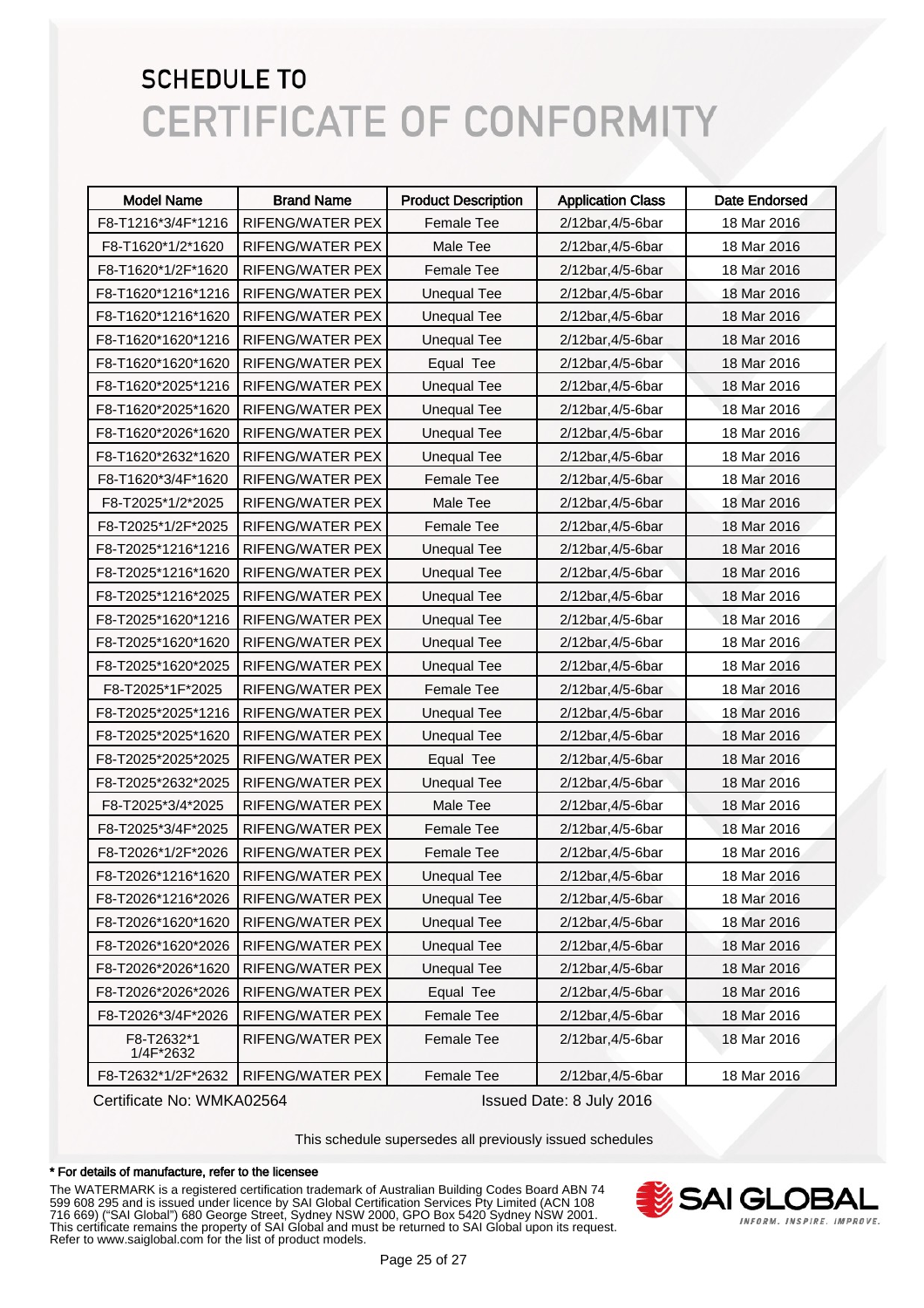# SCHEDULE TO
# CERTIFICATE OF CONFORMITY

| Model Name | Brand Name | Product Description | Application Class | Date Endorsed |
|---|---|---|---|---|
| F8-T1216*3/4F*1216 | RIFENG/WATER PEX | Female Tee | 2/12bar,4/5-6bar | 18 Mar 2016 |
| F8-T1620*1/2*1620 | RIFENG/WATER PEX | Male Tee | 2/12bar,4/5-6bar | 18 Mar 2016 |
| F8-T1620*1/2F*1620 | RIFENG/WATER PEX | Female Tee | 2/12bar,4/5-6bar | 18 Mar 2016 |
| F8-T1620*1216*1216 | RIFENG/WATER PEX | Unequal Tee | 2/12bar,4/5-6bar | 18 Mar 2016 |
| F8-T1620*1216*1620 | RIFENG/WATER PEX | Unequal Tee | 2/12bar,4/5-6bar | 18 Mar 2016 |
| F8-T1620*1620*1216 | RIFENG/WATER PEX | Unequal Tee | 2/12bar,4/5-6bar | 18 Mar 2016 |
| F8-T1620*1620*1620 | RIFENG/WATER PEX | Equal Tee | 2/12bar,4/5-6bar | 18 Mar 2016 |
| F8-T1620*2025*1216 | RIFENG/WATER PEX | Unequal Tee | 2/12bar,4/5-6bar | 18 Mar 2016 |
| F8-T1620*2025*1620 | RIFENG/WATER PEX | Unequal Tee | 2/12bar,4/5-6bar | 18 Mar 2016 |
| F8-T1620*2026*1620 | RIFENG/WATER PEX | Unequal Tee | 2/12bar,4/5-6bar | 18 Mar 2016 |
| F8-T1620*2632*1620 | RIFENG/WATER PEX | Unequal Tee | 2/12bar,4/5-6bar | 18 Mar 2016 |
| F8-T1620*3/4F*1620 | RIFENG/WATER PEX | Female Tee | 2/12bar,4/5-6bar | 18 Mar 2016 |
| F8-T2025*1/2*2025 | RIFENG/WATER PEX | Male Tee | 2/12bar,4/5-6bar | 18 Mar 2016 |
| F8-T2025*1/2F*2025 | RIFENG/WATER PEX | Female Tee | 2/12bar,4/5-6bar | 18 Mar 2016 |
| F8-T2025*1216*1216 | RIFENG/WATER PEX | Unequal Tee | 2/12bar,4/5-6bar | 18 Mar 2016 |
| F8-T2025*1216*1620 | RIFENG/WATER PEX | Unequal Tee | 2/12bar,4/5-6bar | 18 Mar 2016 |
| F8-T2025*1216*2025 | RIFENG/WATER PEX | Unequal Tee | 2/12bar,4/5-6bar | 18 Mar 2016 |
| F8-T2025*1620*1216 | RIFENG/WATER PEX | Unequal Tee | 2/12bar,4/5-6bar | 18 Mar 2016 |
| F8-T2025*1620*1620 | RIFENG/WATER PEX | Unequal Tee | 2/12bar,4/5-6bar | 18 Mar 2016 |
| F8-T2025*1620*2025 | RIFENG/WATER PEX | Unequal Tee | 2/12bar,4/5-6bar | 18 Mar 2016 |
| F8-T2025*1F*2025 | RIFENG/WATER PEX | Female Tee | 2/12bar,4/5-6bar | 18 Mar 2016 |
| F8-T2025*2025*1216 | RIFENG/WATER PEX | Unequal Tee | 2/12bar,4/5-6bar | 18 Mar 2016 |
| F8-T2025*2025*1620 | RIFENG/WATER PEX | Unequal Tee | 2/12bar,4/5-6bar | 18 Mar 2016 |
| F8-T2025*2025*2025 | RIFENG/WATER PEX | Equal Tee | 2/12bar,4/5-6bar | 18 Mar 2016 |
| F8-T2025*2632*2025 | RIFENG/WATER PEX | Unequal Tee | 2/12bar,4/5-6bar | 18 Mar 2016 |
| F8-T2025*3/4*2025 | RIFENG/WATER PEX | Male Tee | 2/12bar,4/5-6bar | 18 Mar 2016 |
| F8-T2025*3/4F*2025 | RIFENG/WATER PEX | Female Tee | 2/12bar,4/5-6bar | 18 Mar 2016 |
| F8-T2026*1/2F*2026 | RIFENG/WATER PEX | Female Tee | 2/12bar,4/5-6bar | 18 Mar 2016 |
| F8-T2026*1216*1620 | RIFENG/WATER PEX | Unequal Tee | 2/12bar,4/5-6bar | 18 Mar 2016 |
| F8-T2026*1216*2026 | RIFENG/WATER PEX | Unequal Tee | 2/12bar,4/5-6bar | 18 Mar 2016 |
| F8-T2026*1620*1620 | RIFENG/WATER PEX | Unequal Tee | 2/12bar,4/5-6bar | 18 Mar 2016 |
| F8-T2026*1620*2026 | RIFENG/WATER PEX | Unequal Tee | 2/12bar,4/5-6bar | 18 Mar 2016 |
| F8-T2026*2026*1620 | RIFENG/WATER PEX | Unequal Tee | 2/12bar,4/5-6bar | 18 Mar 2016 |
| F8-T2026*2026*2026 | RIFENG/WATER PEX | Equal Tee | 2/12bar,4/5-6bar | 18 Mar 2016 |
| F8-T2026*3/4F*2026 | RIFENG/WATER PEX | Female Tee | 2/12bar,4/5-6bar | 18 Mar 2016 |
| F8-T2632*1 1/4F*2632 | RIFENG/WATER PEX | Female Tee | 2/12bar,4/5-6bar | 18 Mar 2016 |
| F8-T2632*1/2F*2632 | RIFENG/WATER PEX | Female Tee | 2/12bar,4/5-6bar | 18 Mar 2016 |

Certificate No: WMKA02564

Issued Date: 8 July 2016

This schedule supersedes all previously issued schedules

**\* For details of manufacture, refer to the licensee**

The WATERMARK is a registered certification trademark of Australian Building Codes Board ABN 74 599 608 295 and is issued under licence by SAI Global Certification Services Pty Limited (ACN 108 716 669) ("SAI Global") 680 George Street, Sydney NSW 2000, GPO Box 5420 Sydney NSW 2001. This certificate remains the property of SAI Global and must be returned to SAI Global upon its request. Refer to www.saiglobal.com for the list of product models.

SAI GLOBAL
INFORM. INSPIRE. IMPROVE.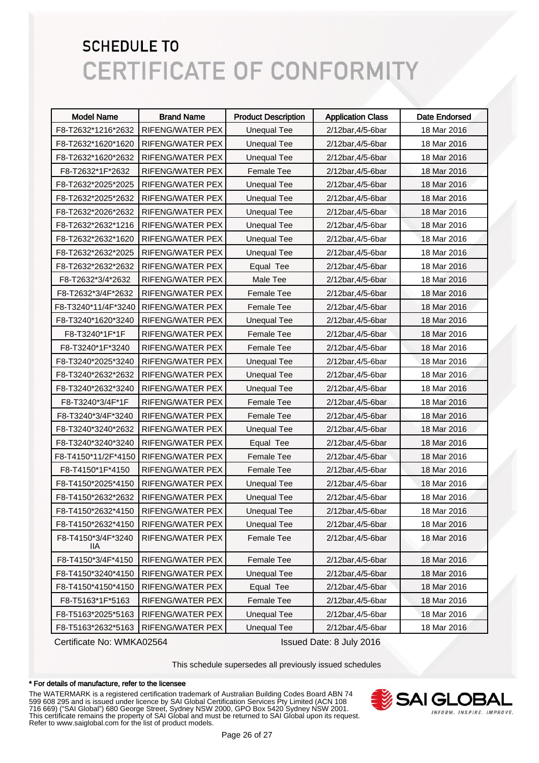# SCHEDULE TO
# CERTIFICATE OF CONFORMITY

| Model Name | Brand Name | Product Description | Application Class | Date Endorsed |
|---|---|---|---|---|
| F8-T2632*1216*2632 | RIFENG/WATER PEX | Unequal Tee | 2/12bar,4/5-6bar | 18 Mar 2016 |
| F8-T2632*1620*1620 | RIFENG/WATER PEX | Unequal Tee | 2/12bar,4/5-6bar | 18 Mar 2016 |
| F8-T2632*1620*2632 | RIFENG/WATER PEX | Unequal Tee | 2/12bar,4/5-6bar | 18 Mar 2016 |
| F8-T2632*1F*2632 | RIFENG/WATER PEX | Female Tee | 2/12bar,4/5-6bar | 18 Mar 2016 |
| F8-T2632*2025*2025 | RIFENG/WATER PEX | Unequal Tee | 2/12bar,4/5-6bar | 18 Mar 2016 |
| F8-T2632*2025*2632 | RIFENG/WATER PEX | Unequal Tee | 2/12bar,4/5-6bar | 18 Mar 2016 |
| F8-T2632*2026*2632 | RIFENG/WATER PEX | Unequal Tee | 2/12bar,4/5-6bar | 18 Mar 2016 |
| F8-T2632*2632*1216 | RIFENG/WATER PEX | Unequal Tee | 2/12bar,4/5-6bar | 18 Mar 2016 |
| F8-T2632*2632*1620 | RIFENG/WATER PEX | Unequal Tee | 2/12bar,4/5-6bar | 18 Mar 2016 |
| F8-T2632*2632*2025 | RIFENG/WATER PEX | Unequal Tee | 2/12bar,4/5-6bar | 18 Mar 2016 |
| F8-T2632*2632*2632 | RIFENG/WATER PEX | Equal Tee | 2/12bar,4/5-6bar | 18 Mar 2016 |
| F8-T2632*3/4*2632 | RIFENG/WATER PEX | Male Tee | 2/12bar,4/5-6bar | 18 Mar 2016 |
| F8-T2632*3/4F*2632 | RIFENG/WATER PEX | Female Tee | 2/12bar,4/5-6bar | 18 Mar 2016 |
| F8-T3240*11/4F*3240 | RIFENG/WATER PEX | Female Tee | 2/12bar,4/5-6bar | 18 Mar 2016 |
| F8-T3240*1620*3240 | RIFENG/WATER PEX | Unequal Tee | 2/12bar,4/5-6bar | 18 Mar 2016 |
| F8-T3240*1F*1F | RIFENG/WATER PEX | Female Tee | 2/12bar,4/5-6bar | 18 Mar 2016 |
| F8-T3240*1F*3240 | RIFENG/WATER PEX | Female Tee | 2/12bar,4/5-6bar | 18 Mar 2016 |
| F8-T3240*2025*3240 | RIFENG/WATER PEX | Unequal Tee | 2/12bar,4/5-6bar | 18 Mar 2016 |
| F8-T3240*2632*2632 | RIFENG/WATER PEX | Unequal Tee | 2/12bar,4/5-6bar | 18 Mar 2016 |
| F8-T3240*2632*3240 | RIFENG/WATER PEX | Unequal Tee | 2/12bar,4/5-6bar | 18 Mar 2016 |
| F8-T3240*3/4F*1F | RIFENG/WATER PEX | Female Tee | 2/12bar,4/5-6bar | 18 Mar 2016 |
| F8-T3240*3/4F*3240 | RIFENG/WATER PEX | Female Tee | 2/12bar,4/5-6bar | 18 Mar 2016 |
| F8-T3240*3240*2632 | RIFENG/WATER PEX | Unequal Tee | 2/12bar,4/5-6bar | 18 Mar 2016 |
| F8-T3240*3240*3240 | RIFENG/WATER PEX | Equal Tee | 2/12bar,4/5-6bar | 18 Mar 2016 |
| F8-T4150*11/2F*4150 | RIFENG/WATER PEX | Female Tee | 2/12bar,4/5-6bar | 18 Mar 2016 |
| F8-T4150*1F*4150 | RIFENG/WATER PEX | Female Tee | 2/12bar,4/5-6bar | 18 Mar 2016 |
| F8-T4150*2025*4150 | RIFENG/WATER PEX | Unequal Tee | 2/12bar,4/5-6bar | 18 Mar 2016 |
| F8-T4150*2632*2632 | RIFENG/WATER PEX | Unequal Tee | 2/12bar,4/5-6bar | 18 Mar 2016 |
| F8-T4150*2632*4150 | RIFENG/WATER PEX | Unequal Tee | 2/12bar,4/5-6bar | 18 Mar 2016 |
| F8-T4150*2632*4150 | RIFENG/WATER PEX | Unequal Tee | 2/12bar,4/5-6bar | 18 Mar 2016 |
| F8-T4150*3/4F*3240 IIA | RIFENG/WATER PEX | Female Tee | 2/12bar,4/5-6bar | 18 Mar 2016 |
| F8-T4150*3/4F*4150 | RIFENG/WATER PEX | Female Tee | 2/12bar,4/5-6bar | 18 Mar 2016 |
| F8-T4150*3240*4150 | RIFENG/WATER PEX | Unequal Tee | 2/12bar,4/5-6bar | 18 Mar 2016 |
| F8-T4150*4150*4150 | RIFENG/WATER PEX | Equal Tee | 2/12bar,4/5-6bar | 18 Mar 2016 |
| F8-T5163*1F*5163 | RIFENG/WATER PEX | Female Tee | 2/12bar,4/5-6bar | 18 Mar 2016 |
| F8-T5163*2025*5163 | RIFENG/WATER PEX | Unequal Tee | 2/12bar,4/5-6bar | 18 Mar 2016 |
| F8-T5163*2632*5163 | RIFENG/WATER PEX | Unequal Tee | 2/12bar,4/5-6bar | 18 Mar 2016 |

Certificate No: WMKA02564 Issued Date: 8 July 2016

This schedule supersedes all previously issued schedules

**\* For details of manufacture, refer to the licensee**

The WATERMARK is a registered certification trademark of Australian Building Codes Board ABN 74 599 608 295 and is issued under licence by SAI Global Certification Services Pty Limited (ACN 108 716 669) ("SAI Global") 680 George Street, Sydney NSW 2000, GPO Box 5420 Sydney NSW 2001. This certificate remains the property of SAI Global and must be returned to SAI Global upon its request. Refer to www.saiglobal.com for the list of product models.

SAI GLOBAL
INFORM. INSPIRE. IMPROVE.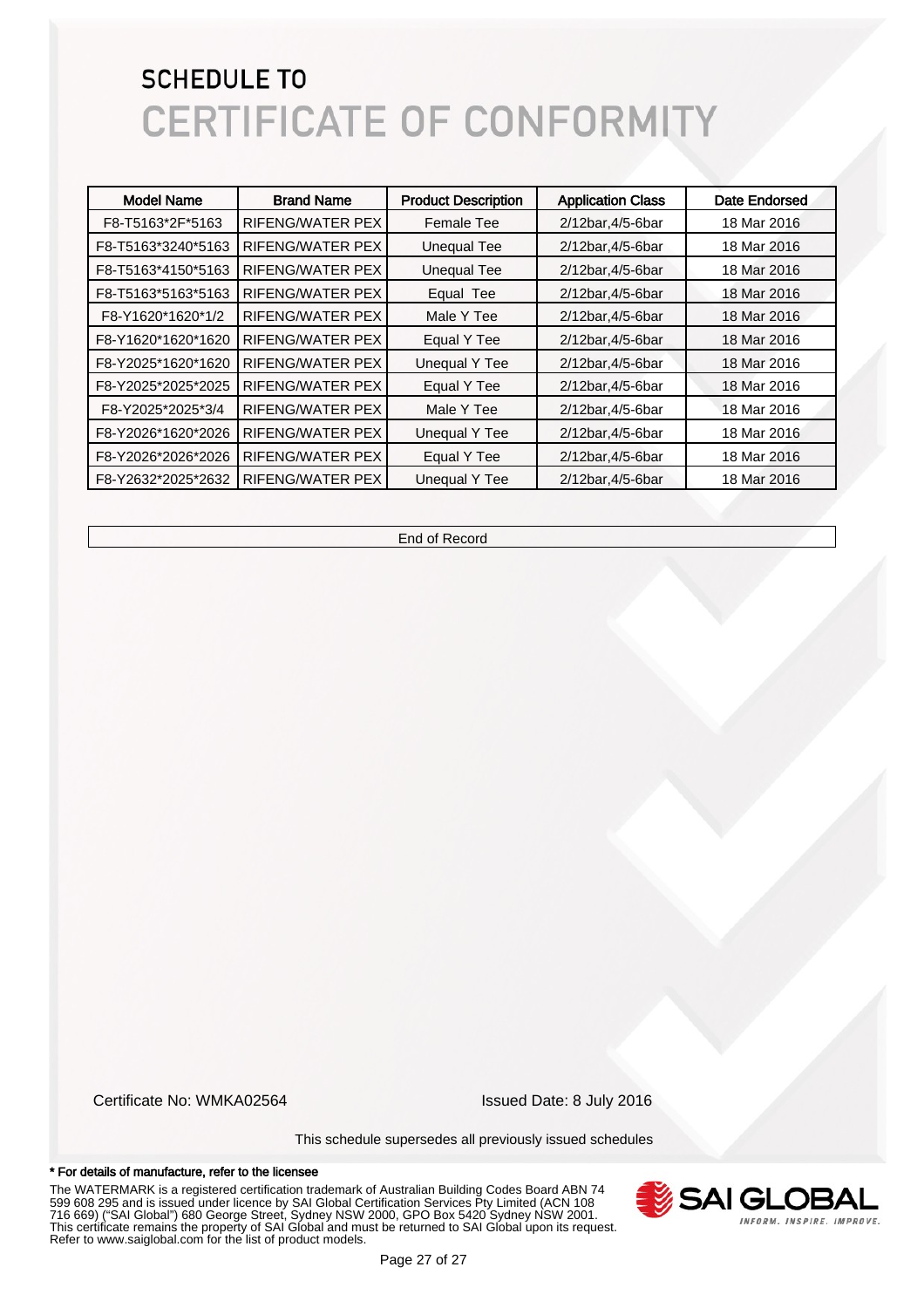# SCHEDULE TO
# CERTIFICATE OF CONFORMITY

| Model Name | Brand Name | Product Description | Application Class | Date Endorsed |
|---|---|---|---|---|
| F8-T5163*2F*5163 | RIFENG/WATER PEX | Female Tee | 2/12bar,4/5-6bar | 18 Mar 2016 |
| F8-T5163*3240*5163 | RIFENG/WATER PEX | Unequal Tee | 2/12bar,4/5-6bar | 18 Mar 2016 |
| F8-T5163*4150*5163 | RIFENG/WATER PEX | Unequal Tee | 2/12bar,4/5-6bar | 18 Mar 2016 |
| F8-T5163*5163*5163 | RIFENG/WATER PEX | Equal Tee | 2/12bar,4/5-6bar | 18 Mar 2016 |
| F8-Y1620*1620*1/2 | RIFENG/WATER PEX | Male Y Tee | 2/12bar,4/5-6bar | 18 Mar 2016 |
| F8-Y1620*1620*1620 | RIFENG/WATER PEX | Equal Y Tee | 2/12bar,4/5-6bar | 18 Mar 2016 |
| F8-Y2025*1620*1620 | RIFENG/WATER PEX | Unequal Y Tee | 2/12bar,4/5-6bar | 18 Mar 2016 |
| F8-Y2025*2025*2025 | RIFENG/WATER PEX | Equal Y Tee | 2/12bar,4/5-6bar | 18 Mar 2016 |
| F8-Y2025*2025*3/4 | RIFENG/WATER PEX | Male Y Tee | 2/12bar,4/5-6bar | 18 Mar 2016 |
| F8-Y2026*1620*2026 | RIFENG/WATER PEX | Unequal Y Tee | 2/12bar,4/5-6bar | 18 Mar 2016 |
| F8-Y2026*2026*2026 | RIFENG/WATER PEX | Equal Y Tee | 2/12bar,4/5-6bar | 18 Mar 2016 |
| F8-Y2632*2025*2632 | RIFENG/WATER PEX | Unequal Y Tee | 2/12bar,4/5-6bar | 18 Mar 2016 |

End of Record

Certificate No: WMKA02564

Issued Date: 8 July 2016

This schedule supersedes all previously issued schedules

**\* For details of manufacture, refer to the licensee**

The WATERMARK is a registered certification trademark of Australian Building Codes Board ABN 74 599 608 295 and is issued under licence by SAI Global Certification Services Pty Limited (ACN 108 716 669) ("SAI Global") 680 George Street, Sydney NSW 2000, GPO Box 5420 Sydney NSW 2001. This certificate remains the property of SAI Global and must be returned to SAI Global upon its request. Refer to www.saiglobal.com for the list of product models.

SAI GLOBAL
INFORM. INSPIRE. IMPROVE.